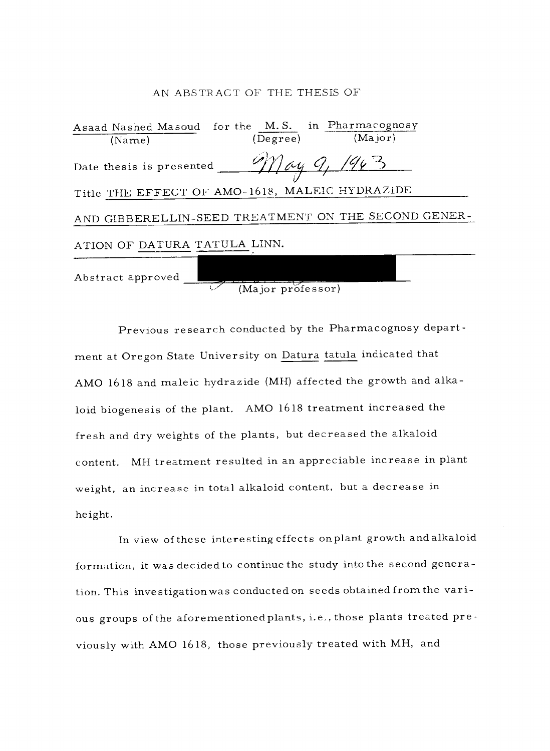# AN ABSTRACT OF THE THESIS OF

Asaad Nashed Masoud for the M. S. in Pharmacognosy
(Name) (Degree) (Major)

Date thesis is presented May 9, 1963

Title THE EFFECT OF AMO-1618, MALEIC HYDRAZIDE AND GIBBERELLIN-SEED TREATMENT ON THE SECOND GENERATION OF DATURA TATULA LINN.

Abstract approved
(Major professor)

Previous research conducted by the Pharmacognosy department at Oregon State University on Datura tatula indicated that AMO 1618 and maleic hydrazide (MH) affected the growth and alkaloid biogenesis of the plant. AMO 1618 treatment increased the fresh and dry weights of the plants, but decreased the alkaloid content. MH treatment resulted in an appreciable increase in plant weight, an increase in total alkaloid content, but a decrease in height.

In view of these interesting effects on plant growth and alkaloid formation, it was decided to continue the study into the second generation. This investigation was conducted on seeds obtained from the various groups of the aforementioned plants, i.e., those plants treated previously with AMO 1618, those previously treated with MH, and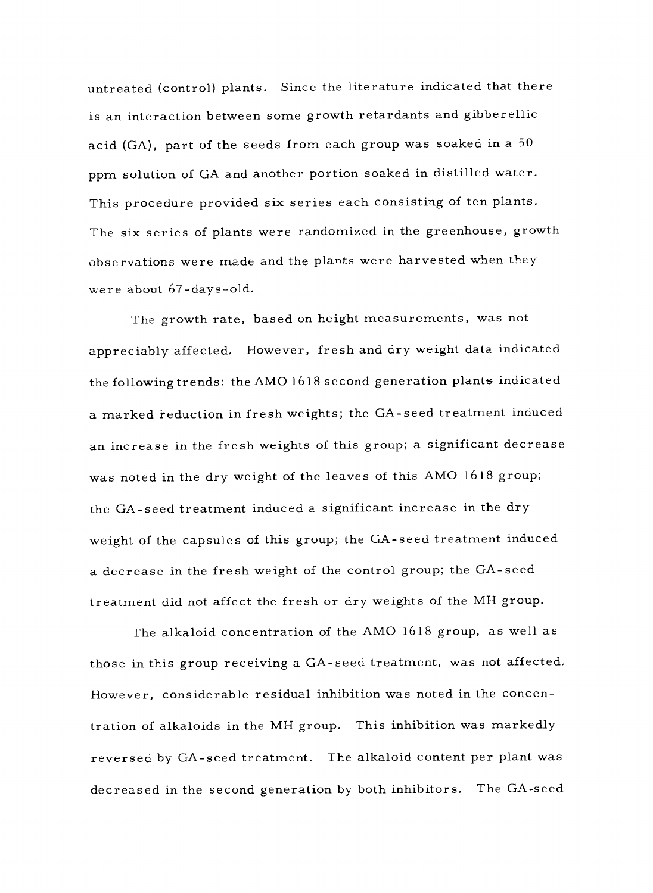untreated (control) plants. Since the literature indicated that there is an interaction between some growth retardants and gibberellic acid (GA), part of the seeds from each group was soaked in a 50 ppm solution of GA and another portion soaked in distilled water. This procedure provided six series each consisting of ten plants. The six series of plants were randomized in the greenhouse, growth observations were made and the plants were harvested when they were about 67-days-old.

The growth rate, based on height measurements, was not appreciably affected. However, fresh and dry weight data indicated the following trends: the AMO 1618 second generation plants indicated a marked reduction in fresh weights; the GA-seed treatment induced an increase in the fresh weights of this group; a significant decrease was noted in the dry weight of the leaves of this AMO 1618 group; the GA-seed treatment induced a significant increase in the dry weight of the capsules of this group; the GA-seed treatment induced a decrease in the fresh weight of the control group; the GA-seed treatment did not affect the fresh or dry weights of the MH group.

The alkaloid concentration of the AMO 1618 group, as well as those in this group receiving a GA-seed treatment, was not affected. However, considerable residual inhibition was noted in the concentration of alkaloids in the MH group. This inhibition was markedly reversed by GA-seed treatment. The alkaloid content per plant was decreased in the second generation by both inhibitors. The GA-seed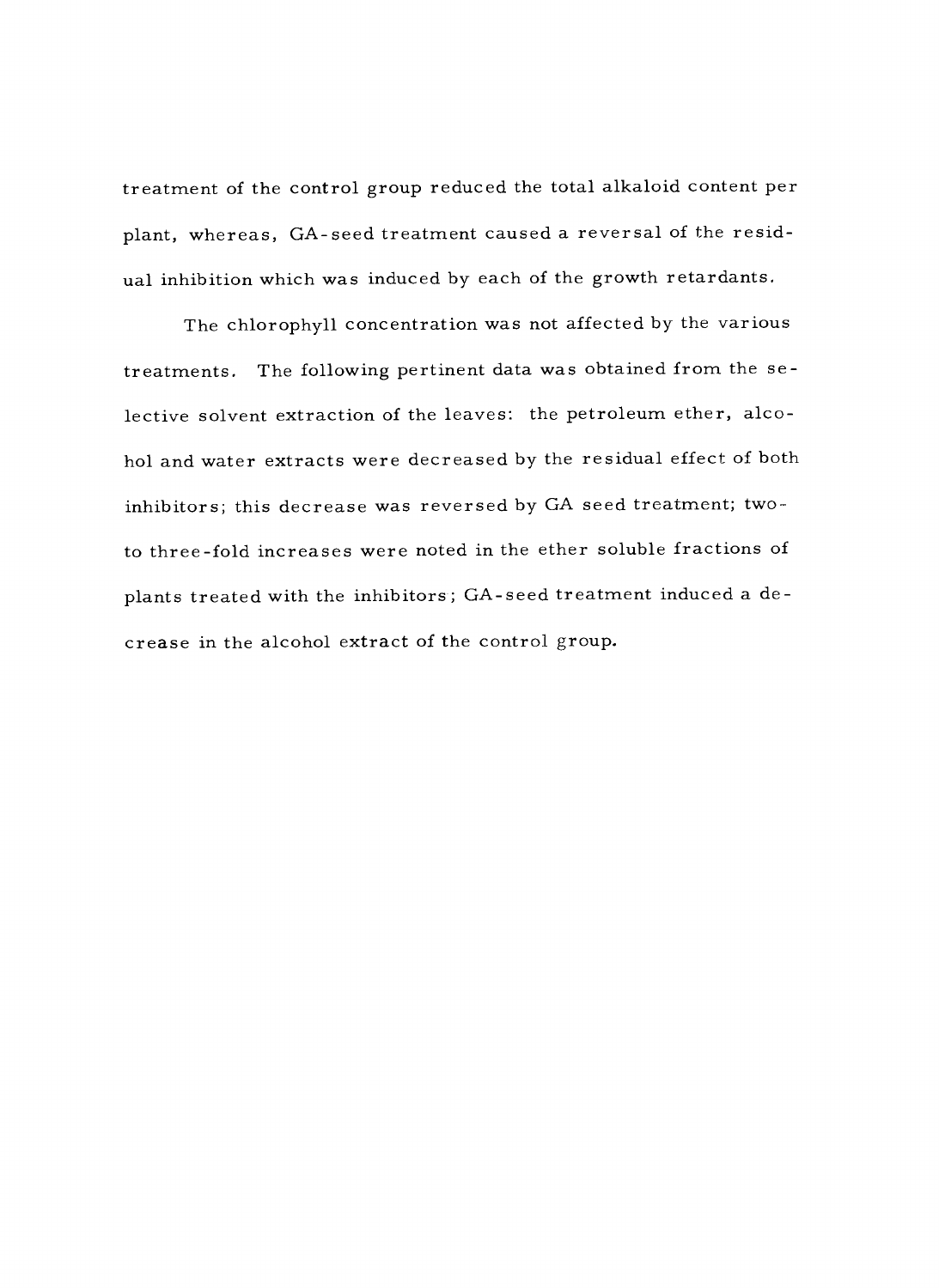treatment of the control group reduced the total alkaloid content per plant, whereas, GA-seed treatment caused a reversal of the residual inhibition which was induced by each of the growth retardants.

The chlorophyll concentration was not affected by the various treatments. The following pertinent data was obtained from the selective solvent extraction of the leaves: the petroleum ether, alcohol and water extracts were decreased by the residual effect of both inhibitors; this decrease was reversed by GA seed treatment; two- to three-fold increases were noted in the ether soluble fractions of plants treated with the inhibitors; GA-seed treatment induced a decrease in the alcohol extract of the control group.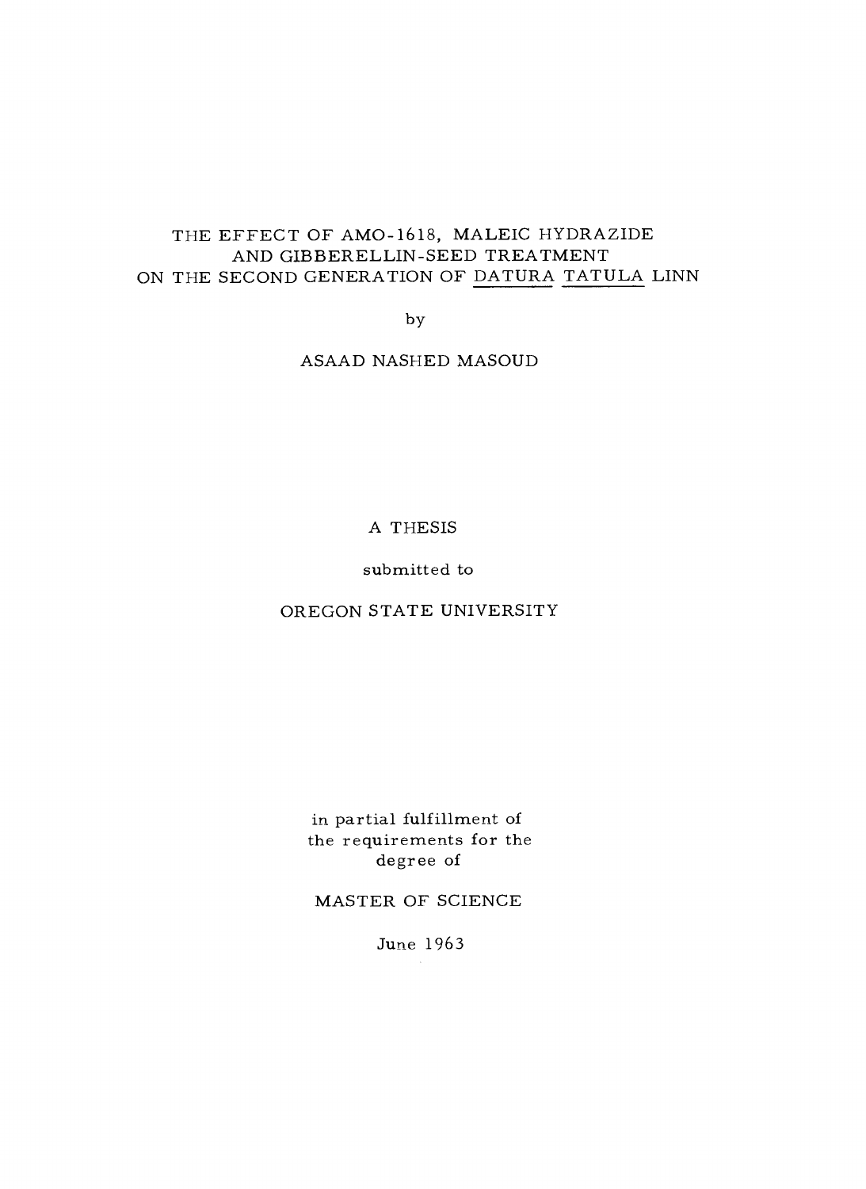# THE EFFECT OF AMO-1618, MALEIC HYDRAZIDE AND GIBBERELLIN-SEED TREATMENT ON THE SECOND GENERATION OF DATURA TATULA LINN

by

ASAAD NASHED MASOUD

A THESIS

submitted to

OREGON STATE UNIVERSITY

in partial fulfillment of
the requirements for the
degree of

MASTER OF SCIENCE

June 1963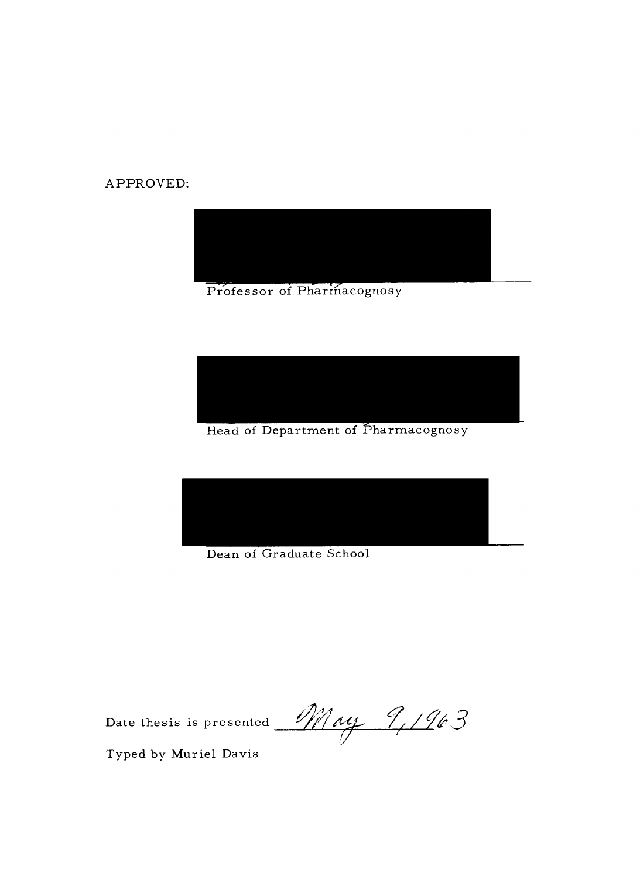APPROVED:

Professor of Pharmacognosy

Head of Department of Pharmacognosy

Dean of Graduate School

Date thesis is presented May 9, 1963

Typed by Muriel Davis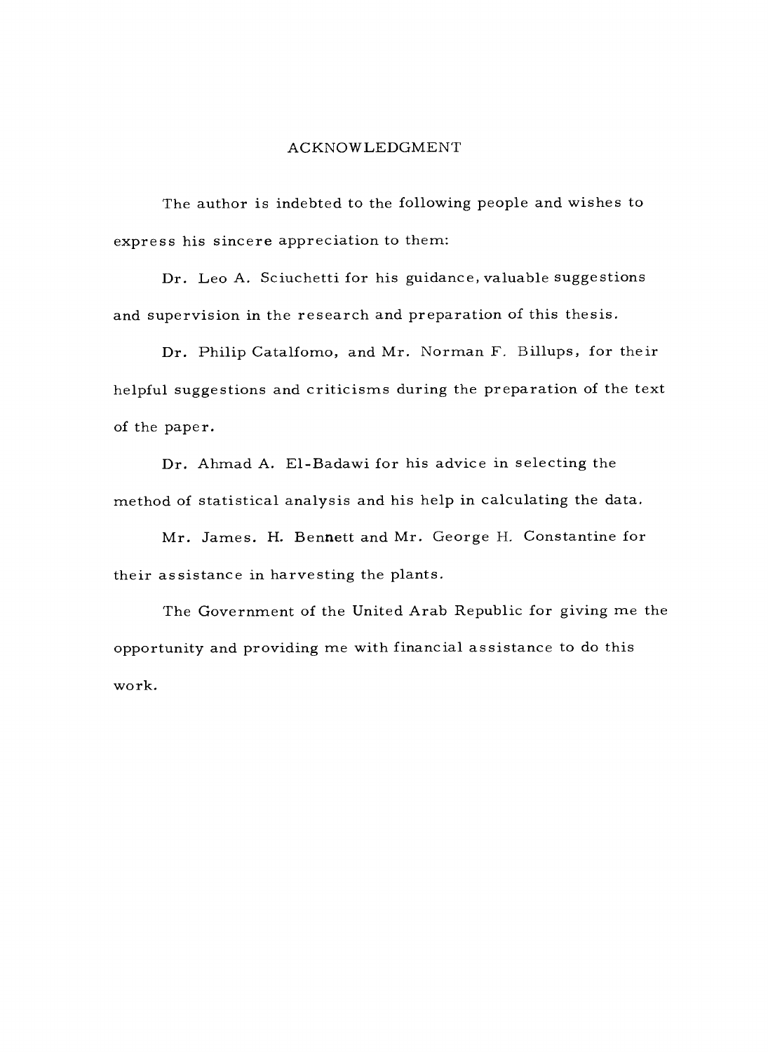# ACKNOWLEDGMENT

The author is indebted to the following people and wishes to express his sincere appreciation to them:

Dr. Leo A. Sciuchetti for his guidance, valuable suggestions and supervision in the research and preparation of this thesis.

Dr. Philip Catalfomo, and Mr. Norman F. Billups, for their helpful suggestions and criticisms during the preparation of the text of the paper.

Dr. Ahmad A. El-Badawi for his advice in selecting the method of statistical analysis and his help in calculating the data.

Mr. James. H. Bennett and Mr. George H. Constantine for their assistance in harvesting the plants.

The Government of the United Arab Republic for giving me the opportunity and providing me with financial assistance to do this work.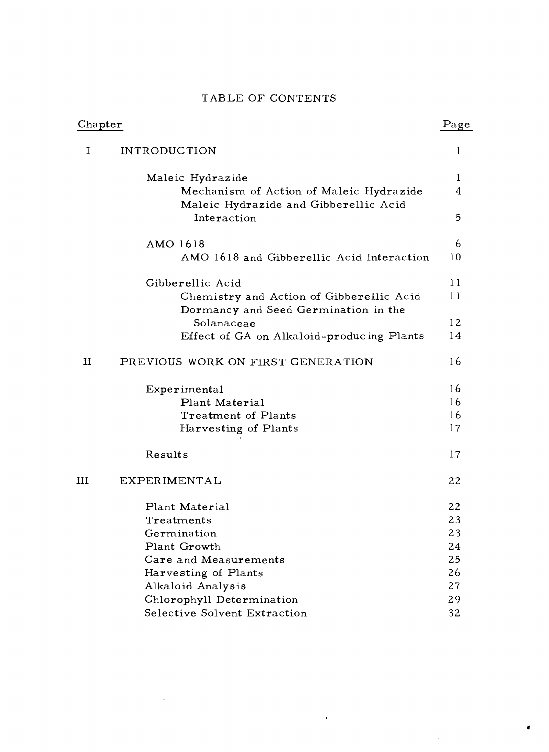# TABLE OF CONTENTS

| Chapter | | Page |
|---|---|---|
| I | INTRODUCTION | 1 |
| | Maleic Hydrazide | 1 |
| | Mechanism of Action of Maleic Hydrazide | 4 |
| | Maleic Hydrazide and Gibberellic Acid Interaction | 5 |
| | AMO 1618 | 6 |
| | AMO 1618 and Gibberellic Acid Interaction | 10 |
| | Gibberellic Acid | 11 |
| | Chemistry and Action of Gibberellic Acid | 11 |
| | Dormancy and Seed Germination in the Solanaceae | 12 |
| | Effect of GA on Alkaloid-producing Plants | 14 |
| II | PREVIOUS WORK ON FIRST GENERATION | 16 |
| | Experimental | 16 |
| | Plant Material | 16 |
| | Treatment of Plants | 16 |
| | Harvesting of Plants | 17 |
| | Results | 17 |
| III | EXPERIMENTAL | 22 |
| | Plant Material | 22 |
| | Treatments | 23 |
| | Germination | 23 |
| | Plant Growth | 24 |
| | Care and Measurements | 25 |
| | Harvesting of Plants | 26 |
| | Alkaloid Analysis | 27 |
| | Chlorophyll Determination | 29 |
| | Selective Solvent Extraction | 32 |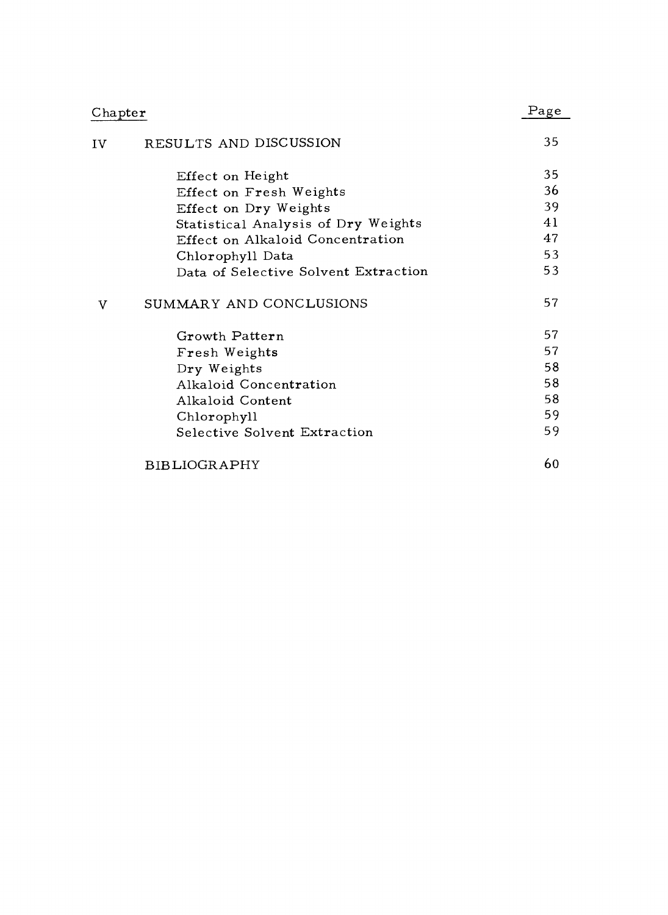| Chapter | | Page |
|---|---|---|
| IV | RESULTS AND DISCUSSION | 35 |
| | Effect on Height | 35 |
| | Effect on Fresh Weights | 36 |
| | Effect on Dry Weights | 39 |
| | Statistical Analysis of Dry Weights | 41 |
| | Effect on Alkaloid Concentration | 47 |
| | Chlorophyll Data | 53 |
| | Data of Selective Solvent Extraction | 53 |
| V | SUMMARY AND CONCLUSIONS | 57 |
| | Growth Pattern | 57 |
| | Fresh Weights | 57 |
| | Dry Weights | 58 |
| | Alkaloid Concentration | 58 |
| | Alkaloid Content | 58 |
| | Chlorophyll | 59 |
| | Selective Solvent Extraction | 59 |
| | BIBLIOGRAPHY | 60 |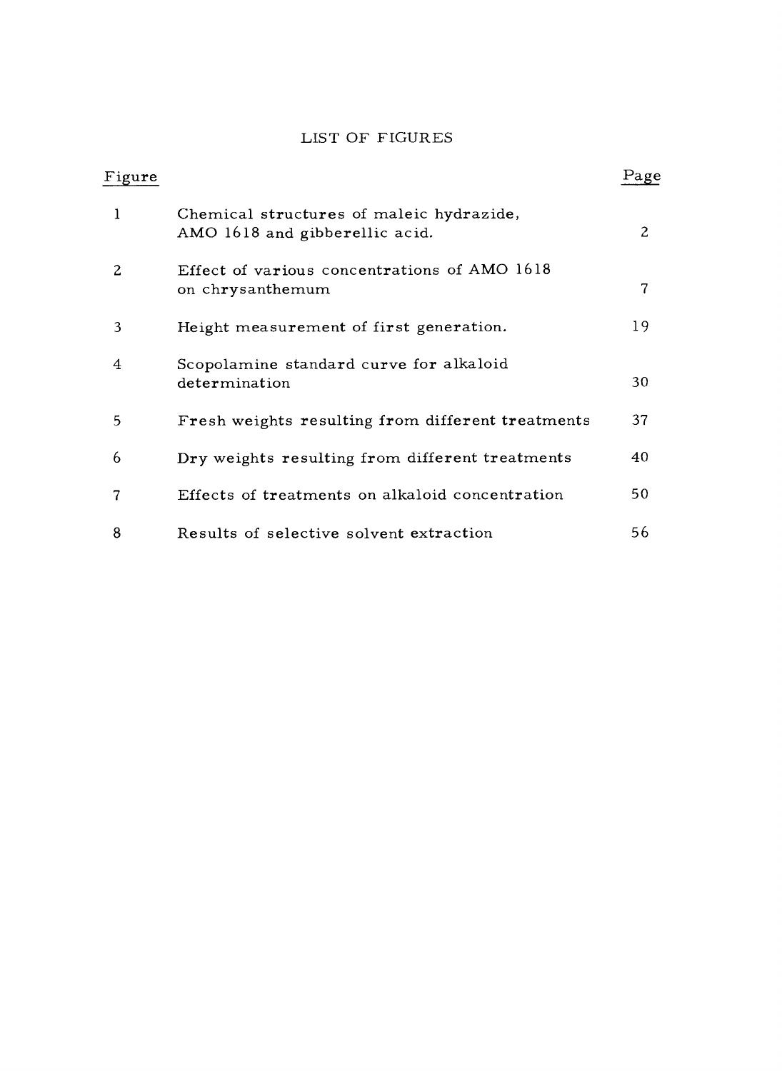# LIST OF FIGURES

| Figure | | Page |
|---|---|---|
| 1 | Chemical structures of maleic hydrazide, AMO 1618 and gibberellic acid. | 2 |
| 2 | Effect of various concentrations of AMO 1618 on chrysanthemum | 7 |
| 3 | Height measurement of first generation. | 19 |
| 4 | Scopolamine standard curve for alkaloid determination | 30 |
| 5 | Fresh weights resulting from different treatments | 37 |
| 6 | Dry weights resulting from different treatments | 40 |
| 7 | Effects of treatments on alkaloid concentration | 50 |
| 8 | Results of selective solvent extraction | 56 |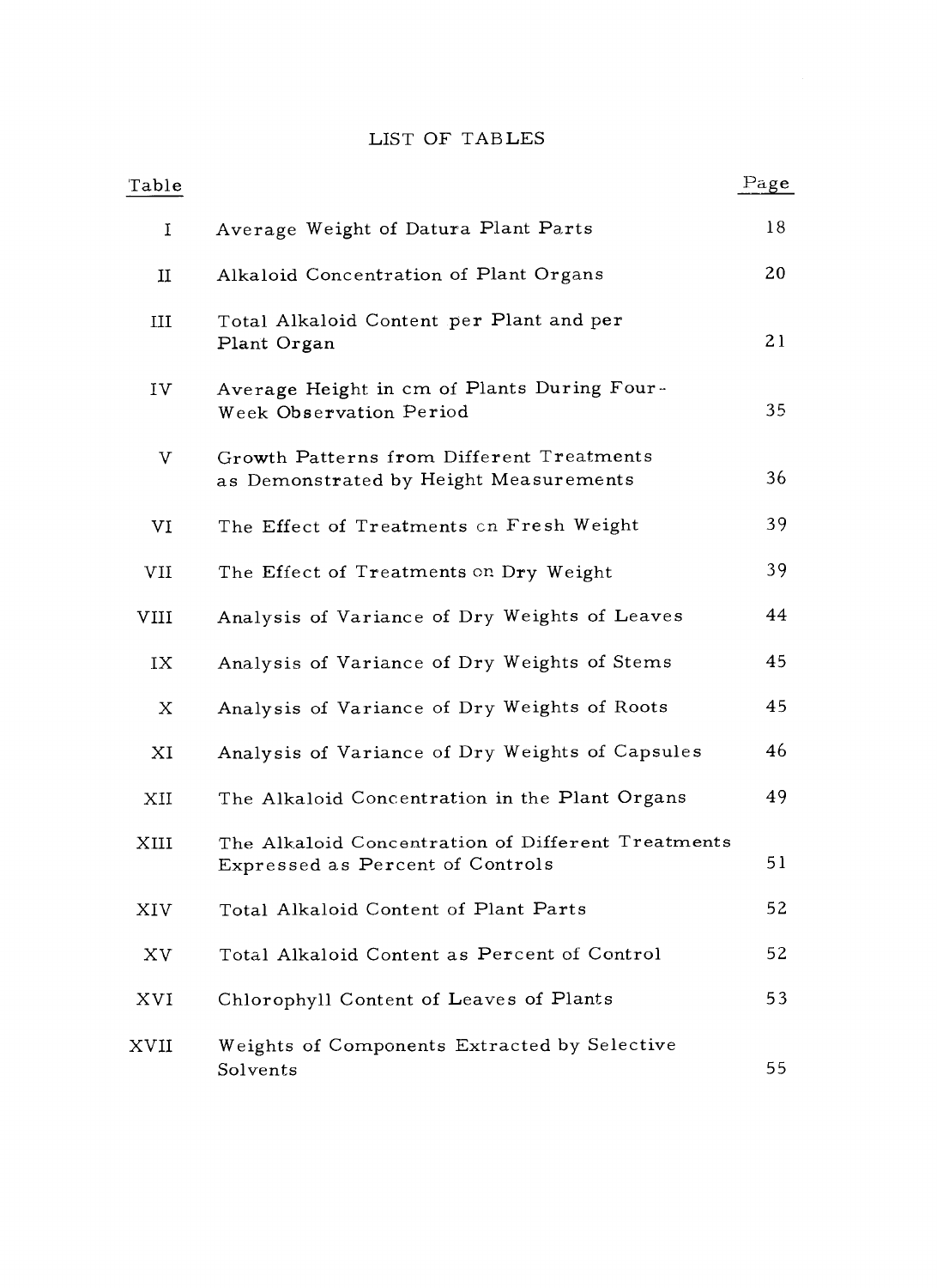# LIST OF TABLES

| Table | | Page |
|---|---|---|
| I | Average Weight of Datura Plant Parts | 18 |
| II | Alkaloid Concentration of Plant Organs | 20 |
| III | Total Alkaloid Content per Plant and per Plant Organ | 21 |
| IV | Average Height in cm of Plants During Four-Week Observation Period | 35 |
| V | Growth Patterns from Different Treatments as Demonstrated by Height Measurements | 36 |
| VI | The Effect of Treatments on Fresh Weight | 39 |
| VII | The Effect of Treatments on Dry Weight | 39 |
| VIII | Analysis of Variance of Dry Weights of Leaves | 44 |
| IX | Analysis of Variance of Dry Weights of Stems | 45 |
| X | Analysis of Variance of Dry Weights of Roots | 45 |
| XI | Analysis of Variance of Dry Weights of Capsules | 46 |
| XII | The Alkaloid Concentration in the Plant Organs | 49 |
| XIII | The Alkaloid Concentration of Different Treatments Expressed as Percent of Controls | 51 |
| XIV | Total Alkaloid Content of Plant Parts | 52 |
| XV | Total Alkaloid Content as Percent of Control | 52 |
| XVI | Chlorophyll Content of Leaves of Plants | 53 |
| XVII | Weights of Components Extracted by Selective Solvents | 55 |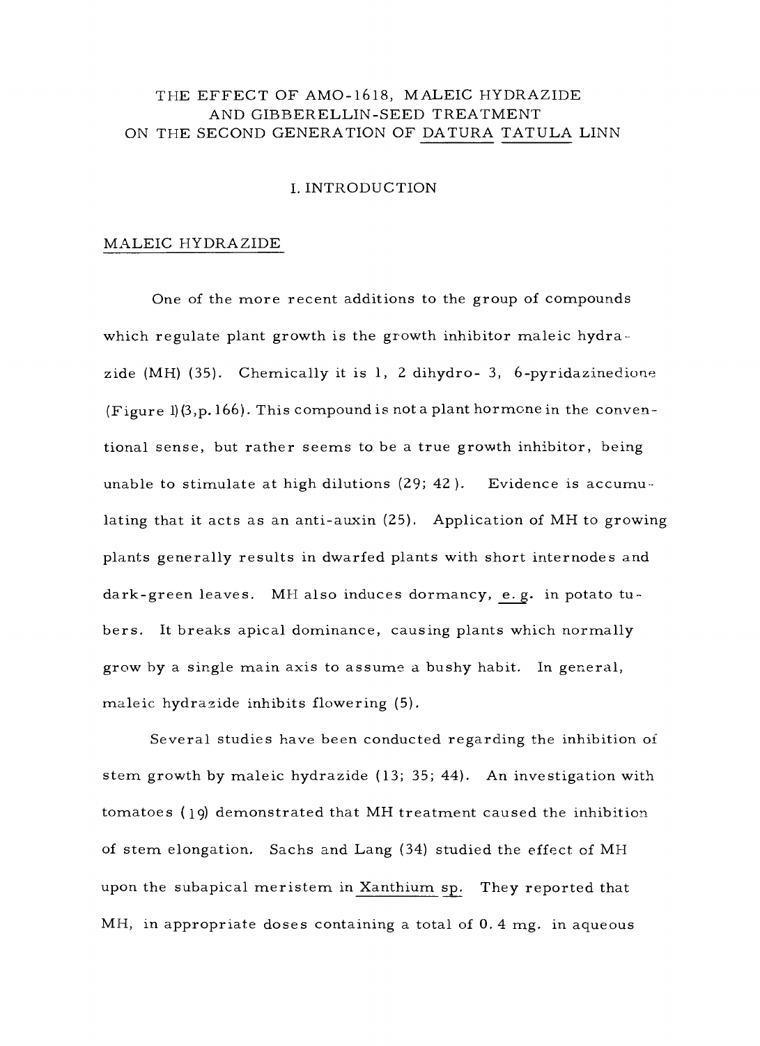# THE EFFECT OF AMO-1618, MALEIC HYDRAZIDE AND GIBBERELLIN-SEED TREATMENT ON THE SECOND GENERATION OF DATURA TATULA LINN

## I. INTRODUCTION

### MALEIC HYDRAZIDE

One of the more recent additions to the group of compounds which regulate plant growth is the growth inhibitor maleic hydrazide (MH) (35). Chemically it is 1, 2 dihydro- 3, 6-pyridazinedione (Figure 1)(3,p.166). This compound is not a plant hormone in the conventional sense, but rather seems to be a true growth inhibitor, being unable to stimulate at high dilutions (29; 42). Evidence is accumulating that it acts as an anti-auxin (25). Application of MH to growing plants generally results in dwarfed plants with short internodes and dark-green leaves. MH also induces dormancy, e.g. in potato tubers. It breaks apical dominance, causing plants which normally grow by a single main axis to assume a bushy habit. In general, maleic hydrazide inhibits flowering (5).

Several studies have been conducted regarding the inhibition of stem growth by maleic hydrazide (13; 35; 44). An investigation with tomatoes (19) demonstrated that MH treatment caused the inhibition of stem elongation. Sachs and Lang (34) studied the effect of MH upon the subapical meristem in Xanthium sp. They reported that MH, in appropriate doses containing a total of 0.4 mg. in aqueous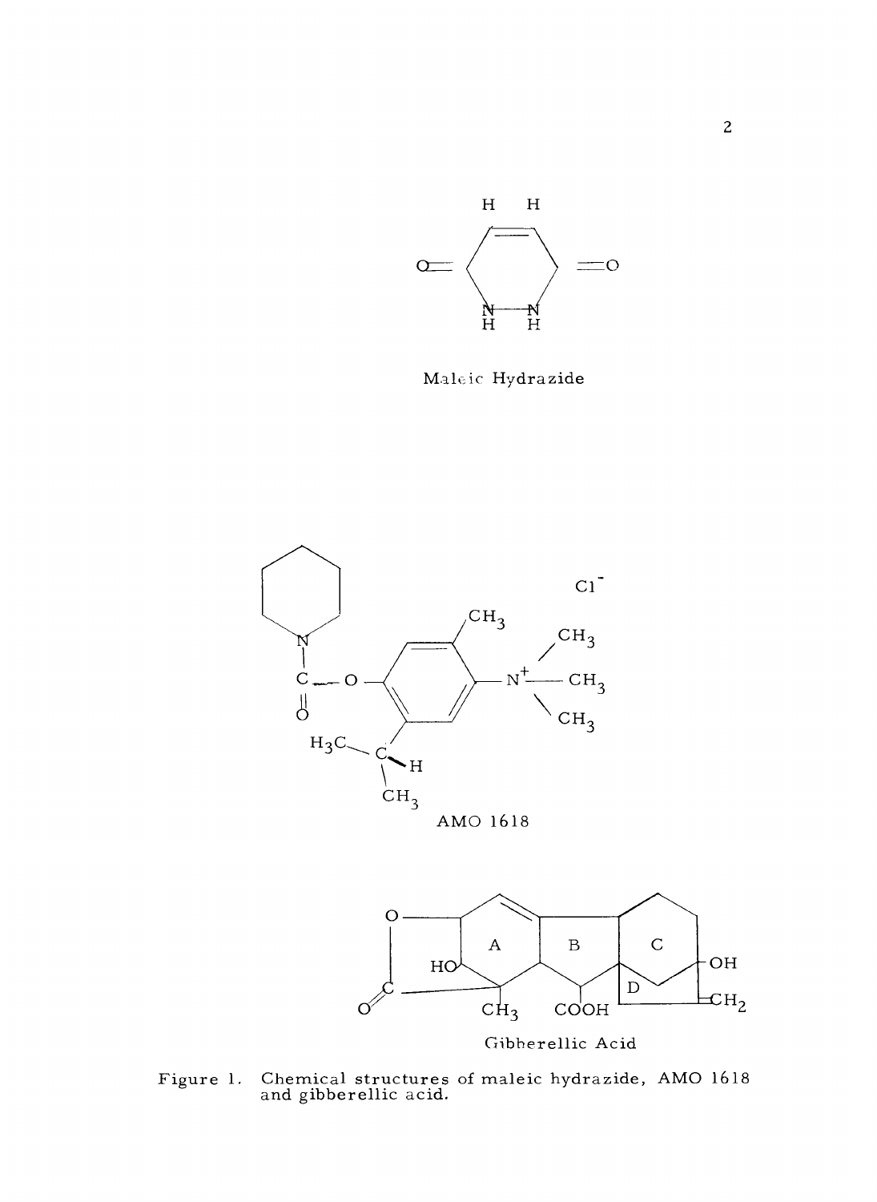Maleic Hydrazide

AMO 1618

Gibberellic Acid

Figure 1. Chemical structures of maleic hydrazide, AMO 1618 and gibberellic acid.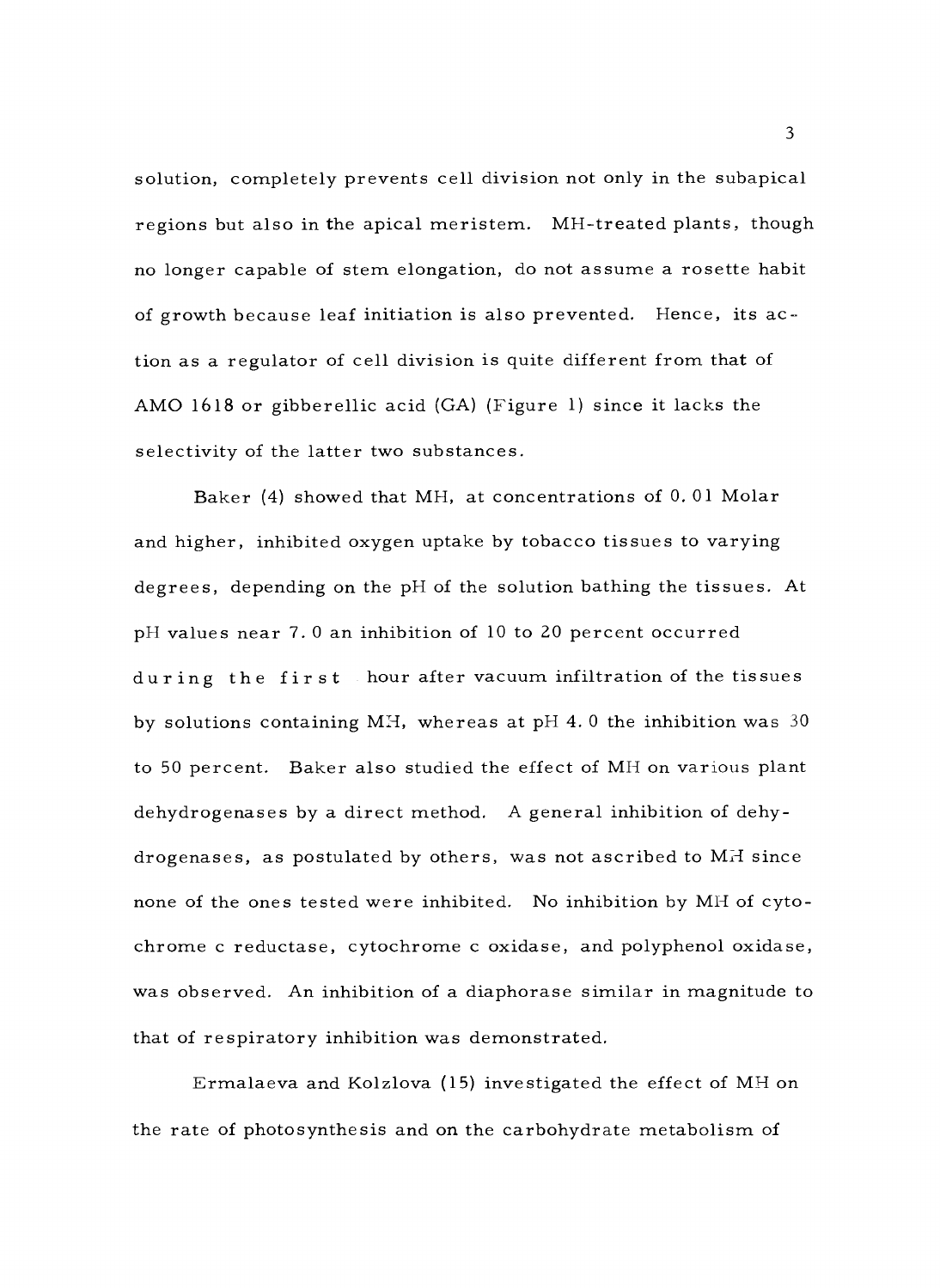solution, completely prevents cell division not only in the subapical regions but also in the apical meristem. MH-treated plants, though no longer capable of stem elongation, do not assume a rosette habit of growth because leaf initiation is also prevented. Hence, its action as a regulator of cell division is quite different from that of AMO 1618 or gibberellic acid (GA) (Figure 1) since it lacks the selectivity of the latter two substances.

Baker (4) showed that MH, at concentrations of 0.01 Molar and higher, inhibited oxygen uptake by tobacco tissues to varying degrees, depending on the pH of the solution bathing the tissues. At pH values near 7.0 an inhibition of 10 to 20 percent occurred during the first hour after vacuum infiltration of the tissues by solutions containing MH, whereas at pH 4.0 the inhibition was 30 to 50 percent. Baker also studied the effect of MH on various plant dehydrogenases by a direct method. A general inhibition of dehydrogenases, as postulated by others, was not ascribed to MH since none of the ones tested were inhibited. No inhibition by MH of cytochrome c reductase, cytochrome c oxidase, and polyphenol oxidase, was observed. An inhibition of a diaphorase similar in magnitude to that of respiratory inhibition was demonstrated.

Ermalaeva and Kolzlova (15) investigated the effect of MH on the rate of photosynthesis and on the carbohydrate metabolism of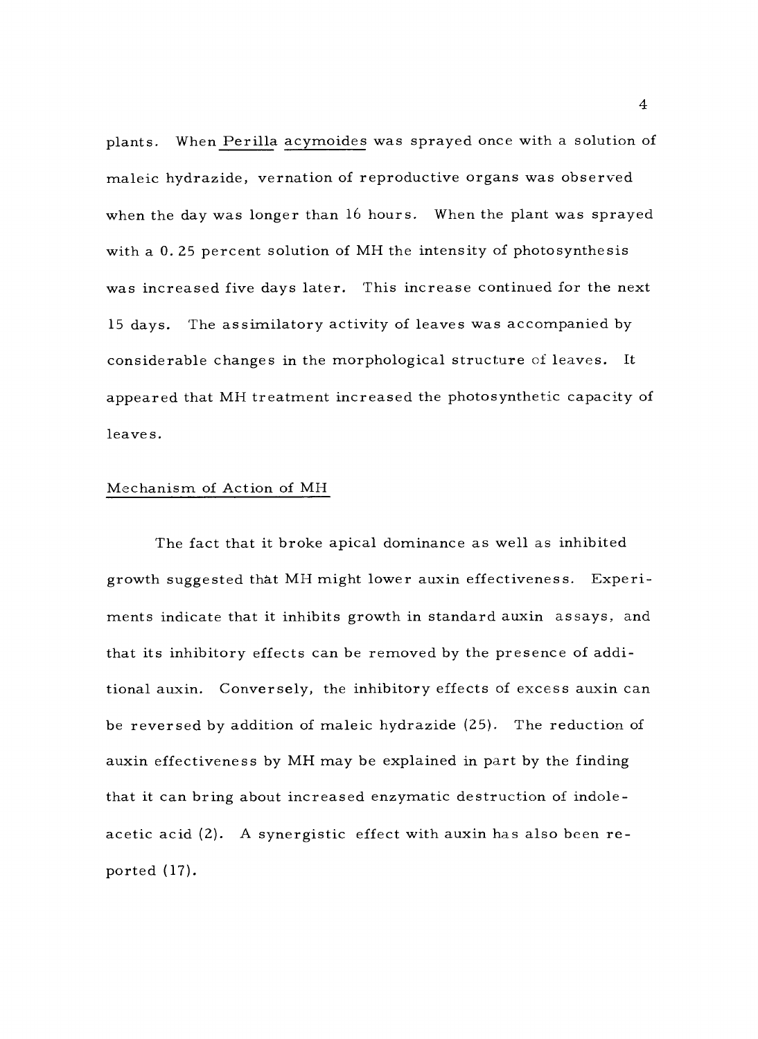plants. When *Perilla acymoides* was sprayed once with a solution of maleic hydrazide, vernation of reproductive organs was observed when the day was longer than 16 hours. When the plant was sprayed with a 0.25 percent solution of MH the intensity of photosynthesis was increased five days later. This increase continued for the next 15 days. The assimilatory activity of leaves was accompanied by considerable changes in the morphological structure of leaves. It appeared that MH treatment increased the photosynthetic capacity of leaves.

## Mechanism of Action of MH

The fact that it broke apical dominance as well as inhibited growth suggested that MH might lower auxin effectiveness. Experiments indicate that it inhibits growth in standard auxin assays, and that its inhibitory effects can be removed by the presence of additional auxin. Conversely, the inhibitory effects of excess auxin can be reversed by addition of maleic hydrazide (25). The reduction of auxin effectiveness by MH may be explained in part by the finding that it can bring about increased enzymatic destruction of indole-acetic acid (2). A synergistic effect with auxin has also been reported (17).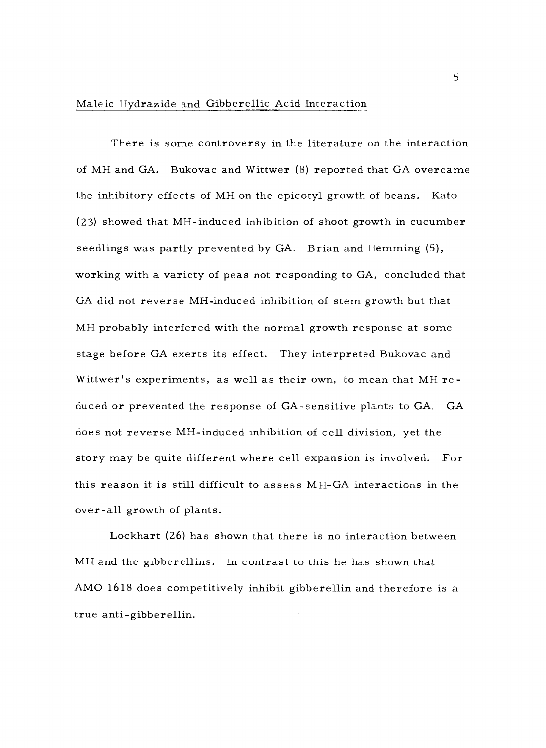## Maleic Hydrazide and Gibberellic Acid Interaction

There is some controversy in the literature on the interaction of MH and GA. Bukovac and Wittwer (8) reported that GA overcame the inhibitory effects of MH on the epicotyl growth of beans. Kato (23) showed that MH-induced inhibition of shoot growth in cucumber seedlings was partly prevented by GA. Brian and Hemming (5), working with a variety of peas not responding to GA, concluded that GA did not reverse MH-induced inhibition of stem growth but that MH probably interfered with the normal growth response at some stage before GA exerts its effect. They interpreted Bukovac and Wittwer's experiments, as well as their own, to mean that MH reduced or prevented the response of GA-sensitive plants to GA. GA does not reverse MH-induced inhibition of cell division, yet the story may be quite different where cell expansion is involved. For this reason it is still difficult to assess MH-GA interactions in the over-all growth of plants.

Lockhart (26) has shown that there is no interaction between MH and the gibberellins. In contrast to this he has shown that AMO 1618 does competitively inhibit gibberellin and therefore is a true anti-gibberellin.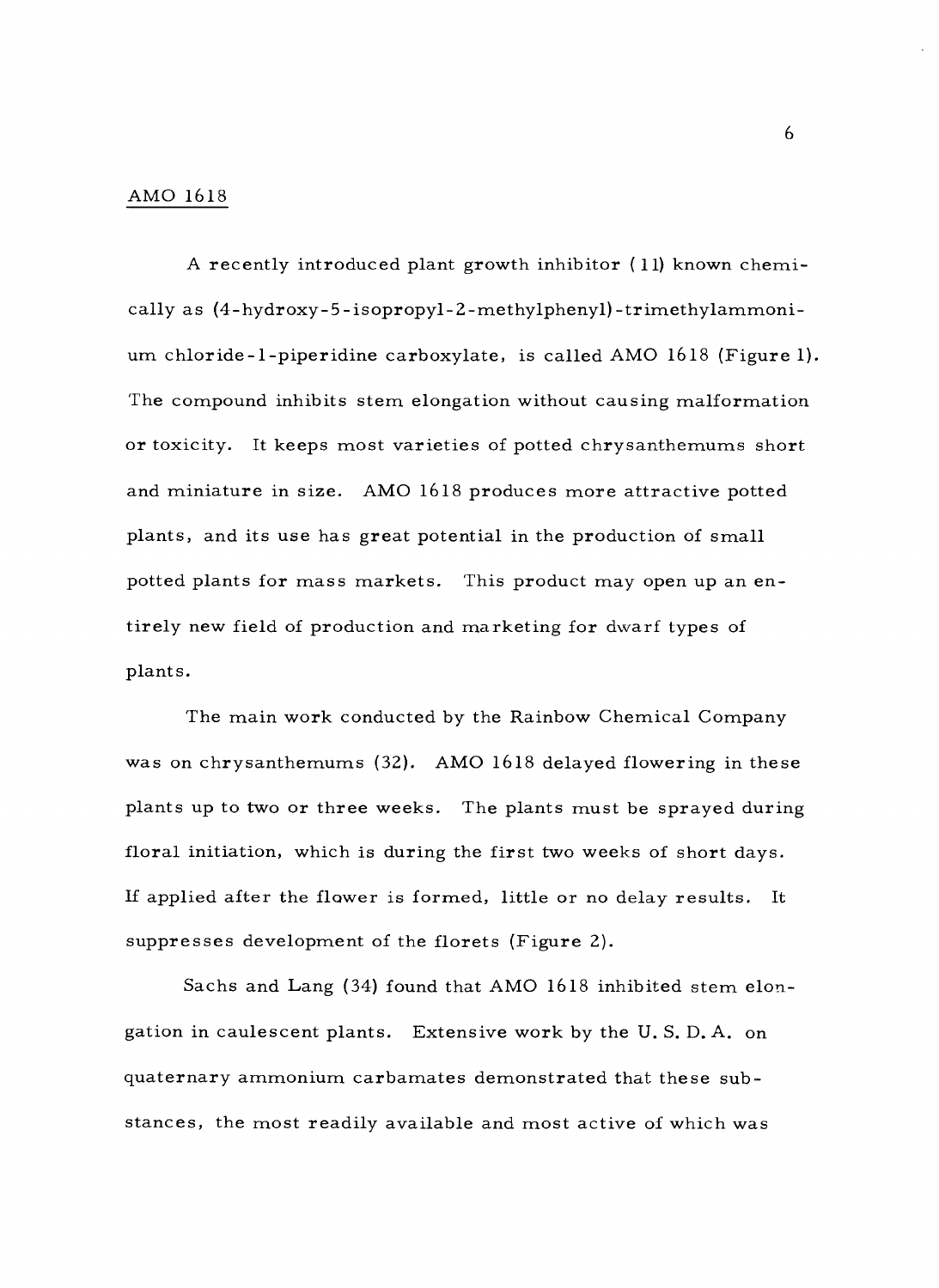AMO 1618

A recently introduced plant growth inhibitor (11) known chemically as (4-hydroxy-5-isopropyl-2-methylphenyl)-trimethylammonium chloride-1-piperidine carboxylate, is called AMO 1618 (Figure 1). The compound inhibits stem elongation without causing malformation or toxicity. It keeps most varieties of potted chrysanthemums short and miniature in size. AMO 1618 produces more attractive potted plants, and its use has great potential in the production of small potted plants for mass markets. This product may open up an entirely new field of production and marketing for dwarf types of plants.

The main work conducted by the Rainbow Chemical Company was on chrysanthemums (32). AMO 1618 delayed flowering in these plants up to two or three weeks. The plants must be sprayed during floral initiation, which is during the first two weeks of short days. If applied after the flower is formed, little or no delay results. It suppresses development of the florets (Figure 2).

Sachs and Lang (34) found that AMO 1618 inhibited stem elongation in caulescent plants. Extensive work by the U. S. D. A. on quaternary ammonium carbamates demonstrated that these substances, the most readily available and most active of which was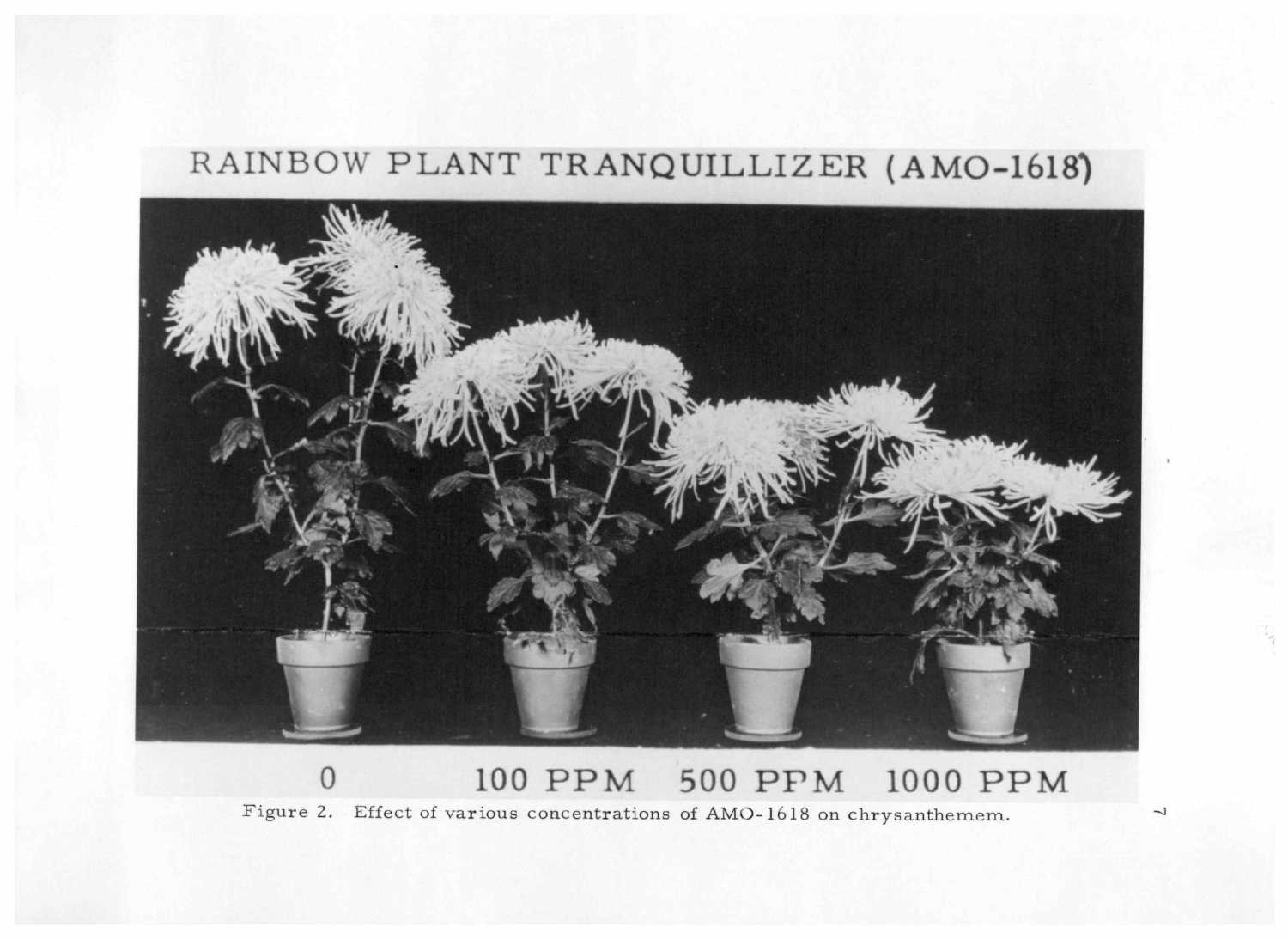RAINBOW PLANT TRANQUILLIZER (AMO-1618)

0 100 PPM 500 PPM 1000 PPM

Figure 2. Effect of various concentrations of AMO-1618 on chrysanthemem.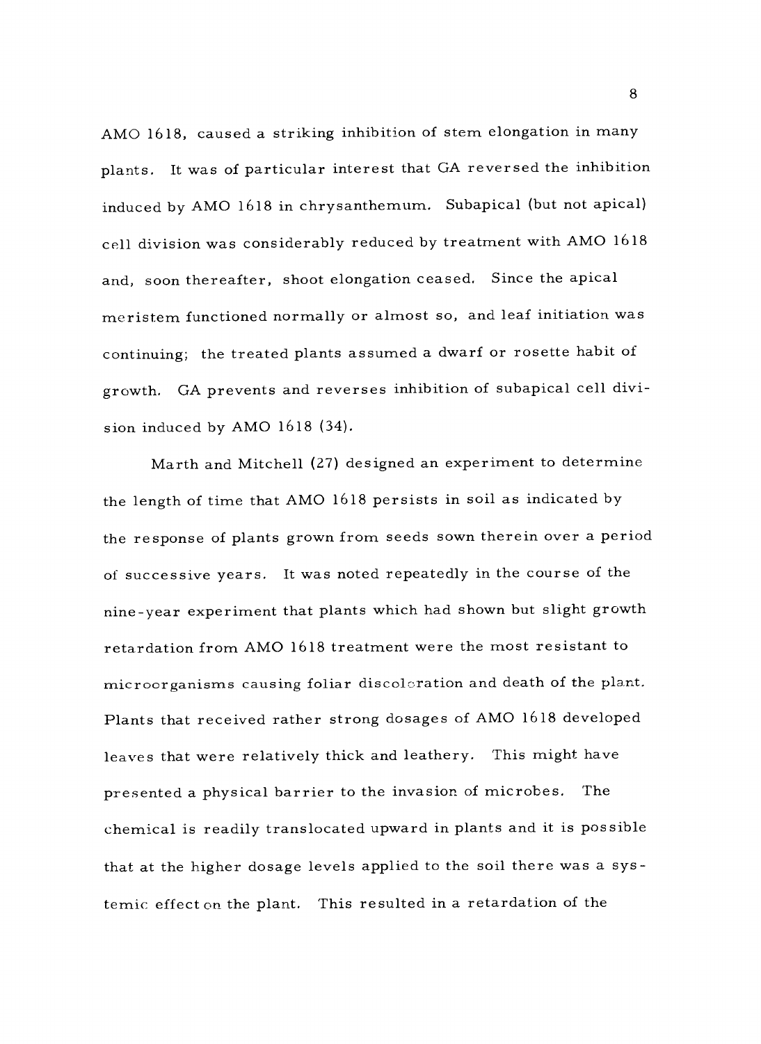AMO 1618, caused a striking inhibition of stem elongation in many plants. It was of particular interest that GA reversed the inhibition induced by AMO 1618 in chrysanthemum. Subapical (but not apical) cell division was considerably reduced by treatment with AMO 1618 and, soon thereafter, shoot elongation ceased. Since the apical meristem functioned normally or almost so, and leaf initiation was continuing; the treated plants assumed a dwarf or rosette habit of growth. GA prevents and reverses inhibition of subapical cell division induced by AMO 1618 (34).

Marth and Mitchell (27) designed an experiment to determine the length of time that AMO 1618 persists in soil as indicated by the response of plants grown from seeds sown therein over a period of successive years. It was noted repeatedly in the course of the nine-year experiment that plants which had shown but slight growth retardation from AMO 1618 treatment were the most resistant to microorganisms causing foliar discoloration and death of the plant. Plants that received rather strong dosages of AMO 1618 developed leaves that were relatively thick and leathery. This might have presented a physical barrier to the invasion of microbes. The chemical is readily translocated upward in plants and it is possible that at the higher dosage levels applied to the soil there was a systemic effect on the plant. This resulted in a retardation of the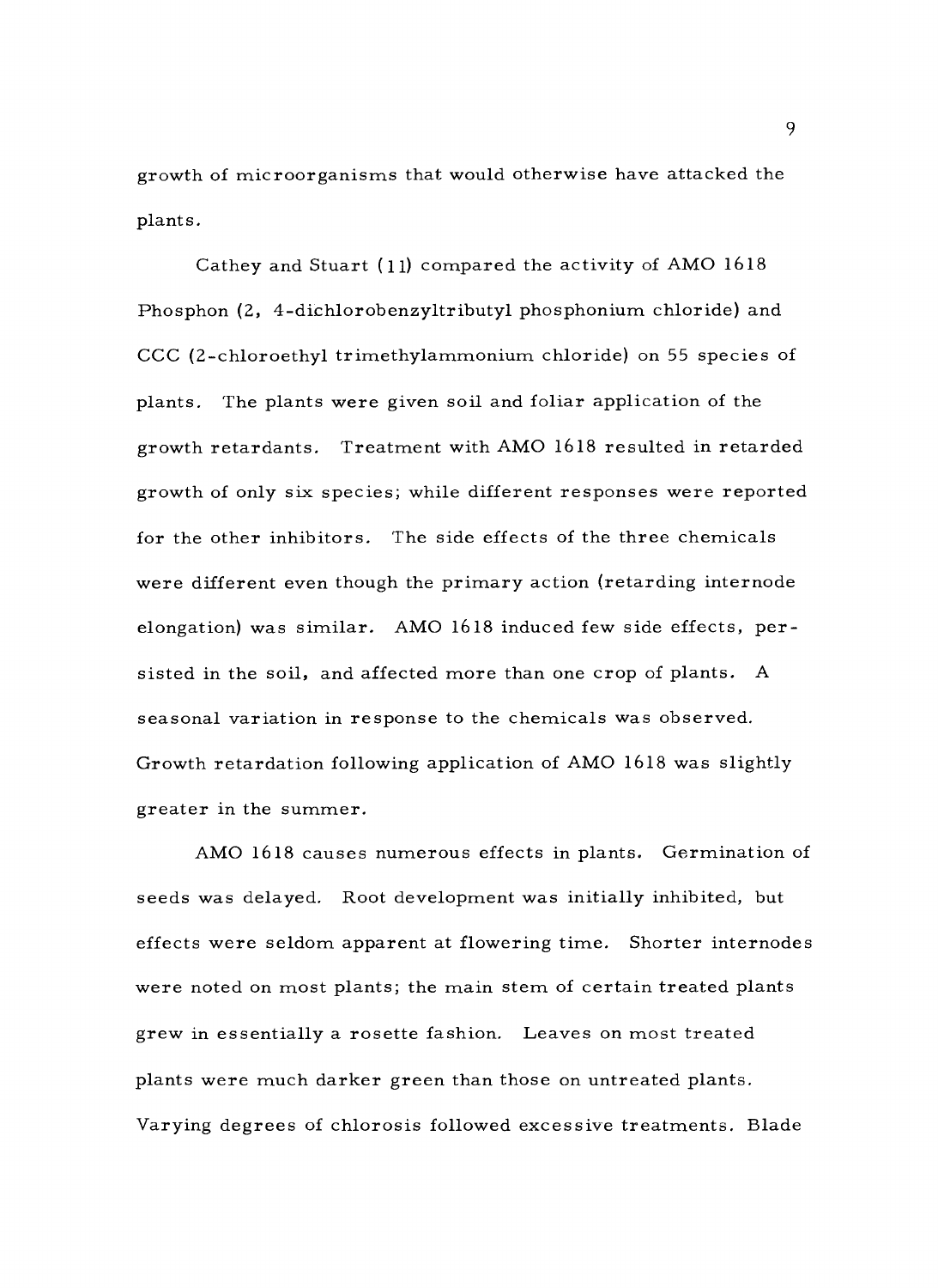growth of microorganisms that would otherwise have attacked the plants.

Cathey and Stuart (11) compared the activity of AMO 1618 Phosphon (2, 4-dichlorobenzyltributyl phosphonium chloride) and CCC (2-chloroethyl trimethylammonium chloride) on 55 species of plants. The plants were given soil and foliar application of the growth retardants. Treatment with AMO 1618 resulted in retarded growth of only six species; while different responses were reported for the other inhibitors. The side effects of the three chemicals were different even though the primary action (retarding internode elongation) was similar. AMO 1618 induced few side effects, persisted in the soil, and affected more than one crop of plants. A seasonal variation in response to the chemicals was observed. Growth retardation following application of AMO 1618 was slightly greater in the summer.

AMO 1618 causes numerous effects in plants. Germination of seeds was delayed. Root development was initially inhibited, but effects were seldom apparent at flowering time. Shorter internodes were noted on most plants; the main stem of certain treated plants grew in essentially a rosette fashion. Leaves on most treated plants were much darker green than those on untreated plants. Varying degrees of chlorosis followed excessive treatments. Blade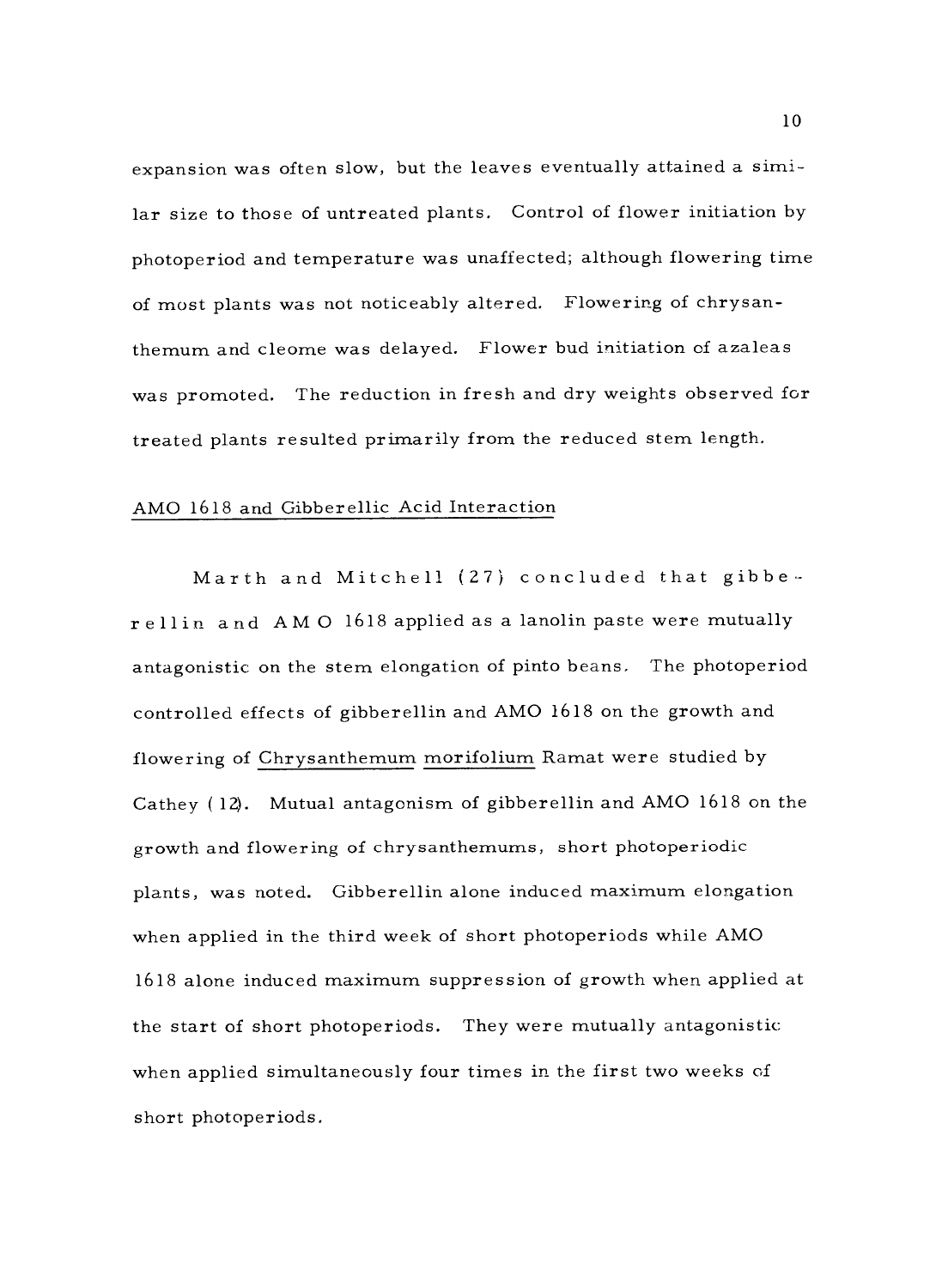expansion was often slow, but the leaves eventually attained a similar size to those of untreated plants. Control of flower initiation by photoperiod and temperature was unaffected; although flowering time of most plants was not noticeably altered. Flowering of chrysanthemum and cleome was delayed. Flower bud initiation of azaleas was promoted. The reduction in fresh and dry weights observed for treated plants resulted primarily from the reduced stem length.

## AMO 1618 and Gibberellic Acid Interaction

Marth and Mitchell (27) concluded that gibberellin and AMO 1618 applied as a lanolin paste were mutually antagonistic on the stem elongation of pinto beans. The photoperiod controlled effects of gibberellin and AMO 1618 on the growth and flowering of Chrysanthemum morifolium Ramat were studied by Cathey (12). Mutual antagonism of gibberellin and AMO 1618 on the growth and flowering of chrysanthemums, short photoperiodic plants, was noted. Gibberellin alone induced maximum elongation when applied in the third week of short photoperiods while AMO 1618 alone induced maximum suppression of growth when applied at the start of short photoperiods. They were mutually antagonistic when applied simultaneously four times in the first two weeks of short photoperiods.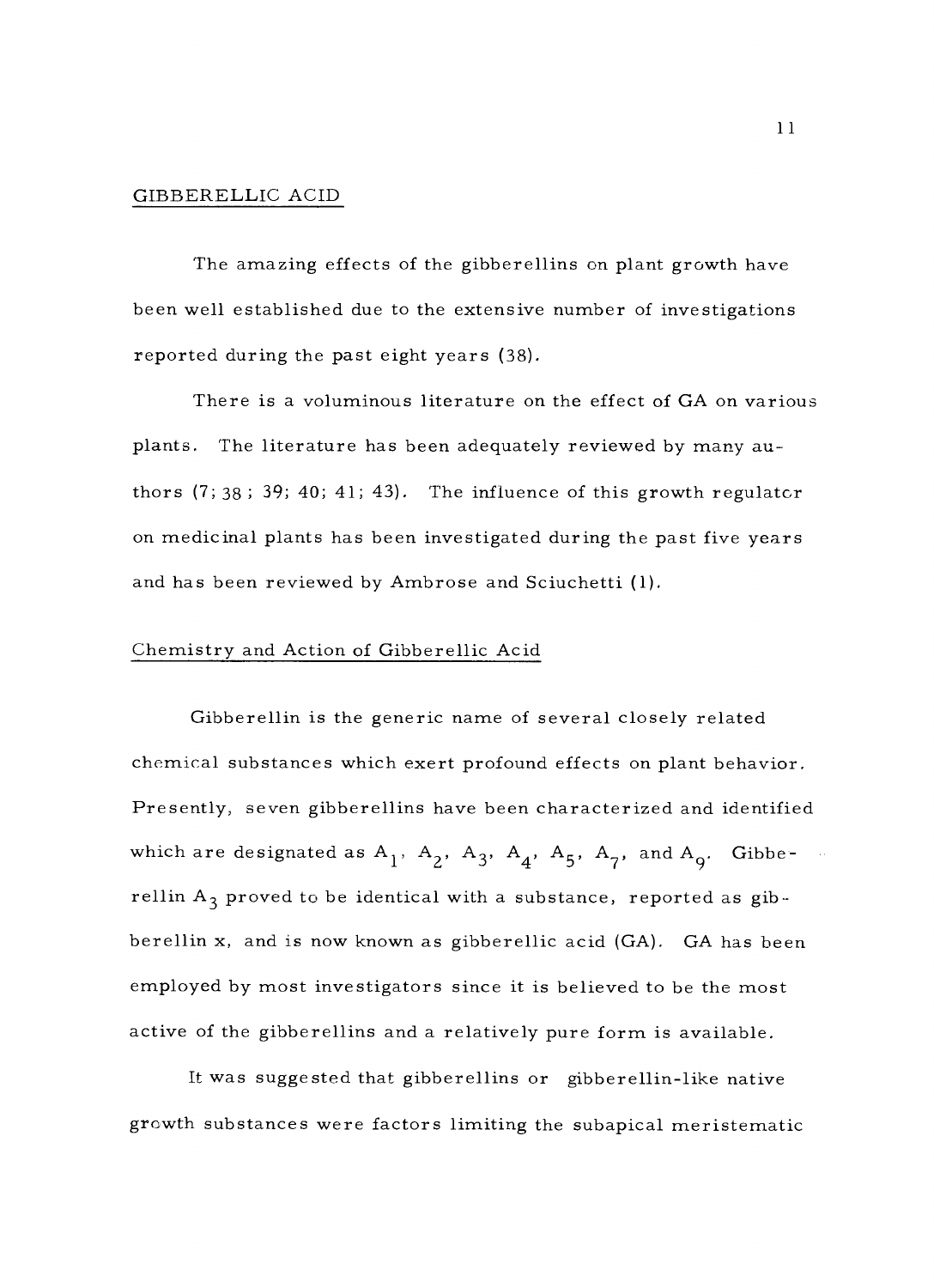## GIBBERELLIC ACID

The amazing effects of the gibberellins on plant growth have been well established due to the extensive number of investigations reported during the past eight years (38).

There is a voluminous literature on the effect of GA on various plants. The literature has been adequately reviewed by many authors (7; 38 ; 39; 40; 41; 43). The influence of this growth regulator on medicinal plants has been investigated during the past five years and has been reviewed by Ambrose and Sciuchetti (1).

### Chemistry and Action of Gibberellic Acid

Gibberellin is the generic name of several closely related chemical substances which exert profound effects on plant behavior. Presently, seven gibberellins have been characterized and identified which are designated as $A_1$, $A_2$, $A_3$, $A_4$, $A_5$, $A_7$, and $A_9$. Gibberellin $A_3$ proved to be identical with a substance, reported as gibberellin x, and is now known as gibberellic acid (GA). GA has been employed by most investigators since it is believed to be the most active of the gibberellins and a relatively pure form is available.

It was suggested that gibberellins or gibberellin-like native growth substances were factors limiting the subapical meristematic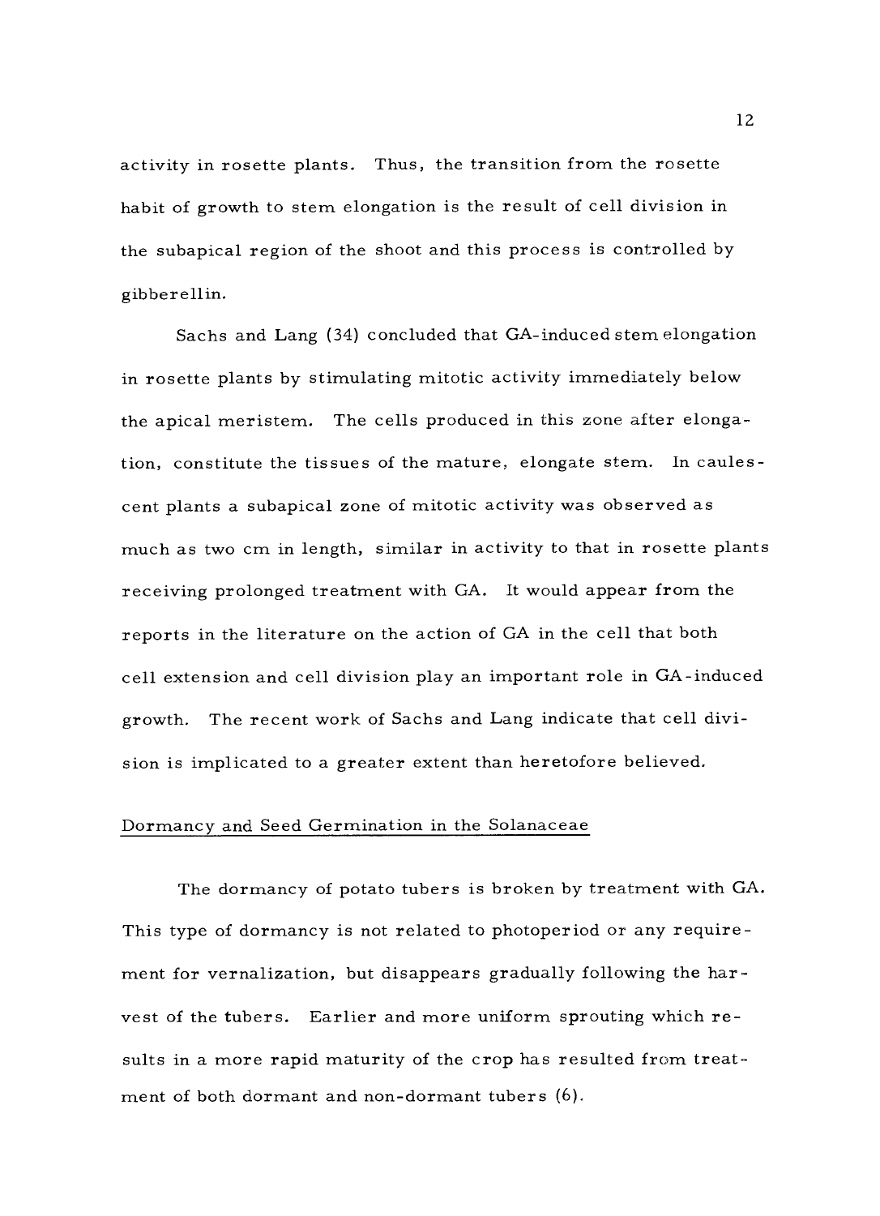activity in rosette plants. Thus, the transition from the rosette habit of growth to stem elongation is the result of cell division in the subapical region of the shoot and this process is controlled by gibberellin.

Sachs and Lang (34) concluded that GA-induced stem elongation in rosette plants by stimulating mitotic activity immediately below the apical meristem. The cells produced in this zone after elongation, constitute the tissues of the mature, elongate stem. In caulescent plants a subapical zone of mitotic activity was observed as much as two cm in length, similar in activity to that in rosette plants receiving prolonged treatment with GA. It would appear from the reports in the literature on the action of GA in the cell that both cell extension and cell division play an important role in GA-induced growth. The recent work of Sachs and Lang indicate that cell division is implicated to a greater extent than heretofore believed.

## Dormancy and Seed Germination in the Solanaceae

The dormancy of potato tubers is broken by treatment with GA. This type of dormancy is not related to photoperiod or any requirement for vernalization, but disappears gradually following the harvest of the tubers. Earlier and more uniform sprouting which results in a more rapid maturity of the crop has resulted from treatment of both dormant and non-dormant tubers (6).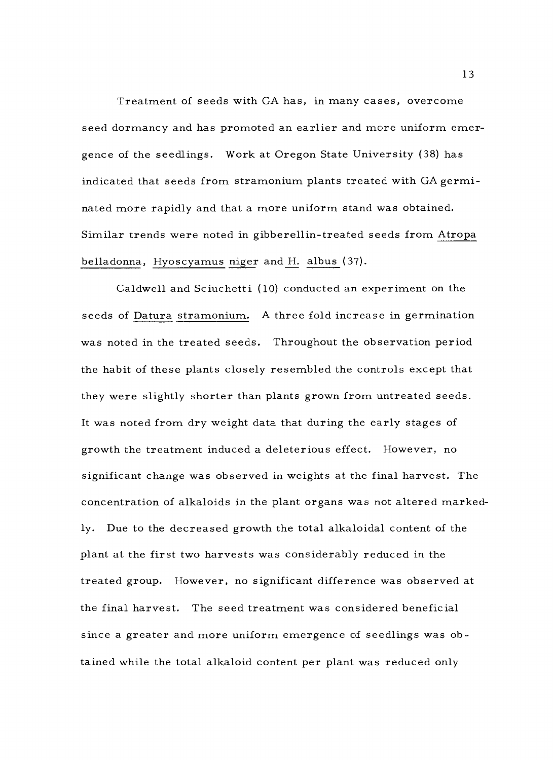Treatment of seeds with GA has, in many cases, overcome seed dormancy and has promoted an earlier and more uniform emergence of the seedlings. Work at Oregon State University (38) has indicated that seeds from stramonium plants treated with GA germinated more rapidly and that a more uniform stand was obtained. Similar trends were noted in gibberellin-treated seeds from *Atropa belladonna*, *Hyoscyamus niger* and *H. albus* (37).

Caldwell and Sciuchetti (10) conducted an experiment on the seeds of *Datura stramonium*. A three-fold increase in germination was noted in the treated seeds. Throughout the observation period the habit of these plants closely resembled the controls except that they were slightly shorter than plants grown from untreated seeds. It was noted from dry weight data that during the early stages of growth the treatment induced a deleterious effect. However, no significant change was observed in weights at the final harvest. The concentration of alkaloids in the plant organs was not altered markedly. Due to the decreased growth the total alkaloidal content of the plant at the first two harvests was considerably reduced in the treated group. However, no significant difference was observed at the final harvest. The seed treatment was considered beneficial since a greater and more uniform emergence of seedlings was obtained while the total alkaloid content per plant was reduced only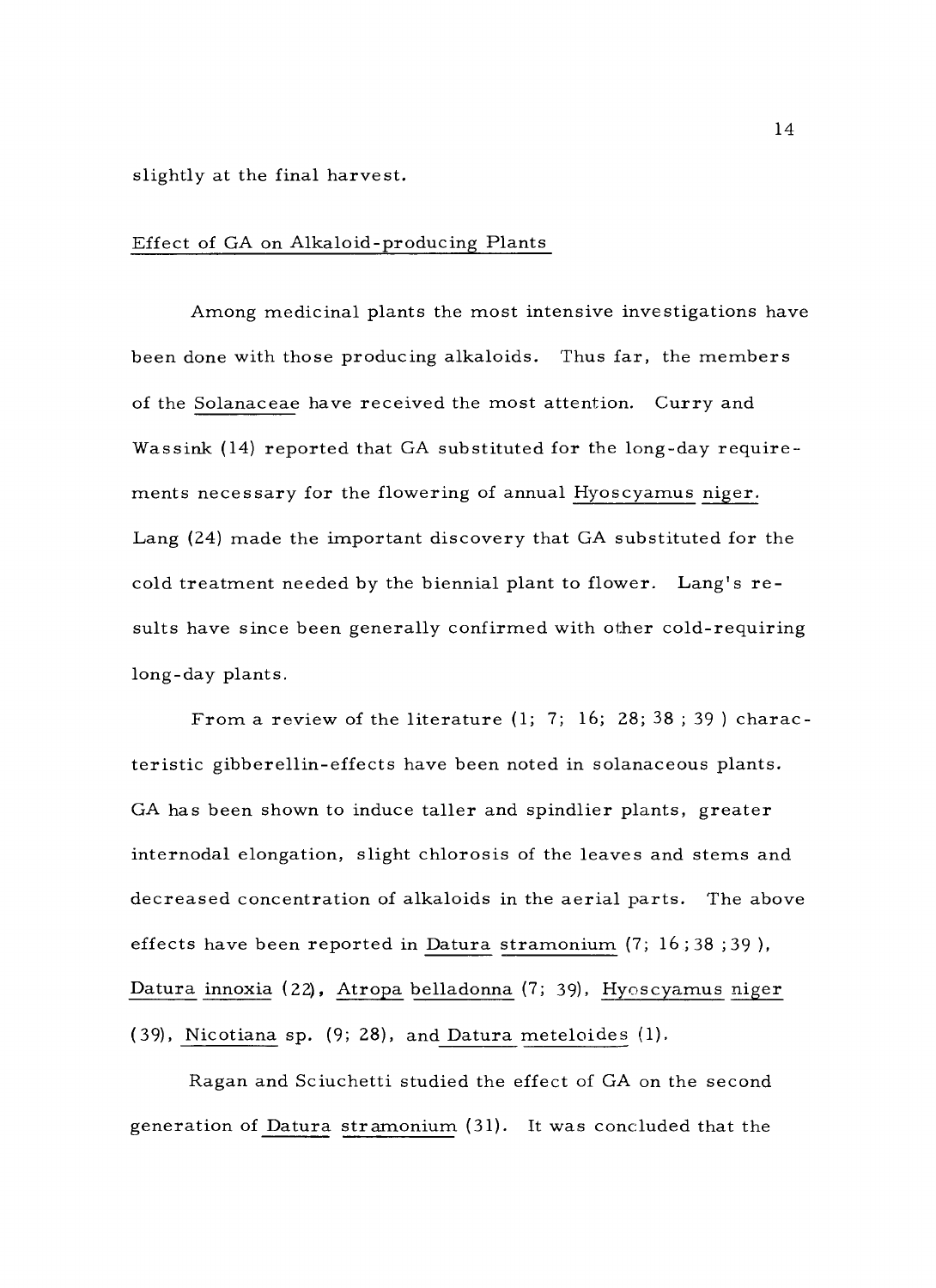slightly at the final harvest.

## Effect of GA on Alkaloid-producing Plants

Among medicinal plants the most intensive investigations have been done with those producing alkaloids. Thus far, the members of the *Solanaceae* have received the most attention. Curry and Wassink (14) reported that GA substituted for the long-day requirements necessary for the flowering of annual *Hyoscyamus niger*. Lang (24) made the important discovery that GA substituted for the cold treatment needed by the biennial plant to flower. Lang's results have since been generally confirmed with other cold-requiring long-day plants.

From a review of the literature (1; 7; 16; 28; 38 ; 39 ) characteristic gibberellin-effects have been noted in solanaceous plants. GA has been shown to induce taller and spindlier plants, greater internodal elongation, slight chlorosis of the leaves and stems and decreased concentration of alkaloids in the aerial parts. The above effects have been reported in *Datura stramonium* (7; 16 ; 38 ; 39 ), *Datura innoxia* (22), *Atropa belladonna* (7; 39), *Hyoscyamus niger* (39), *Nicotiana* sp. (9; 28), and *Datura meteloides* (1).

Ragan and Sciuchetti studied the effect of GA on the second generation of *Datura stramonium* (31). It was concluded that the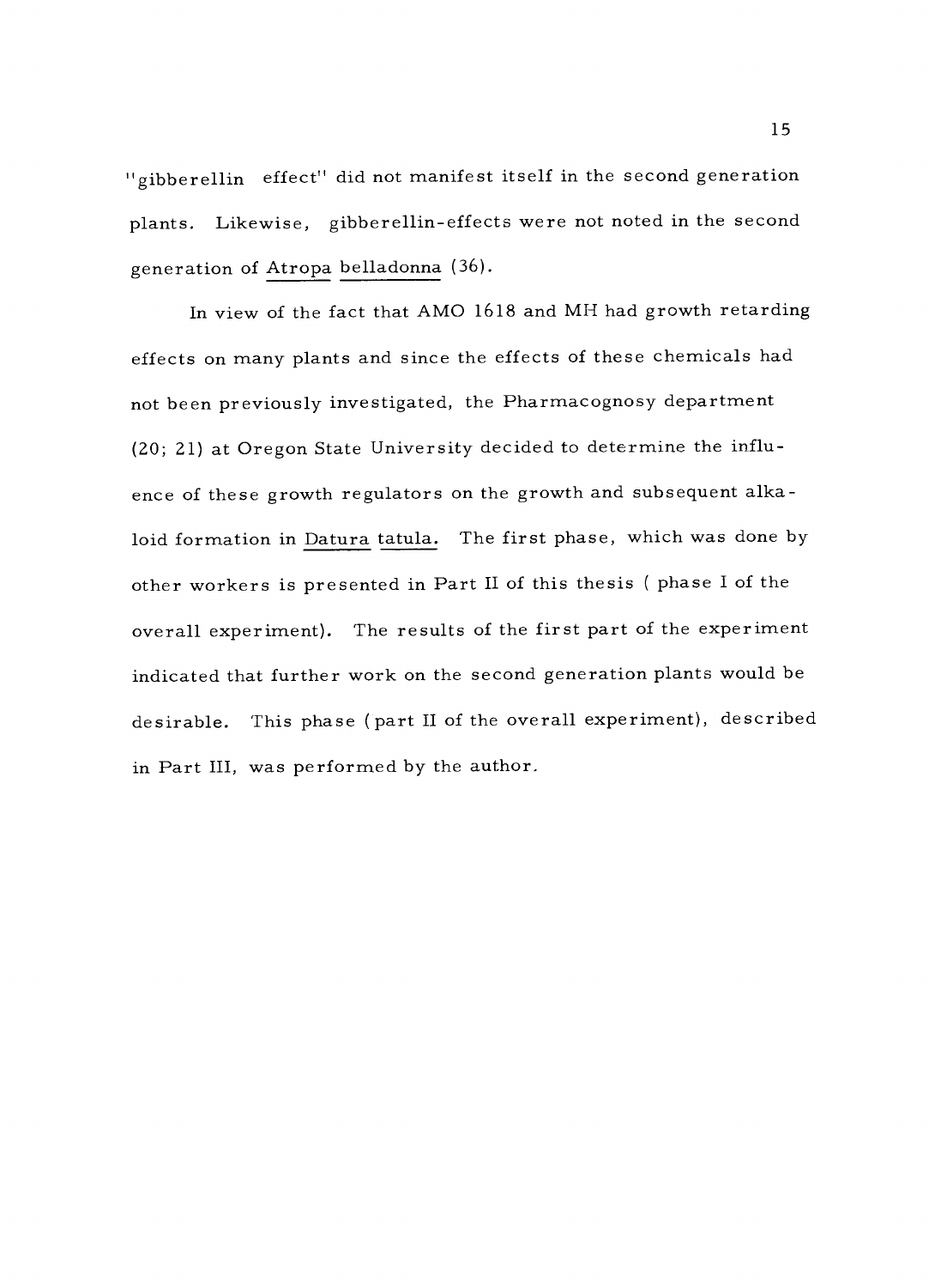"gibberellin effect" did not manifest itself in the second generation plants. Likewise, gibberellin-effects were not noted in the second generation of *Atropa belladonna* (36).

In view of the fact that AMO 1618 and MH had growth retarding effects on many plants and since the effects of these chemicals had not been previously investigated, the Pharmacognosy department (20; 21) at Oregon State University decided to determine the influence of these growth regulators on the growth and subsequent alkaloid formation in *Datura tatula*. The first phase, which was done by other workers is presented in Part II of this thesis ( phase I of the overall experiment). The results of the first part of the experiment indicated that further work on the second generation plants would be desirable. This phase (part II of the overall experiment), described in Part III, was performed by the author.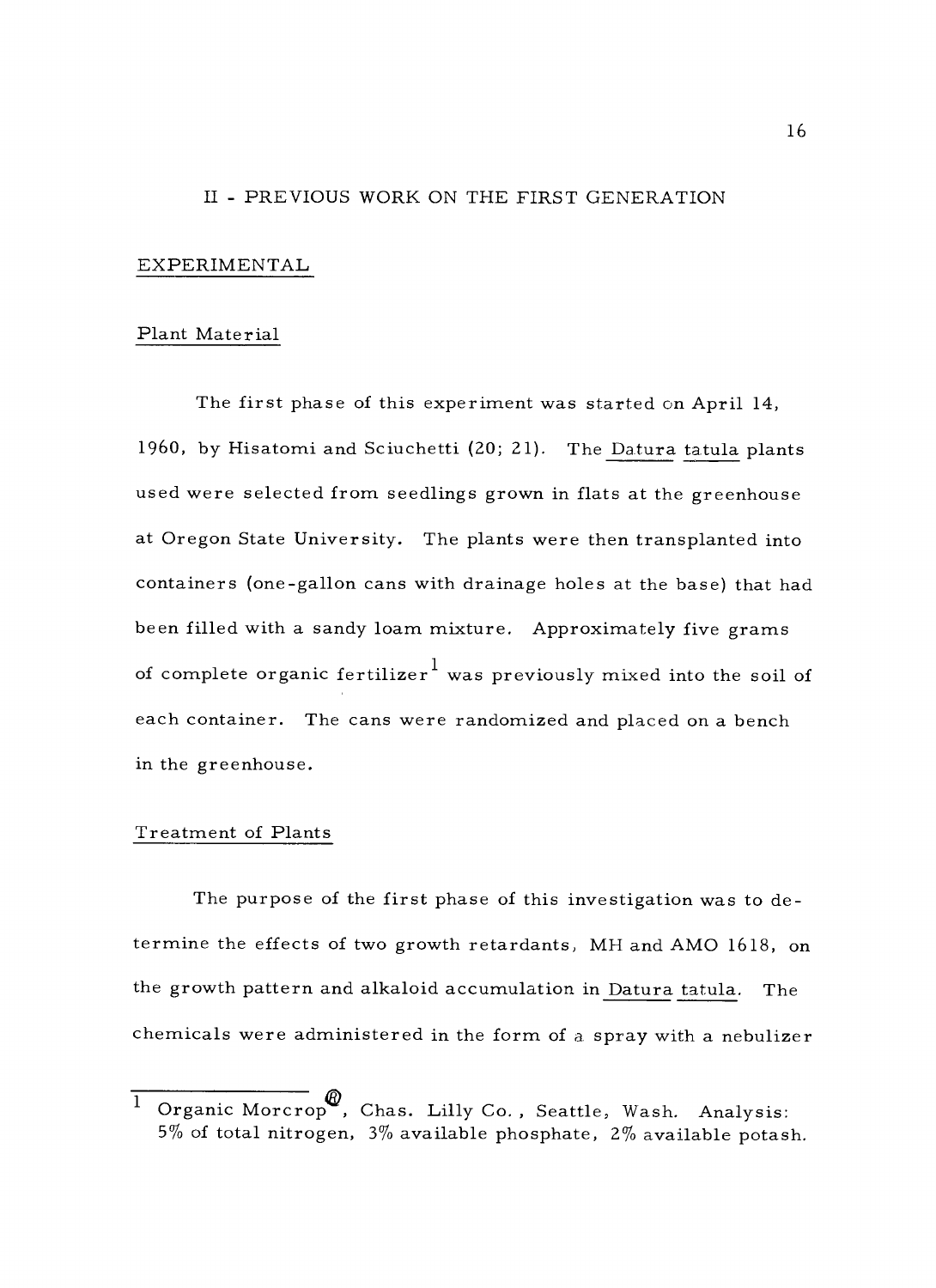## II - PREVIOUS WORK ON THE FIRST GENERATION

### EXPERIMENTAL

#### Plant Material

The first phase of this experiment was started on April 14, 1960, by Hisatomi and Sciuchetti (20; 21). The *Datura tatula* plants used were selected from seedlings grown in flats at the greenhouse at Oregon State University. The plants were then transplanted into containers (one-gallon cans with drainage holes at the base) that had been filled with a sandy loam mixture. Approximately five grams of complete organic fertilizer[1] was previously mixed into the soil of each container. The cans were randomized and placed on a bench in the greenhouse.

#### Treatment of Plants

The purpose of the first phase of this investigation was to determine the effects of two growth retardants, MH and AMO 1618, on the growth pattern and alkaloid accumulation in *Datura tatula*. The chemicals were administered in the form of a spray with a nebulizer

---

[1] Organic Morcrop®, Chas. Lilly Co., Seattle, Wash. Analysis: 5% of total nitrogen, 3% available phosphate, 2% available potash.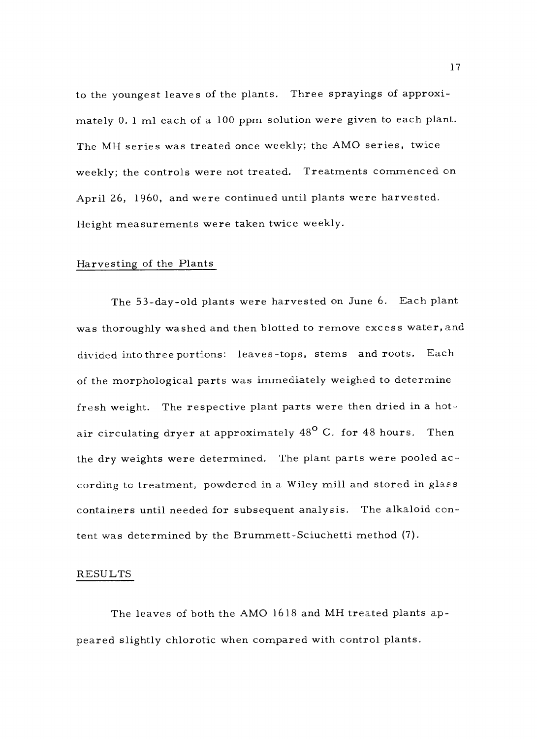to the youngest leaves of the plants. Three sprayings of approximately 0.1 ml each of a 100 ppm solution were given to each plant. The MH series was treated once weekly; the AMO series, twice weekly; the controls were not treated. Treatments commenced on April 26, 1960, and were continued until plants were harvested. Height measurements were taken twice weekly.

## Harvesting of the Plants

The 53-day-old plants were harvested on June 6. Each plant was thoroughly washed and then blotted to remove excess water, and divided into three portions: leaves-tops, stems and roots. Each of the morphological parts was immediately weighed to determine fresh weight. The respective plant parts were then dried in a hot-air circulating dryer at approximately $48^{o}$ C. for 48 hours. Then the dry weights were determined. The plant parts were pooled according to treatment, powdered in a Wiley mill and stored in glass containers until needed for subsequent analysis. The alkaloid content was determined by the Brummett-Sciuchetti method (7).

## RESULTS

The leaves of both the AMO 1618 and MH treated plants appeared slightly chlorotic when compared with control plants.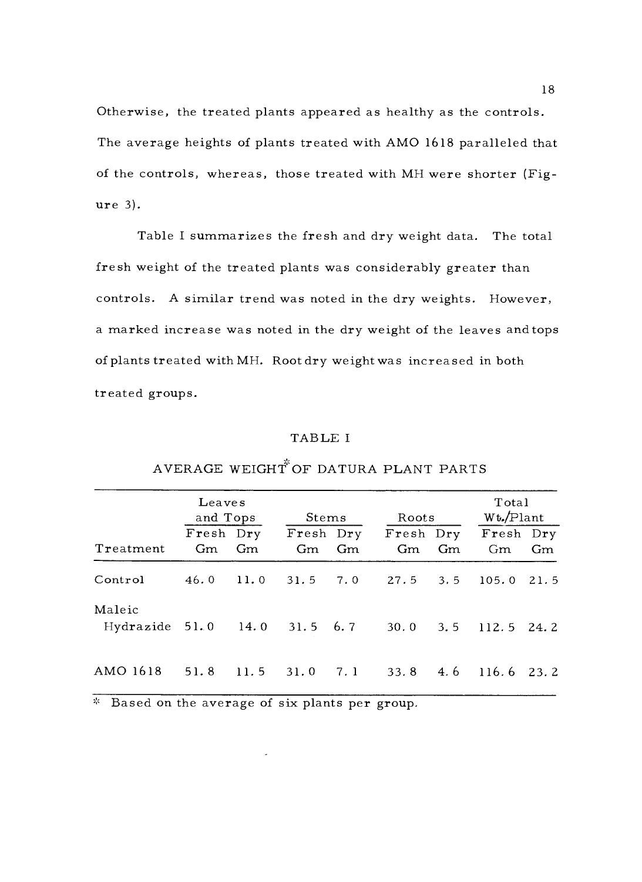Otherwise, the treated plants appeared as healthy as the controls. The average heights of plants treated with AMO 1618 paralleled that of the controls, whereas, those treated with MH were shorter (Figure 3).

Table I summarizes the fresh and dry weight data. The total fresh weight of the treated plants was considerably greater than controls. A similar trend was noted in the dry weights. However, a marked increase was noted in the dry weight of the leaves and tops of plants treated with MH. Root dry weight was increased in both treated groups.

TABLE I

AVERAGE WEIGHT* OF DATURA PLANT PARTS

| | Leaves and Tops | | Stems | | Roots | | Total Wt./Plant | |
|---|---|---|---|---|---|---|---|---|
| Treatment | Fresh Gm | Dry Gm | Fresh Gm | Dry Gm | Fresh Gm | Dry Gm | Fresh Gm | Dry Gm |
| Control | 46.0 | 11.0 | 31.5 | 7.0 | 27.5 | 3.5 | 105.0 | 21.5 |
| Maleic Hydrazide | 51.0 | 14.0 | 31.5 | 6.7 | 30.0 | 3.5 | 112.5 | 24.2 |
| AMO 1618 | 51.8 | 11.5 | 31.0 | 7.1 | 33.8 | 4.6 | 116.6 | 23.2 |

* Based on the average of six plants per group.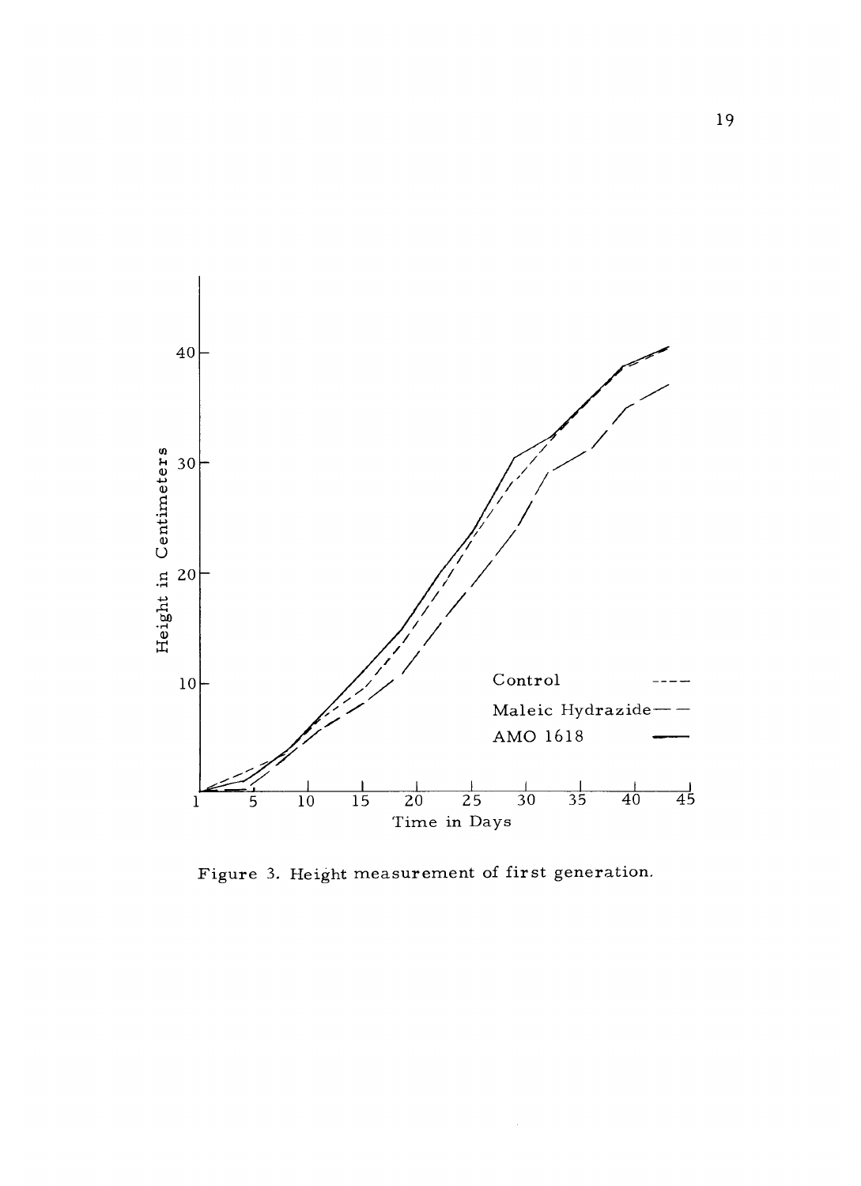Figure 3. Height measurement of first generation.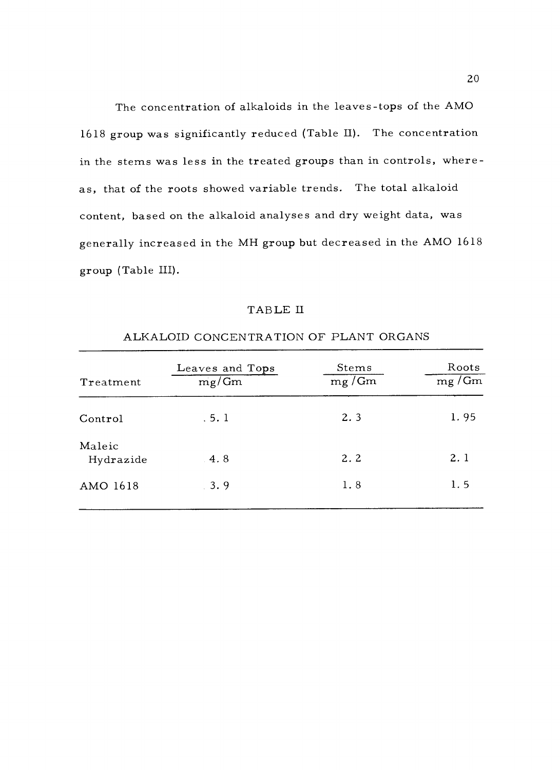The concentration of alkaloids in the leaves-tops of the AMO 1618 group was significantly reduced (Table II). The concentration in the stems was less in the treated groups than in controls, whereas, that of the roots showed variable trends. The total alkaloid content, based on the alkaloid analyses and dry weight data, was generally increased in the MH group but decreased in the AMO 1618 group (Table III).

TABLE II

ALKALOID CONCENTRATION OF PLANT ORGANS

| Treatment | Leaves and Tops mg/Gm | Stems mg/Gm | Roots mg/Gm |
|---|---|---|---|
| Control | 5.1 | 2.3 | 1.95 |
| Maleic Hydrazide | 4.8 | 2.2 | 2.1 |
| AMO 1618 | 3.9 | 1.8 | 1.5 |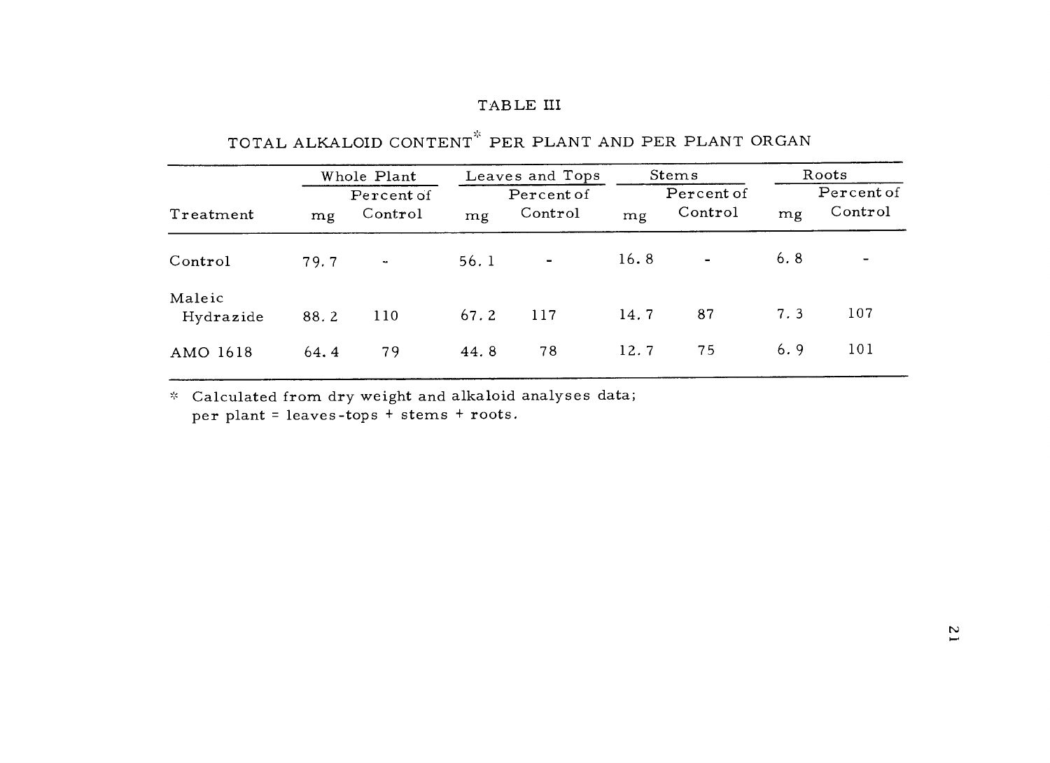TABLE III

TOTAL ALKALOID CONTENT* PER PLANT AND PER PLANT ORGAN

| Treatment | Whole Plant | | Leaves and Tops | | Stems | | Roots | |
|---|---|---|---|---|---|---|---|---|
| | mg | Percent of Control | mg | Percent of Control | mg | Percent of Control | mg | Percent of Control |
| Control | 79.7 | - | 56.1 | - | 16.8 | - | 6.8 | - |
| Maleic Hydrazide | 88.2 | 110 | 67.2 | 117 | 14.7 | 87 | 7.3 | 107 |
| AMO 1618 | 64.4 | 79 | 44.8 | 78 | 12.7 | 75 | 6.9 | 101 |

* Calculated from dry weight and alkaloid analyses data; per plant = leaves-tops + stems + roots.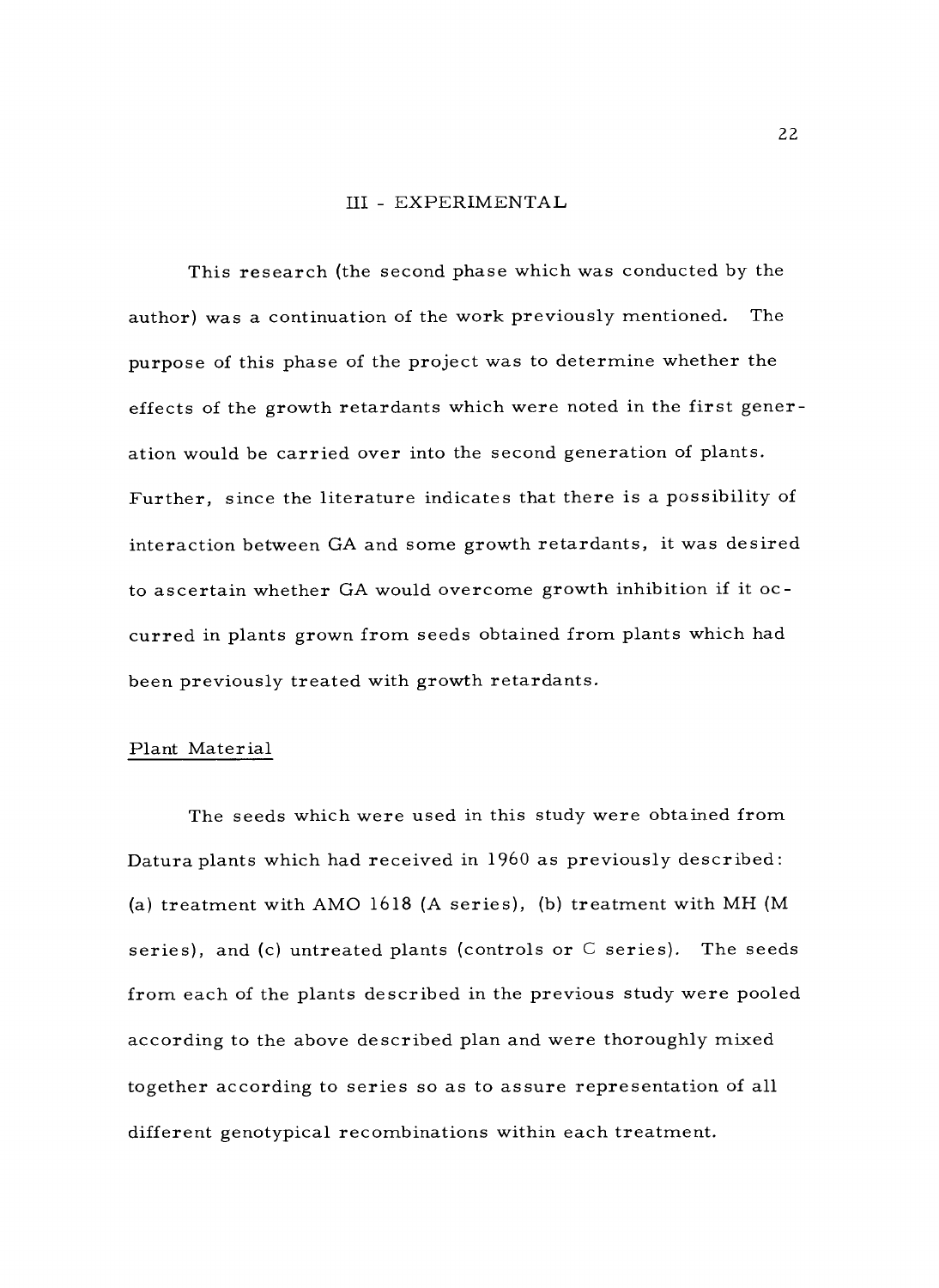# III - EXPERIMENTAL

This research (the second phase which was conducted by the author) was a continuation of the work previously mentioned. The purpose of this phase of the project was to determine whether the effects of the growth retardants which were noted in the first generation would be carried over into the second generation of plants. Further, since the literature indicates that there is a possibility of interaction between GA and some growth retardants, it was desired to ascertain whether GA would overcome growth inhibition if it occurred in plants grown from seeds obtained from plants which had been previously treated with growth retardants.

## Plant Material

The seeds which were used in this study were obtained from Datura plants which had received in 1960 as previously described: (a) treatment with AMO 1618 (A series), (b) treatment with MH (M series), and (c) untreated plants (controls or C series). The seeds from each of the plants described in the previous study were pooled according to the above described plan and were thoroughly mixed together according to series so as to assure representation of all different genotypical recombinations within each treatment.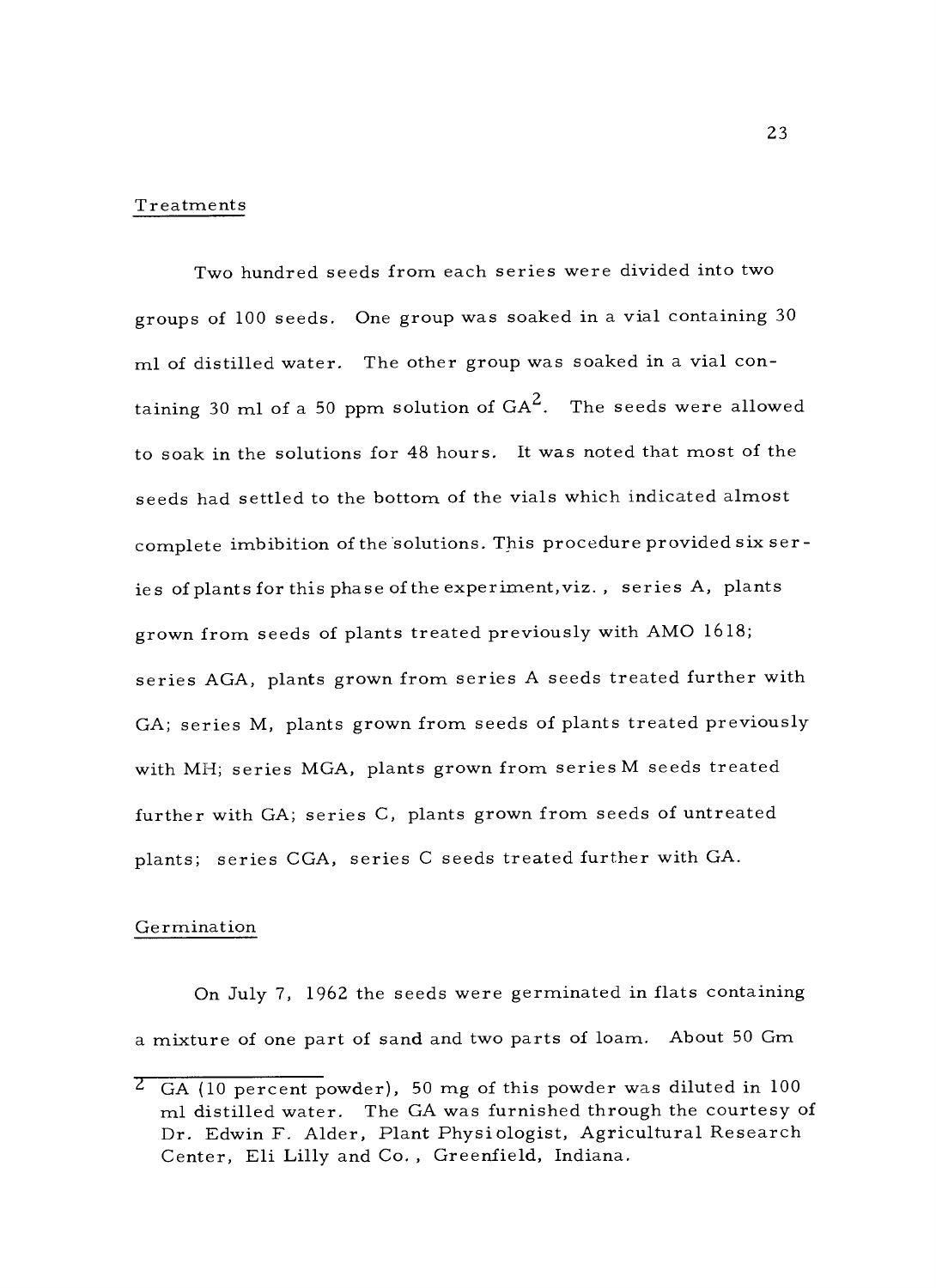## Treatments

Two hundred seeds from each series were divided into two groups of 100 seeds. One group was soaked in a vial containing 30 ml of distilled water. The other group was soaked in a vial containing 30 ml of a 50 ppm solution of GA[2]. The seeds were allowed to soak in the solutions for 48 hours. It was noted that most of the seeds had settled to the bottom of the vials which indicated almost complete imbibition of the solutions. This procedure provided six series of plants for this phase of the experiment, viz., series A, plants grown from seeds of plants treated previously with AMO 1618; series AGA, plants grown from series A seeds treated further with GA; series M, plants grown from seeds of plants treated previously with MH; series MGA, plants grown from series M seeds treated further with GA; series C, plants grown from seeds of untreated plants; series CGA, series C seeds treated further with GA.

## Germination

On July 7, 1962 the seeds were germinated in flats containing a mixture of one part of sand and two parts of loam. About 50 Gm

---

[2] GA (10 percent powder), 50 mg of this powder was diluted in 100 ml distilled water. The GA was furnished through the courtesy of Dr. Edwin F. Alder, Plant Physiologist, Agricultural Research Center, Eli Lilly and Co., Greenfield, Indiana.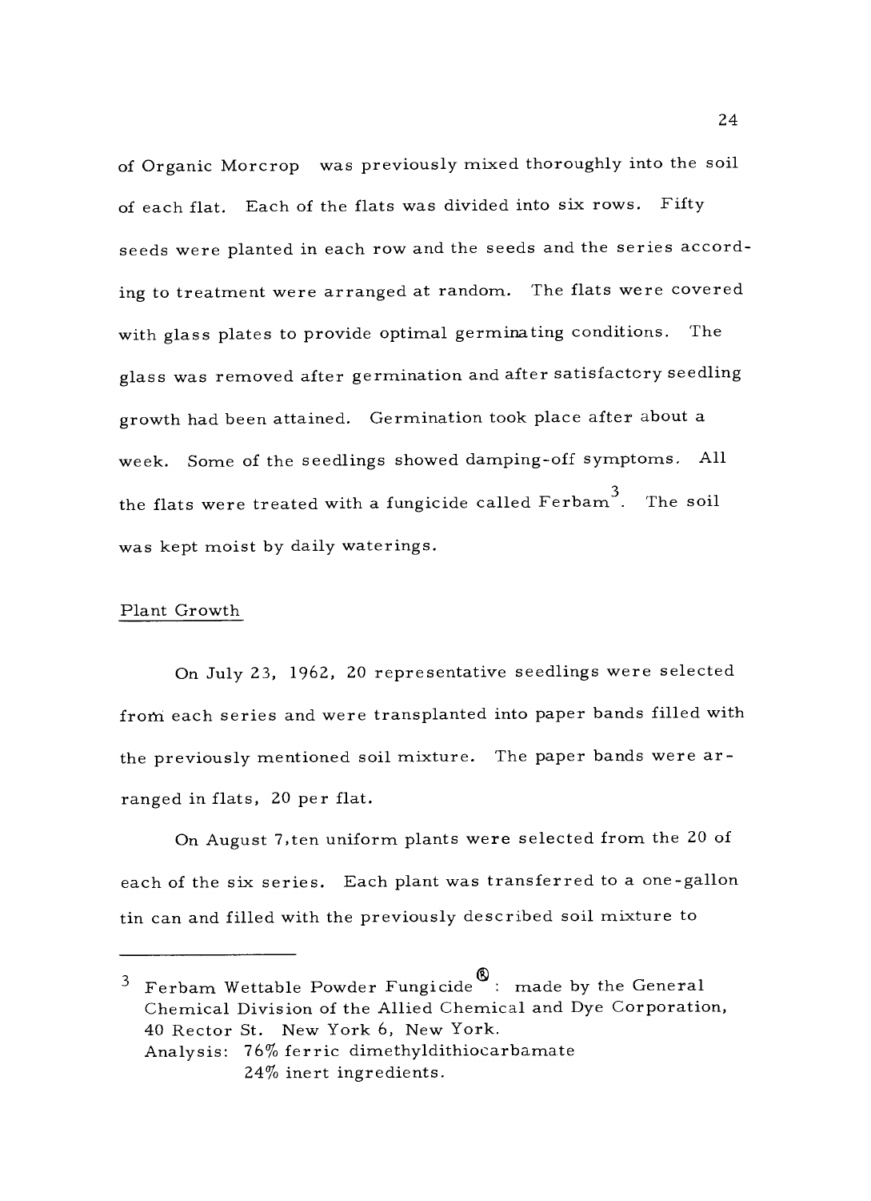of Organic Morcrop was previously mixed thoroughly into the soil of each flat. Each of the flats was divided into six rows. Fifty seeds were planted in each row and the seeds and the series according to treatment were arranged at random. The flats were covered with glass plates to provide optimal germinating conditions. The glass was removed after germination and after satisfactory seedling growth had been attained. Germination took place after about a week. Some of the seedlings showed damping-off symptoms. All the flats were treated with a fungicide called Ferbam[3]. The soil was kept moist by daily waterings.

<u>Plant Growth</u>

On July 23, 1962, 20 representative seedlings were selected from each series and were transplanted into paper bands filled with the previously mentioned soil mixture. The paper bands were arranged in flats, 20 per flat.

On August 7, ten uniform plants were selected from the 20 of each of the six series. Each plant was transferred to a one-gallon tin can and filled with the previously described soil mixture to

---

[3] Ferbam Wettable Powder Fungicide®: made by the General Chemical Division of the Allied Chemical and Dye Corporation, 40 Rector St. New York 6, New York.
Analysis: 76% ferric dimethyldithiocarbamate
24% inert ingredients.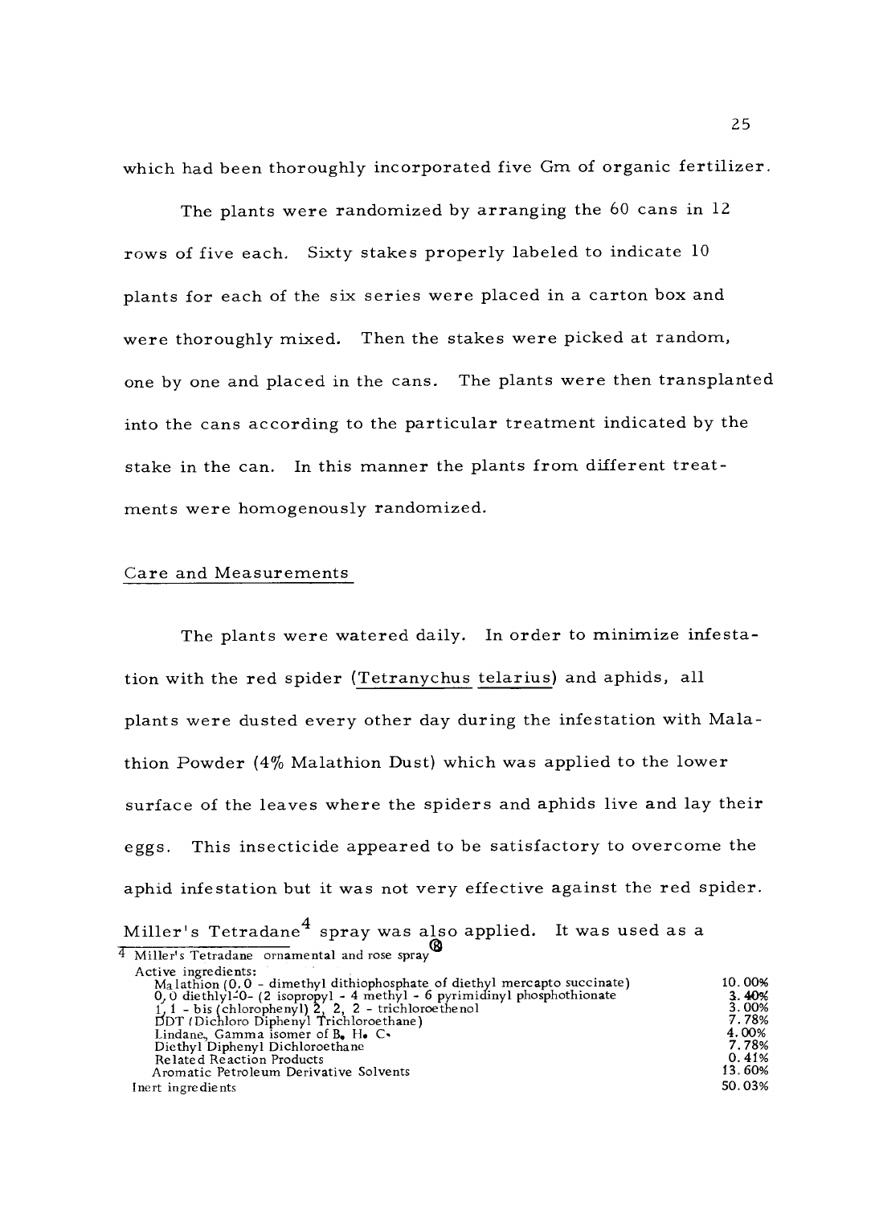which had been thoroughly incorporated five Gm of organic fertilizer.

The plants were randomized by arranging the 60 cans in 12 rows of five each. Sixty stakes properly labeled to indicate 10 plants for each of the six series were placed in a carton box and were thoroughly mixed. Then the stakes were picked at random, one by one and placed in the cans. The plants were then transplanted into the cans according to the particular treatment indicated by the stake in the can. In this manner the plants from different treatments were homogenously randomized.

## Care and Measurements

The plants were watered daily. In order to minimize infestation with the red spider (Tetranychus telarius) and aphids, all plants were dusted every other day during the infestation with Malathion Powder (4% Malathion Dust) which was applied to the lower surface of the leaves where the spiders and aphids live and lay their eggs. This insecticide appeared to be satisfactory to overcome the aphid infestation but it was not very effective against the red spider. Miller's Tetradane[4] spray was also applied. It was used as a

---

[4] Miller's Tetradane ® ornamental and rose spray

| Active ingredients: | |
|---|---|
| Malathion (0, 0 - dimethyl dithiophosphate of diethyl mercapto succinate) | 10.00% |
| 0, 0 diethlyl-0- (2 isopropyl - 4 methyl - 6 pyrimidinyl phosphothionate | 3.40% |
| 1, 1 - bis (chlorophenyl) 2, 2, 2 - trichloroethenol | 3.00% |
| DDT (Dichloro Diphenyl Trichloroethane) | 7.78% |
| Lindane, Gamma isomer of B. H. C. | 4.00% |
| Diethyl Diphenyl Dichloroethane | 7.78% |
| Related Reaction Products | 0.41% |
| Aromatic Petroleum Derivative Solvents | 13.60% |
| Inert ingredients | 50.03% |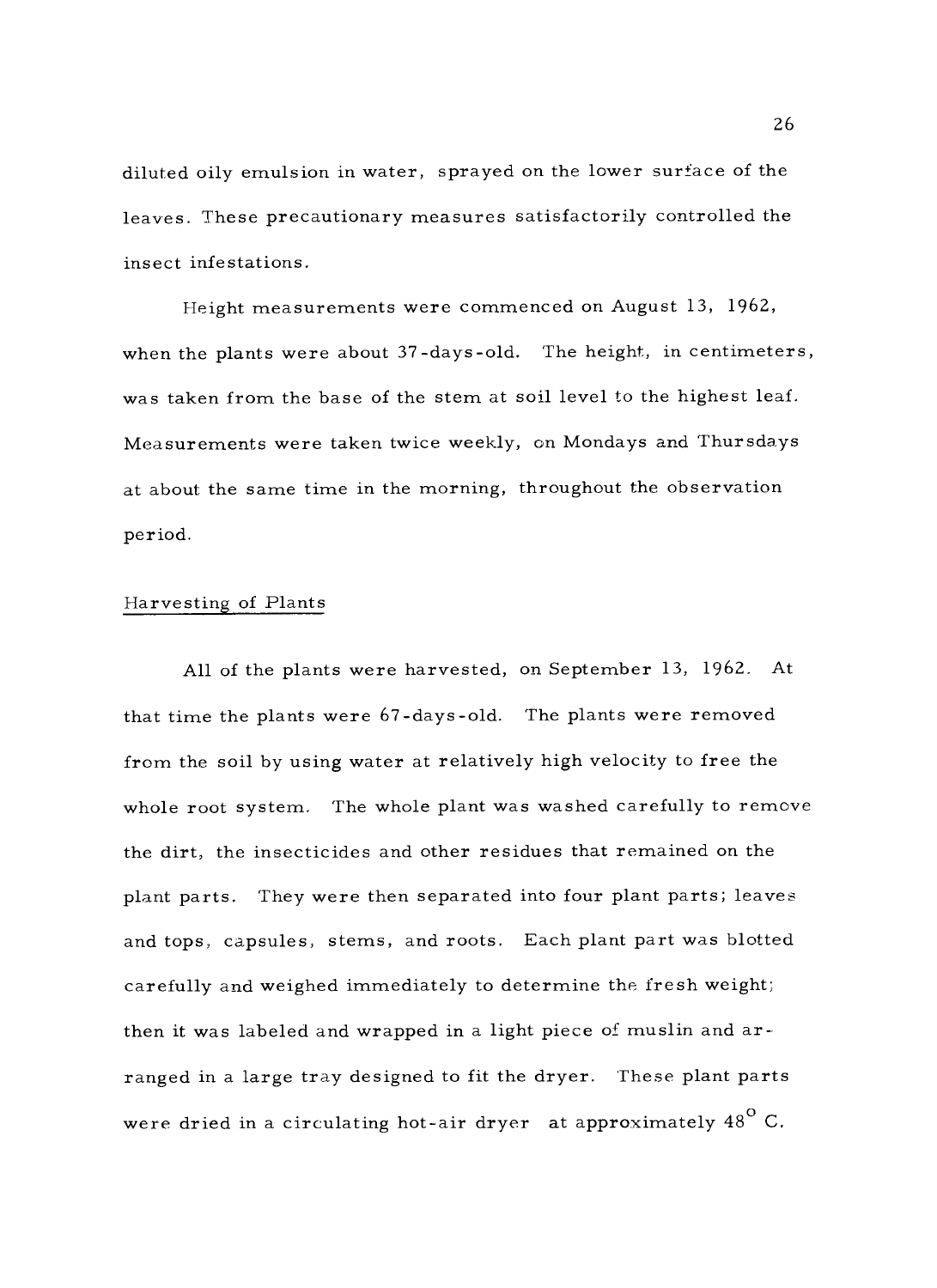diluted oily emulsion in water, sprayed on the lower surface of the leaves. These precautionary measures satisfactorily controlled the insect infestations.

Height measurements were commenced on August 13, 1962, when the plants were about 37-days-old. The height, in centimeters, was taken from the base of the stem at soil level to the highest leaf. Measurements were taken twice weekly, on Mondays and Thursdays at about the same time in the morning, throughout the observation period.

## Harvesting of Plants

All of the plants were harvested, on September 13, 1962. At that time the plants were 67-days-old. The plants were removed from the soil by using water at relatively high velocity to free the whole root system. The whole plant was washed carefully to remove the dirt, the insecticides and other residues that remained on the plant parts. They were then separated into four plant parts; leaves and tops, capsules, stems, and roots. Each plant part was blotted carefully and weighed immediately to determine the fresh weight; then it was labeled and wrapped in a light piece of muslin and arranged in a large tray designed to fit the dryer. These plant parts were dried in a circulating hot-air dryer at approximately $48^{o}$ C.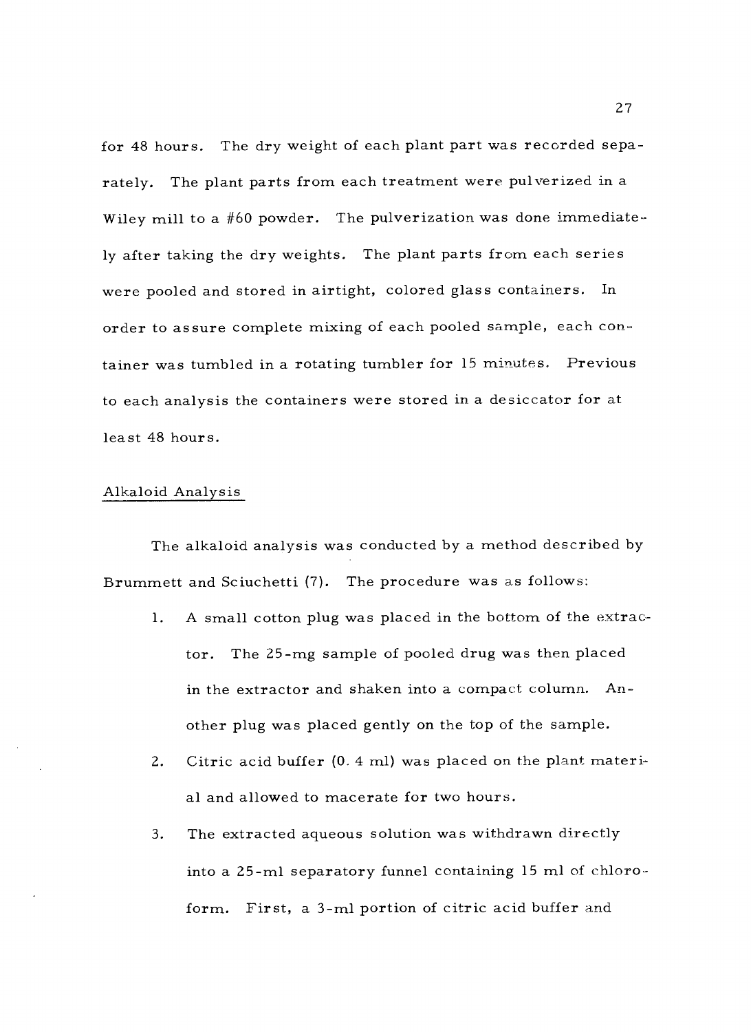for 48 hours. The dry weight of each plant part was recorded separately. The plant parts from each treatment were pulverized in a Wiley mill to a #60 powder. The pulverization was done immediately after taking the dry weights. The plant parts from each series were pooled and stored in airtight, colored glass containers. In order to assure complete mixing of each pooled sample, each container was tumbled in a rotating tumbler for 15 minutes. Previous to each analysis the containers were stored in a desiccator for at least 48 hours.

## Alkaloid Analysis

The alkaloid analysis was conducted by a method described by Brummett and Sciuchetti (7). The procedure was as follows:

1. A small cotton plug was placed in the bottom of the extractor. The 25-mg sample of pooled drug was then placed in the extractor and shaken into a compact column. Another plug was placed gently on the top of the sample.
2. Citric acid buffer (0.4 ml) was placed on the plant material and allowed to macerate for two hours.
3. The extracted aqueous solution was withdrawn directly into a 25-ml separatory funnel containing 15 ml of chloroform. First, a 3-ml portion of citric acid buffer and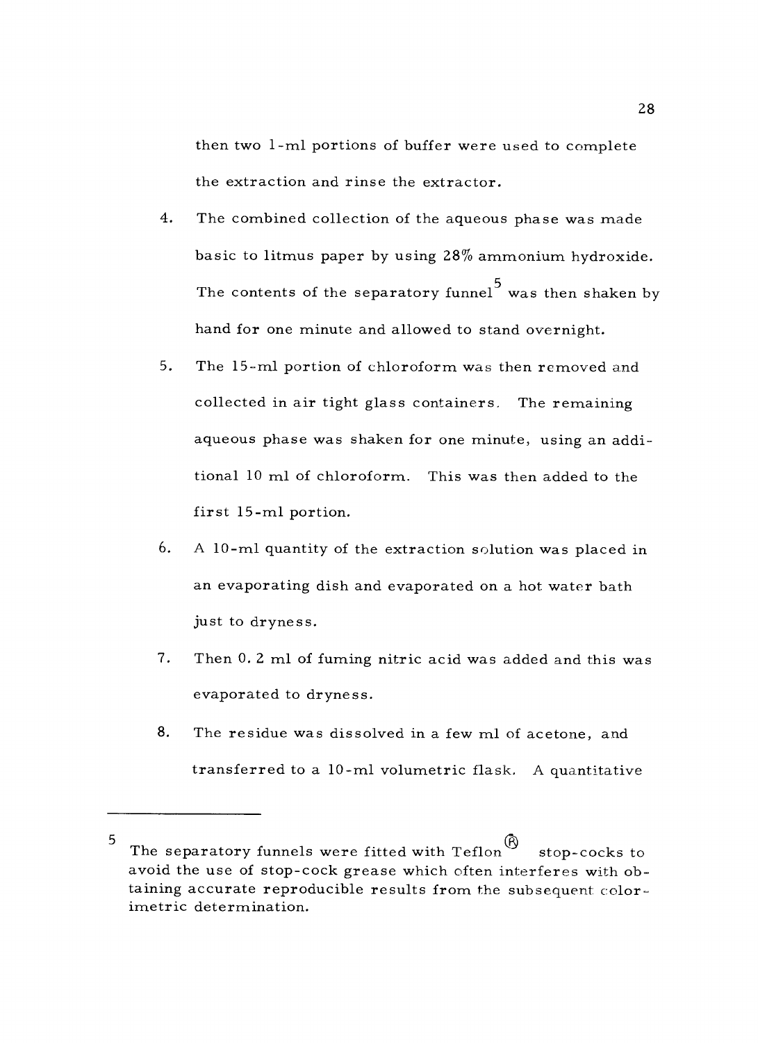then two 1-ml portions of buffer were used to complete the extraction and rinse the extractor.

4. The combined collection of the aqueous phase was made basic to litmus paper by using 28% ammonium hydroxide. The contents of the separatory funnel[5] was then shaken by hand for one minute and allowed to stand overnight.

5. The 15-ml portion of chloroform was then removed and collected in air tight glass containers. The remaining aqueous phase was shaken for one minute, using an additional 10 ml of chloroform. This was then added to the first 15-ml portion.

6. A 10-ml quantity of the extraction solution was placed in an evaporating dish and evaporated on a hot water bath just to dryness.

7. Then 0.2 ml of fuming nitric acid was added and this was evaporated to dryness.

8. The residue was dissolved in a few ml of acetone, and transferred to a 10-ml volumetric flask. A quantitative

---

[5] The separatory funnels were fitted with Teflon® stop-cocks to avoid the use of stop-cock grease which often interferes with obtaining accurate reproducible results from the subsequent colorimetric determination.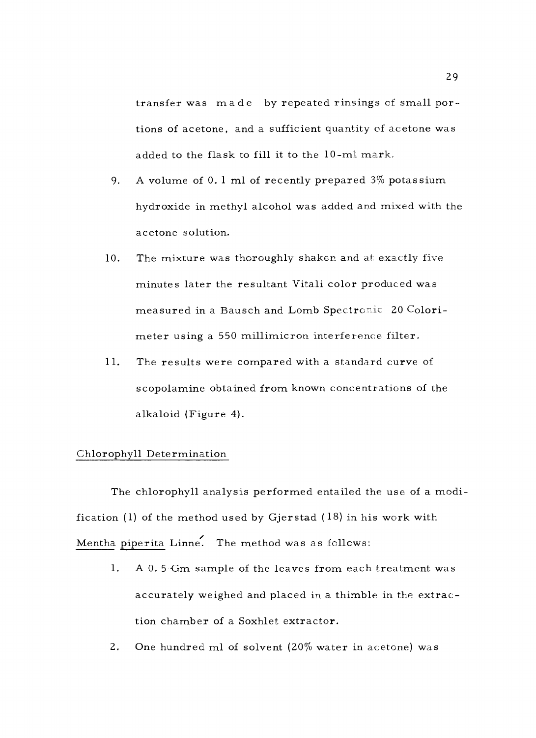transfer was made by repeated rinsings of small portions of acetone, and a sufficient quantity of acetone was added to the flask to fill it to the 10-ml mark.

9. A volume of 0.1 ml of recently prepared 3% potassium hydroxide in methyl alcohol was added and mixed with the acetone solution.

10. The mixture was thoroughly shaken and at exactly five minutes later the resultant Vitali color produced was measured in a Bausch and Lomb Spectronic 20 Colorimeter using a 550 millimicron interference filter.

11. The results were compared with a standard curve of scopolamine obtained from known concentrations of the alkaloid (Figure 4).

## Chlorophyll Determination

The chlorophyll analysis performed entailed the use of a modification (1) of the method used by Gjerstad (18) in his work with Mentha piperita Linné. The method was as follows:

1. A 0.5-Gm sample of the leaves from each treatment was accurately weighed and placed in a thimble in the extraction chamber of a Soxhlet extractor.

2. One hundred ml of solvent (20% water in acetone) was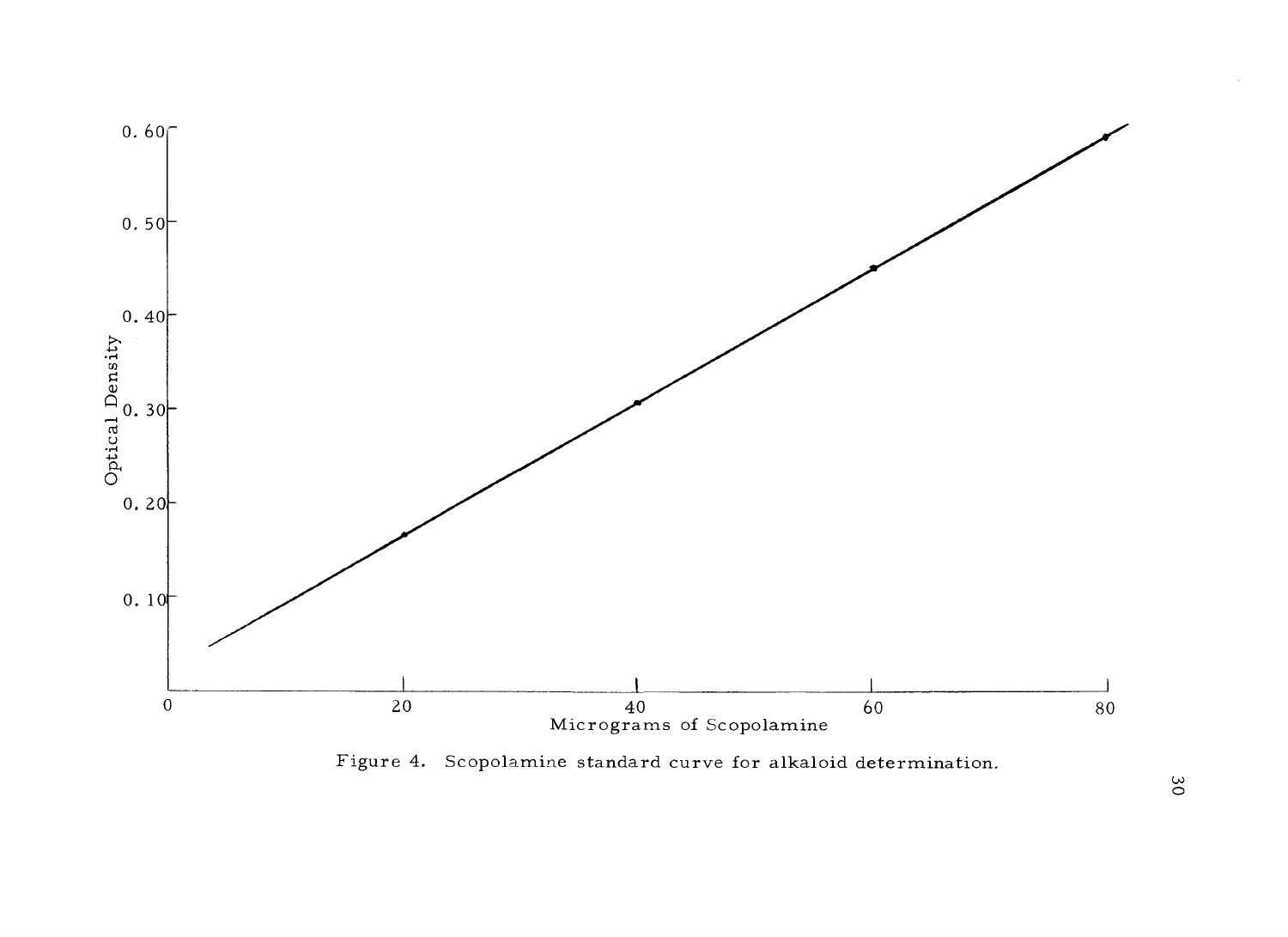Figure 4. Scopolamine standard curve for alkaloid determination.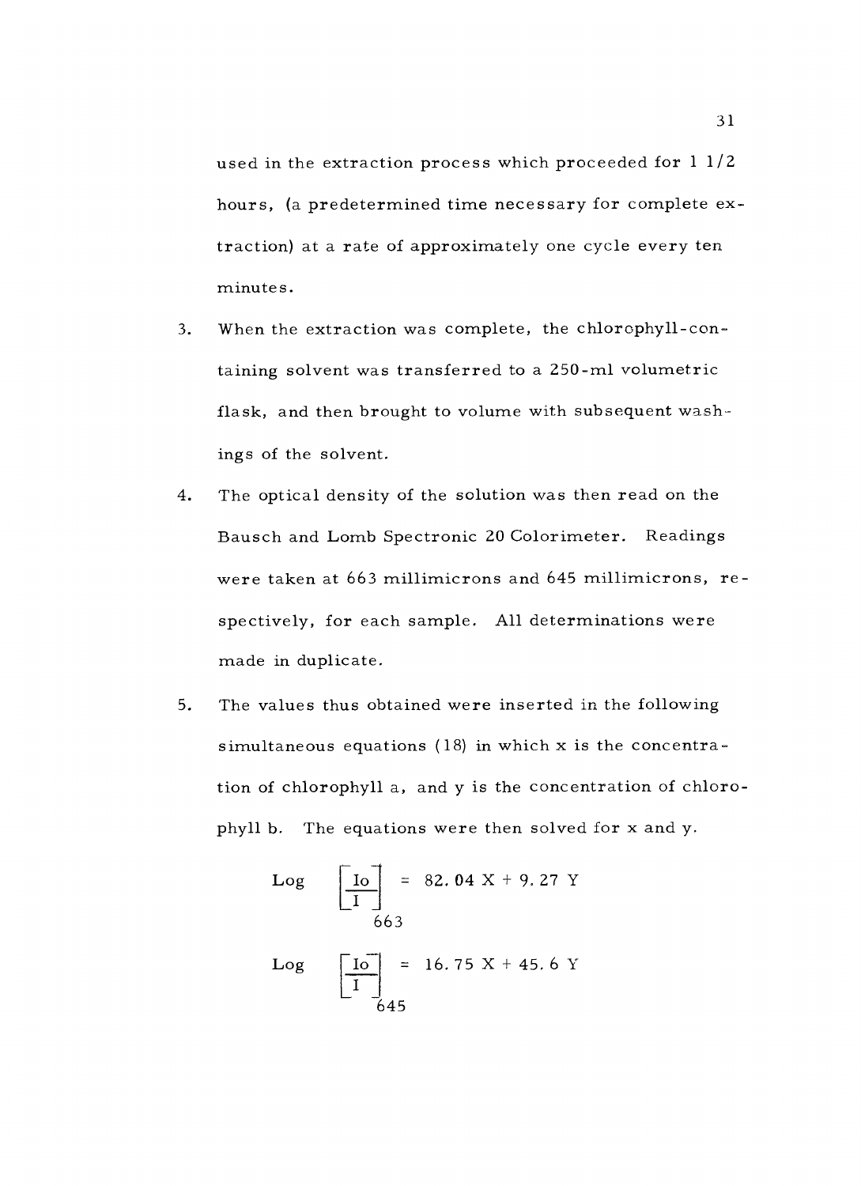used in the extraction process which proceeded for 1 1/2 hours, (a predetermined time necessary for complete extraction) at a rate of approximately one cycle every ten minutes.

3. When the extraction was complete, the chlorophyll-containing solvent was transferred to a 250-ml volumetric flask, and then brought to volume with subsequent washings of the solvent.

4. The optical density of the solution was then read on the Bausch and Lomb Spectronic 20 Colorimeter. Readings were taken at 663 millimicrons and 645 millimicrons, respectively, for each sample. All determinations were made in duplicate.

5. The values thus obtained were inserted in the following simultaneous equations (18) in which x is the concentration of chlorophyll a, and y is the concentration of chlorophyll b. The equations were then solved for x and y.

$$\text{Log} \left[\frac{Io}{I}\right]_{663} = 82.04\ X + 9.27\ Y$$

$$\text{Log} \left[\frac{Io}{I}\right]_{645} = 16.75\ X + 45.6\ Y$$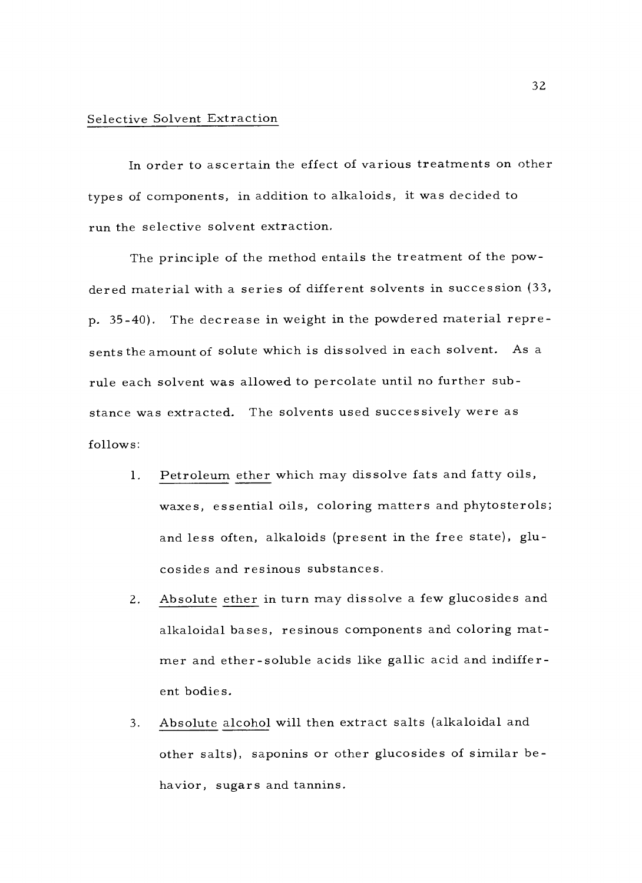Selective Solvent Extraction

In order to ascertain the effect of various treatments on other types of components, in addition to alkaloids, it was decided to run the selective solvent extraction.

The principle of the method entails the treatment of the powdered material with a series of different solvents in succession (33, p. 35-40). The decrease in weight in the powdered material represents the amount of solute which is dissolved in each solvent. As a rule each solvent was allowed to percolate until no further substance was extracted. The solvents used successively were as follows:

1. Petroleum ether which may dissolve fats and fatty oils, waxes, essential oils, coloring matters and phytosterols; and less often, alkaloids (present in the free state), glucosides and resinous substances.
2. Absolute ether in turn may dissolve a few glucosides and alkaloidal bases, resinous components and coloring matmer and ether-soluble acids like gallic acid and indifferent bodies.
3. Absolute alcohol will then extract salts (alkaloidal and other salts), saponins or other glucosides of similar behavior, sugars and tannins.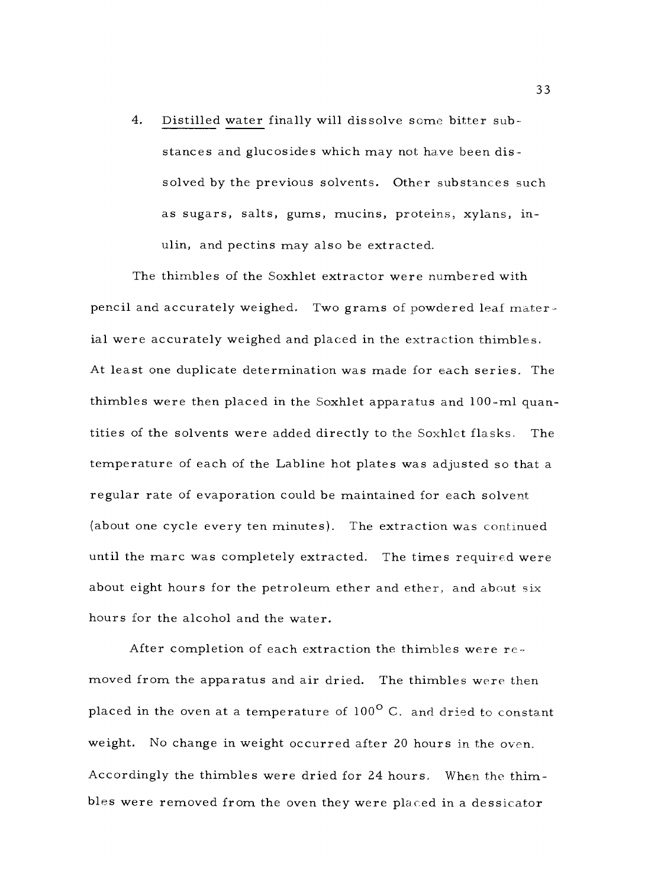4. <u>Distilled water</u> finally will dissolve some bitter substances and glucosides which may not have been dissolved by the previous solvents. Other substances such as sugars, salts, gums, mucins, proteins, xylans, inulin, and pectins may also be extracted.

The thimbles of the Soxhlet extractor were numbered with pencil and accurately weighed. Two grams of powdered leaf material were accurately weighed and placed in the extraction thimbles. At least one duplicate determination was made for each series. The thimbles were then placed in the Soxhlet apparatus and 100-ml quantities of the solvents were added directly to the Soxhlet flasks. The temperature of each of the Labline hot plates was adjusted so that a regular rate of evaporation could be maintained for each solvent (about one cycle every ten minutes). The extraction was continued until the marc was completely extracted. The times required were about eight hours for the petroleum ether and ether, and about six hours for the alcohol and the water.

After completion of each extraction the thimbles were removed from the apparatus and air dried. The thimbles were then placed in the oven at a temperature of $100^{\circ}$ C. and dried to constant weight. No change in weight occurred after 20 hours in the oven. Accordingly the thimbles were dried for 24 hours. When the thimbles were removed from the oven they were placed in a dessicator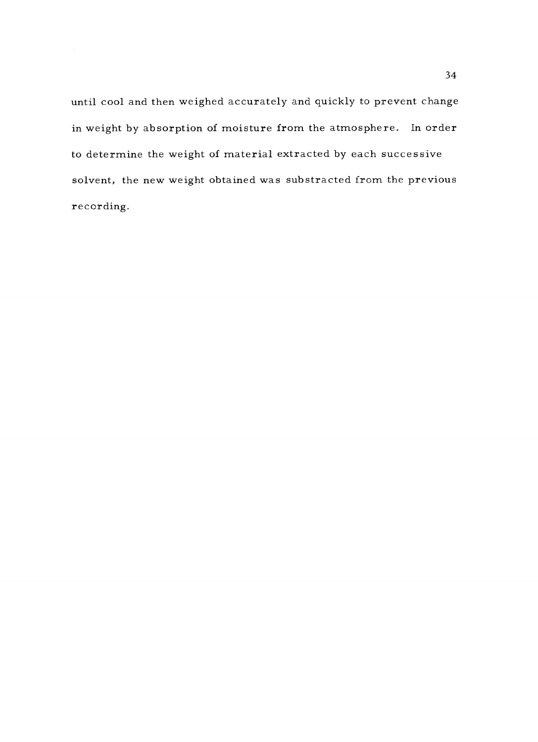until cool and then weighed accurately and quickly to prevent change in weight by absorption of moisture from the atmosphere. In order to determine the weight of material extracted by each successive solvent, the new weight obtained was substracted from the previous recording.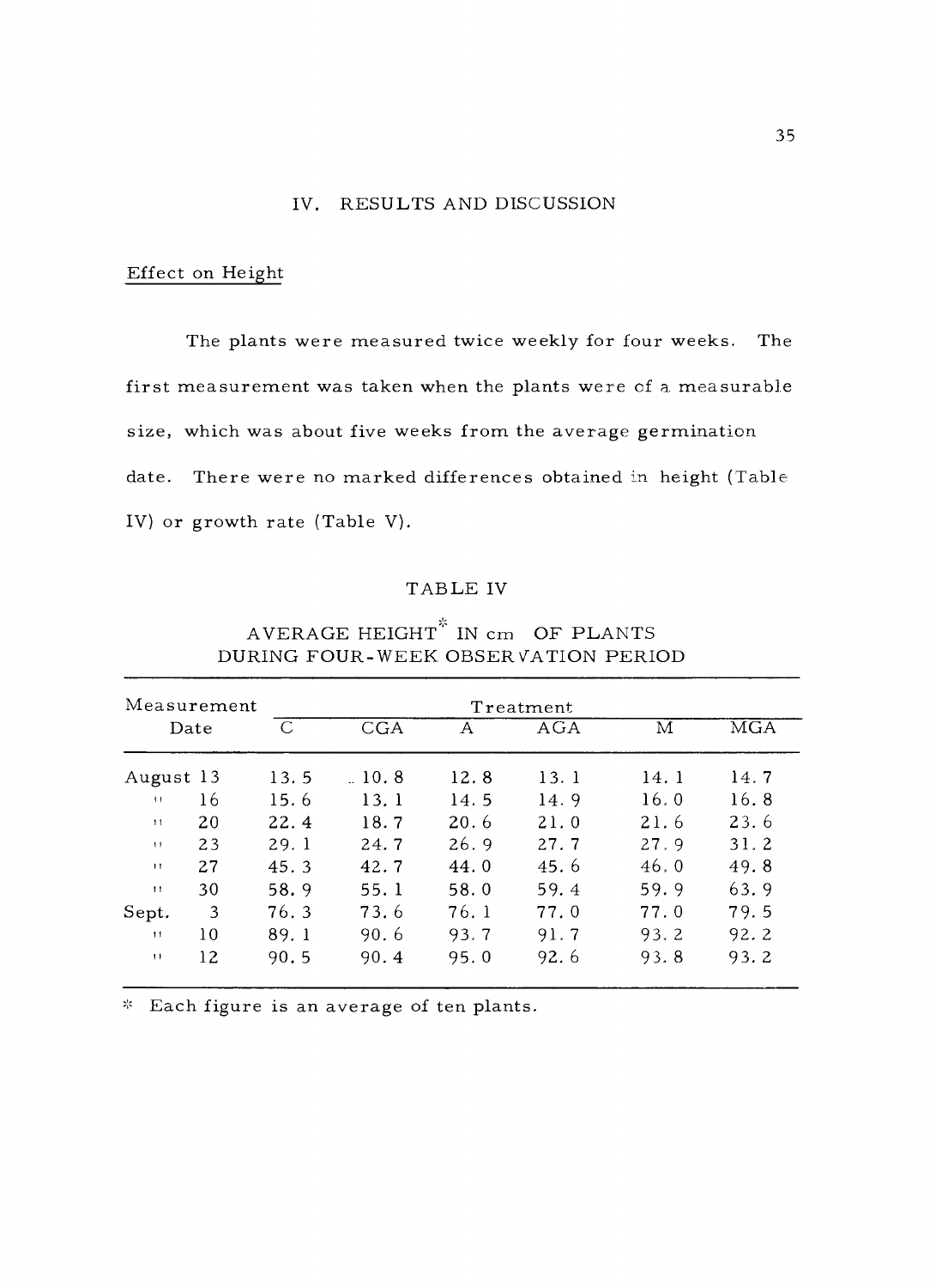## IV. RESULTS AND DISCUSSION

### Effect on Height

The plants were measured twice weekly for four weeks. The first measurement was taken when the plants were of a measurable size, which was about five weeks from the average germination date. There were no marked differences obtained in height (Table IV) or growth rate (Table V).

TABLE IV

AVERAGE HEIGHT* IN cm OF PLANTS DURING FOUR-WEEK OBSERVATION PERIOD

| Measurement Date | Treatment | | | | | |
|---|---|---|---|---|---|---|
| | C | CGA | A | AGA | M | MGA |
| August 13 | 13.5 | 10.8 | 12.8 | 13.1 | 14.1 | 14.7 |
| " 16 | 15.6 | 13.1 | 14.5 | 14.9 | 16.0 | 16.8 |
| " 20 | 22.4 | 18.7 | 20.6 | 21.0 | 21.6 | 23.6 |
| " 23 | 29.1 | 24.7 | 26.9 | 27.7 | 27.9 | 31.2 |
| " 27 | 45.3 | 42.7 | 44.0 | 45.6 | 46.0 | 49.8 |
| " 30 | 58.9 | 55.1 | 58.0 | 59.4 | 59.9 | 63.9 |
| Sept. 3 | 76.3 | 73.6 | 76.1 | 77.0 | 77.0 | 79.5 |
| " 10 | 89.1 | 90.6 | 93.7 | 91.7 | 93.2 | 92.2 |
| " 12 | 90.5 | 90.4 | 95.0 | 92.6 | 93.8 | 93.2 |

* Each figure is an average of ten plants.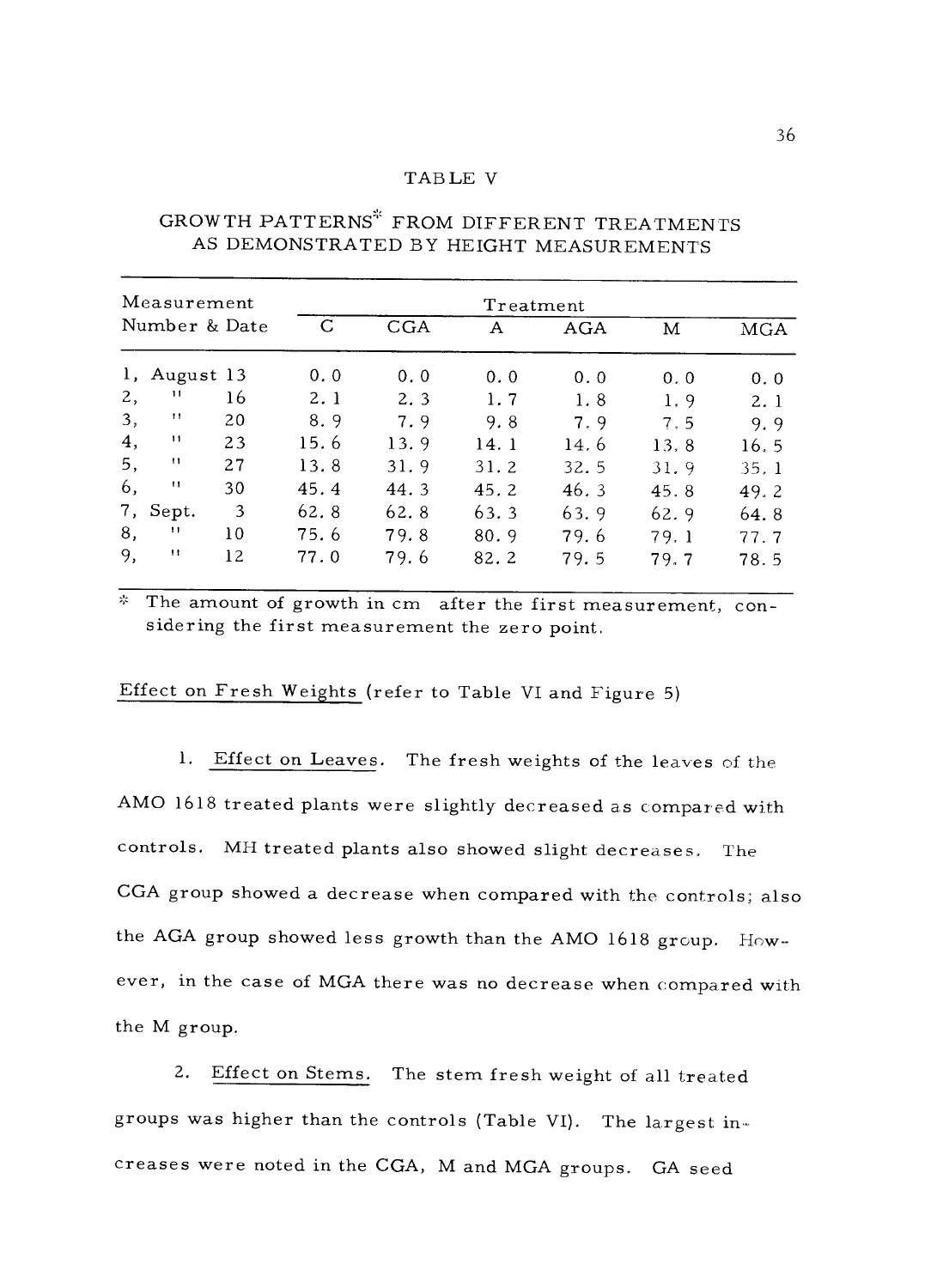TABLE V

GROWTH PATTERNS* FROM DIFFERENT TREATMENTS AS DEMONSTRATED BY HEIGHT MEASUREMENTS

| Measurement Number & Date | Treatment | | | | | |
|---|---|---|---|---|---|---|
| | C | CGA | A | AGA | M | MGA |
| 1, August 13 | 0.0 | 0.0 | 0.0 | 0.0 | 0.0 | 0.0 |
| 2, " 16 | 2.1 | 2.3 | 1.7 | 1.8 | 1.9 | 2.1 |
| 3, " 20 | 8.9 | 7.9 | 9.8 | 7.9 | 7.5 | 9.9 |
| 4, " 23 | 15.6 | 13.9 | 14.1 | 14.6 | 13.8 | 16.5 |
| 5, " 27 | 13.8 | 31.9 | 31.2 | 32.5 | 31.9 | 35.1 |
| 6, " 30 | 45.4 | 44.3 | 45.2 | 46.3 | 45.8 | 49.2 |
| 7, Sept. 3 | 62.8 | 62.8 | 63.3 | 63.9 | 62.9 | 64.8 |
| 8, " 10 | 75.6 | 79.8 | 80.9 | 79.6 | 79.1 | 77.7 |
| 9, " 12 | 77.0 | 79.6 | 82.2 | 79.5 | 79.7 | 78.5 |

* The amount of growth in cm after the first measurement, considering the first measurement the zero point.

Effect on Fresh Weights (refer to Table VI and Figure 5)

1. Effect on Leaves. The fresh weights of the leaves of the AMO 1618 treated plants were slightly decreased as compared with controls. MH treated plants also showed slight decreases. The CGA group showed a decrease when compared with the controls; also the AGA group showed less growth than the AMO 1618 group. However, in the case of MGA there was no decrease when compared with the M group.

2. Effect on Stems. The stem fresh weight of all treated groups was higher than the controls (Table VI). The largest increases were noted in the CGA, M and MGA groups. GA seed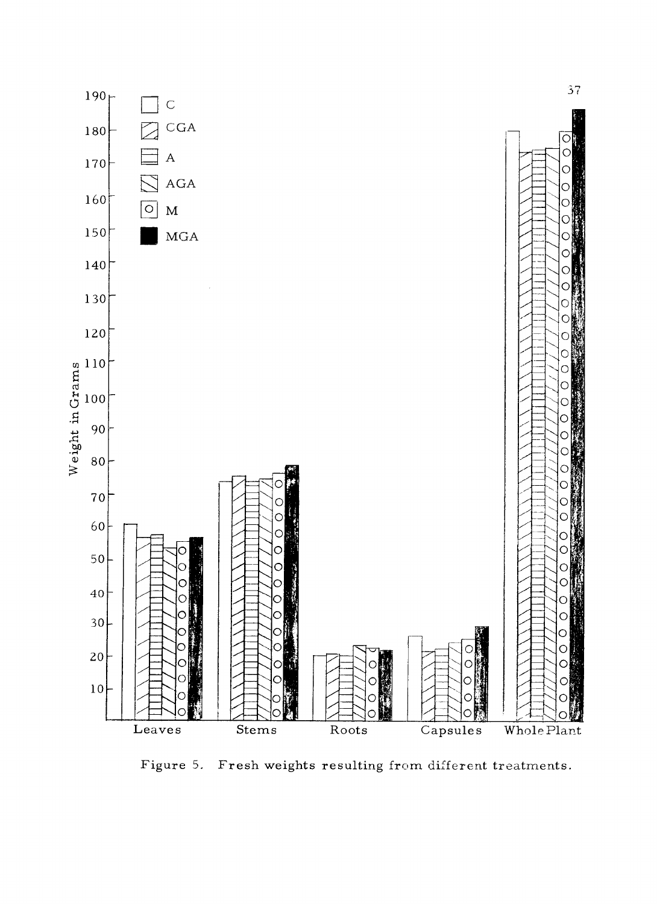Figure 5. Fresh weights resulting from different treatments.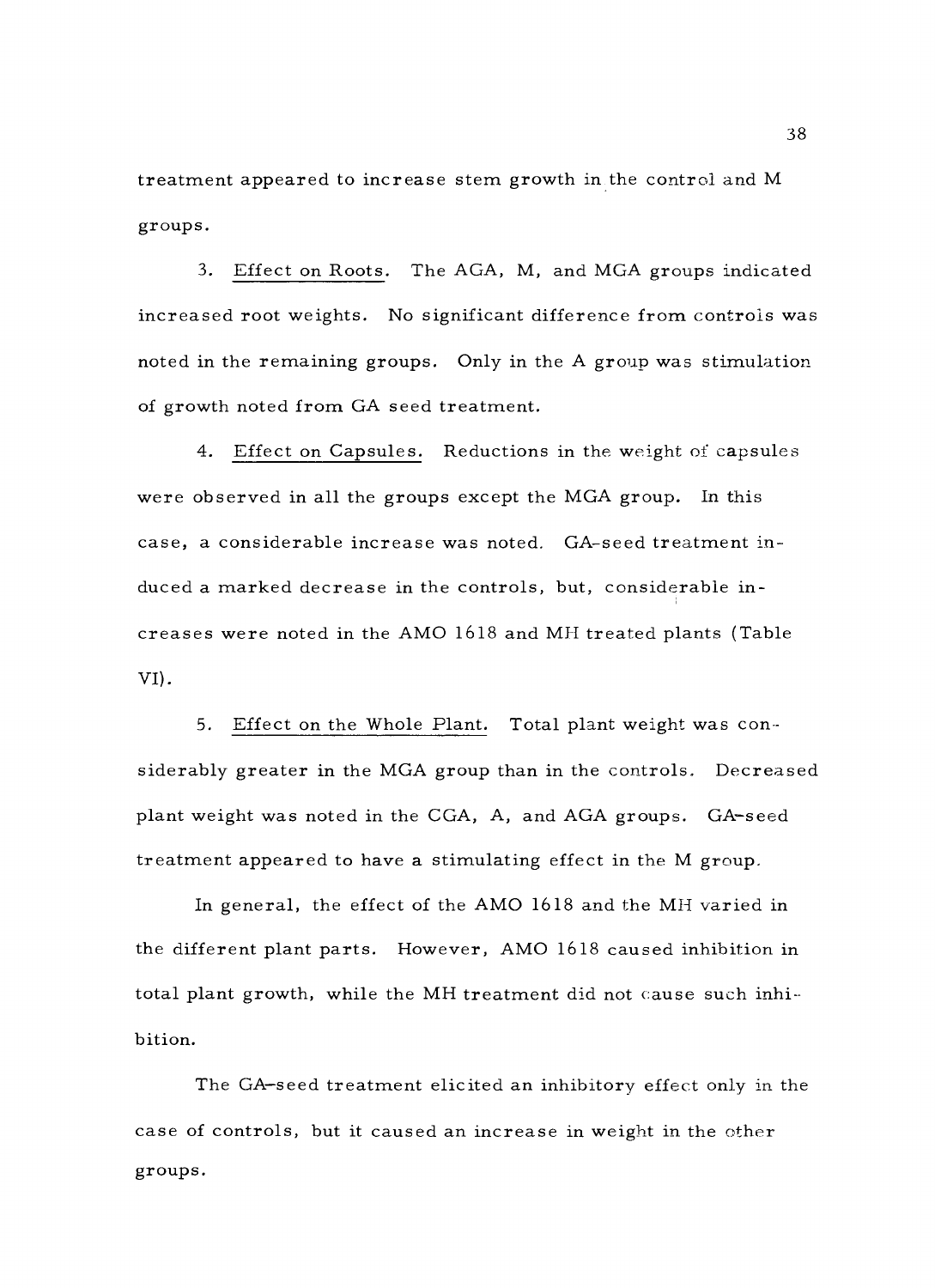treatment appeared to increase stem growth in the control and M groups.

3. Effect on Roots. The AGA, M, and MGA groups indicated increased root weights. No significant difference from controls was noted in the remaining groups. Only in the A group was stimulation of growth noted from GA seed treatment.

4. Effect on Capsules. Reductions in the weight of capsules were observed in all the groups except the MGA group. In this case, a considerable increase was noted. GA-seed treatment induced a marked decrease in the controls, but, considerable increases were noted in the AMO 1618 and MH treated plants (Table VI).

5. Effect on the Whole Plant. Total plant weight was considerably greater in the MGA group than in the controls. Decreased plant weight was noted in the CGA, A, and AGA groups. GA-seed treatment appeared to have a stimulating effect in the M group.

In general, the effect of the AMO 1618 and the MH varied in the different plant parts. However, AMO 1618 caused inhibition in total plant growth, while the MH treatment did not cause such inhibition.

The GA-seed treatment elicited an inhibitory effect only in the case of controls, but it caused an increase in weight in the other groups.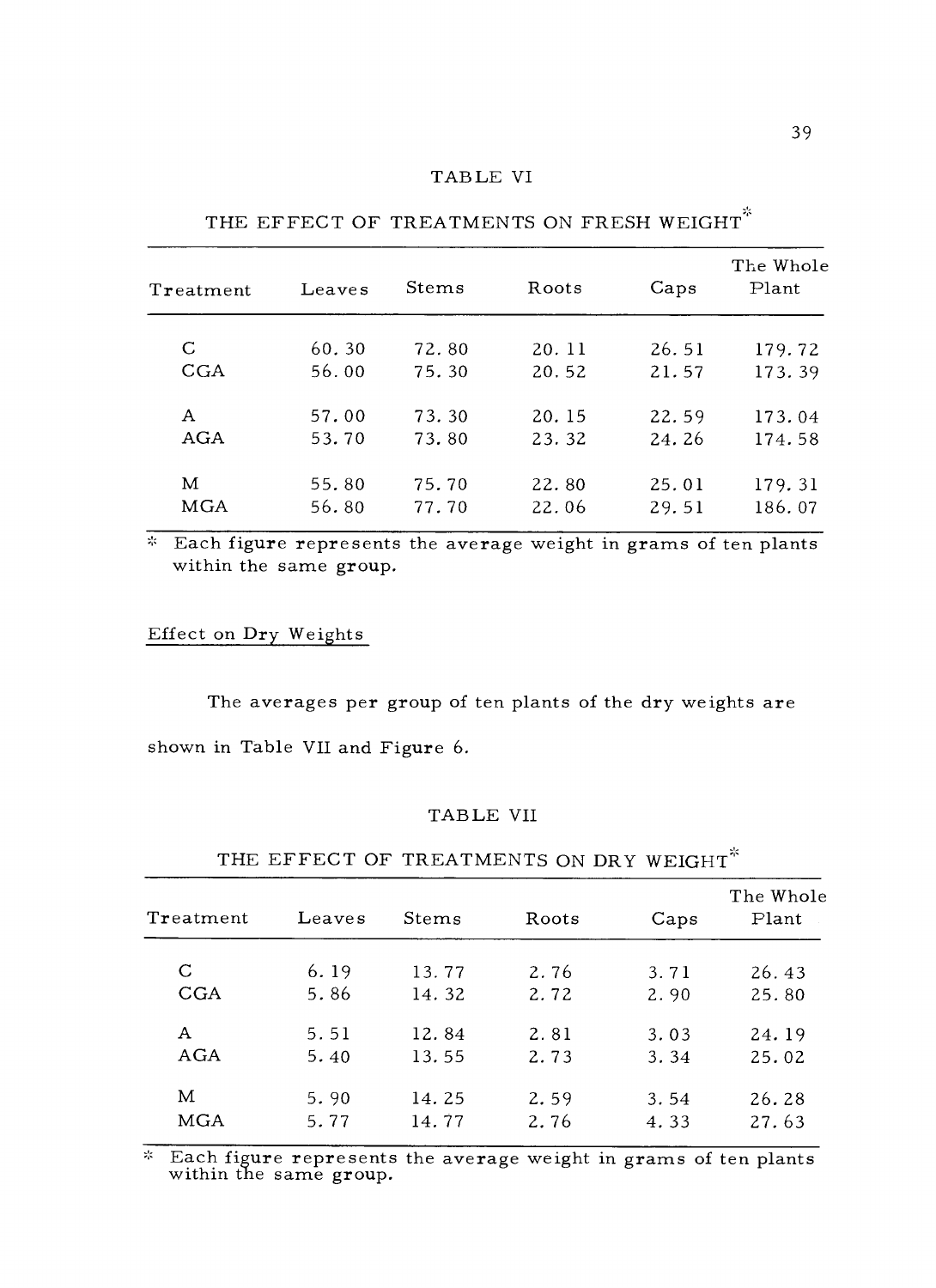TABLE VI

THE EFFECT OF TREATMENTS ON FRESH WEIGHT*

| Treatment | Leaves | Stems | Roots | Caps | The Whole Plant |
|---|---|---|---|---|---|
| C | 60.30 | 72.80 | 20.11 | 26.51 | 179.72 |
| CGA | 56.00 | 75.30 | 20.52 | 21.57 | 173.39 |
| A | 57.00 | 73.30 | 20.15 | 22.59 | 173.04 |
| AGA | 53.70 | 73.80 | 23.32 | 24.26 | 174.58 |
| M | 55.80 | 75.70 | 22.80 | 25.01 | 179.31 |
| MGA | 56.80 | 77.70 | 22.06 | 29.51 | 186.07 |

\* Each figure represents the average weight in grams of ten plants within the same group.

Effect on Dry Weights

The averages per group of ten plants of the dry weights are shown in Table VII and Figure 6.

TABLE VII

THE EFFECT OF TREATMENTS ON DRY WEIGHT*

| Treatment | Leaves | Stems | Roots | Caps | The Whole Plant |
|---|---|---|---|---|---|
| C | 6.19 | 13.77 | 2.76 | 3.71 | 26.43 |
| CGA | 5.86 | 14.32 | 2.72 | 2.90 | 25.80 |
| A | 5.51 | 12.84 | 2.81 | 3.03 | 24.19 |
| AGA | 5.40 | 13.55 | 2.73 | 3.34 | 25.02 |
| M | 5.90 | 14.25 | 2.59 | 3.54 | 26.28 |
| MGA | 5.77 | 14.77 | 2.76 | 4.33 | 27.63 |

\* Each figure represents the average weight in grams of ten plants within the same group.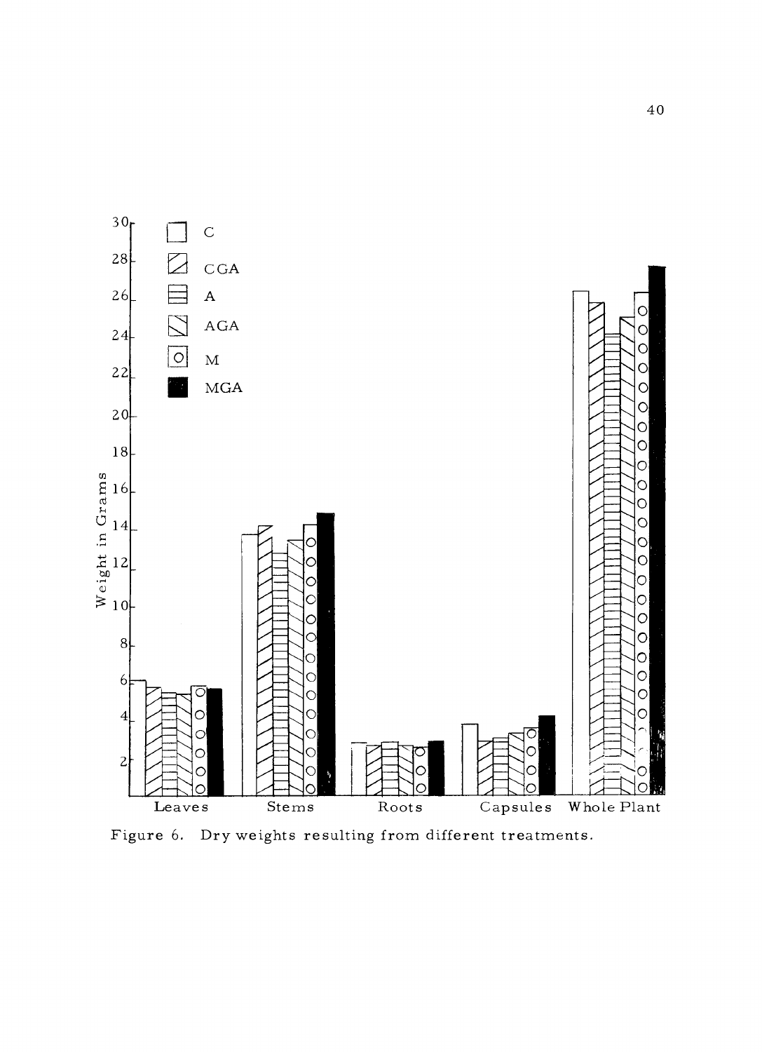Figure 6. Dry weights resulting from different treatments.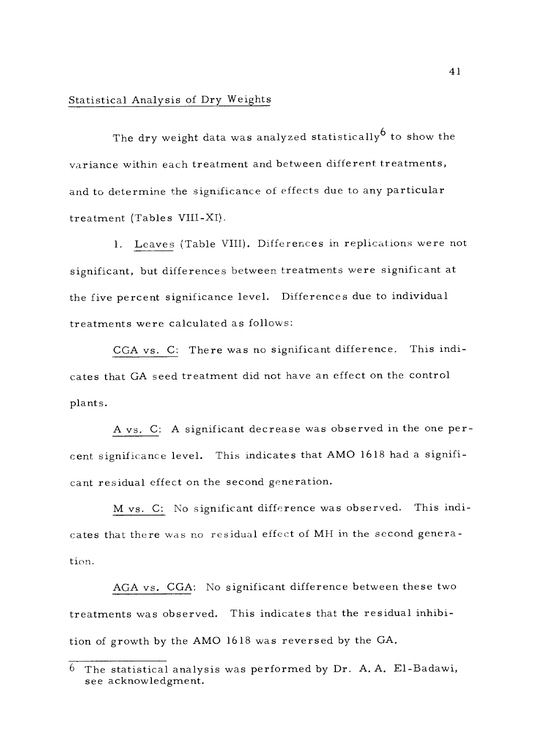## Statistical Analysis of Dry Weights

The dry weight data was analyzed statistically[6] to show the variance within each treatment and between different treatments, and to determine the significance of effects due to any particular treatment (Tables VIII-XI).

1. Leaves (Table VIII). Differences in replications were not significant, but differences between treatments were significant at the five percent significance level. Differences due to individual treatments were calculated as follows:

CGA vs. C: There was no significant difference. This indicates that GA seed treatment did not have an effect on the control plants.

A vs. C: A significant decrease was observed in the one percent significance level. This indicates that AMO 1618 had a significant residual effect on the second generation.

M vs. C: No significant difference was observed. This indicates that there was no residual effect of MH in the second generation.

AGA vs. CGA: No significant difference between these two treatments was observed. This indicates that the residual inhibition of growth by the AMO 1618 was reversed by the GA.

---

[6] The statistical analysis was performed by Dr. A. A. El-Badawi, see acknowledgment.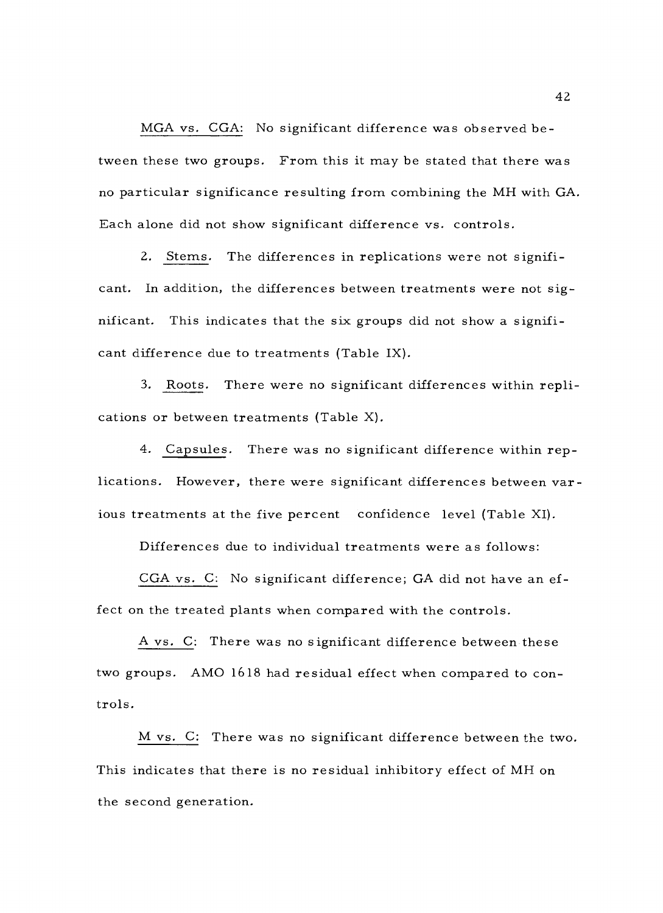<u>MGA vs. CGA</u>: No significant difference was observed between these two groups. From this it may be stated that there was no particular significance resulting from combining the MH with GA. Each alone did not show significant difference vs. controls.

2. <u>Stems</u>. The differences in replications were not significant. In addition, the differences between treatments were not significant. This indicates that the six groups did not show a significant difference due to treatments (Table IX).

3. <u>Roots</u>. There were no significant differences within replications or between treatments (Table X).

4. <u>Capsules</u>. There was no significant difference within replications. However, there were significant differences between various treatments at the five percent confidence level (Table XI).

Differences due to individual treatments were as follows:

<u>CGA vs. C</u>: No significant difference; GA did not have an effect on the treated plants when compared with the controls.

<u>A vs. C</u>: There was no significant difference between these two groups. AMO 1618 had residual effect when compared to controls.

<u>M vs. C</u>: There was no significant difference between the two. This indicates that there is no residual inhibitory effect of MH on the second generation.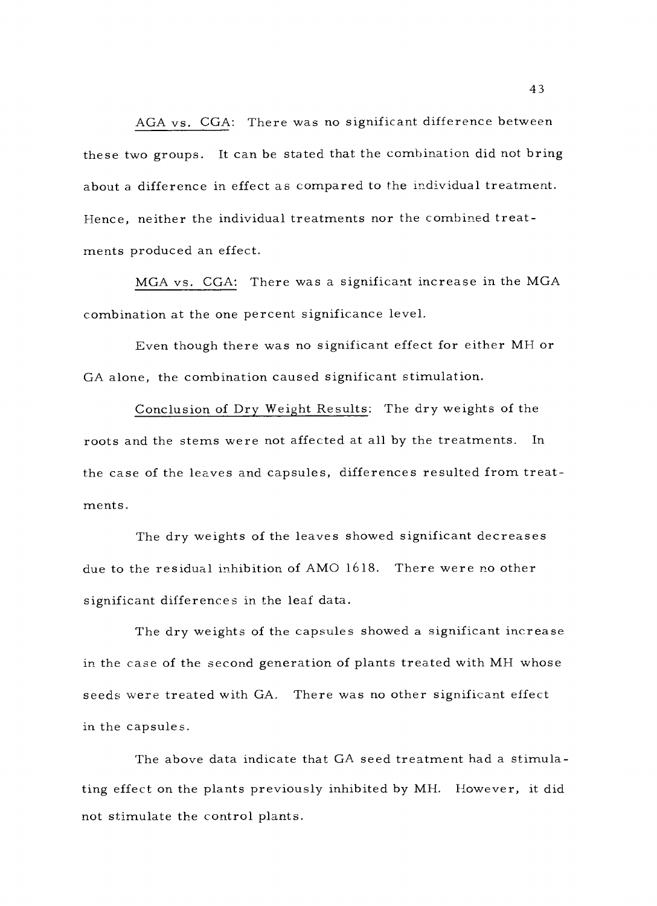AGA vs. CGA: There was no significant difference between these two groups. It can be stated that the combination did not bring about a difference in effect as compared to the individual treatment. Hence, neither the individual treatments nor the combined treatments produced an effect.

MGA vs. CGA: There was a significant increase in the MGA combination at the one percent significance level.

Even though there was no significant effect for either MH or GA alone, the combination caused significant stimulation.

Conclusion of Dry Weight Results: The dry weights of the roots and the stems were not affected at all by the treatments. In the case of the leaves and capsules, differences resulted from treatments.

The dry weights of the leaves showed significant decreases due to the residual inhibition of AMO 1618. There were no other significant differences in the leaf data.

The dry weights of the capsules showed a significant increase in the case of the second generation of plants treated with MH whose seeds were treated with GA. There was no other significant effect in the capsules.

The above data indicate that GA seed treatment had a stimulating effect on the plants previously inhibited by MH. However, it did not stimulate the control plants.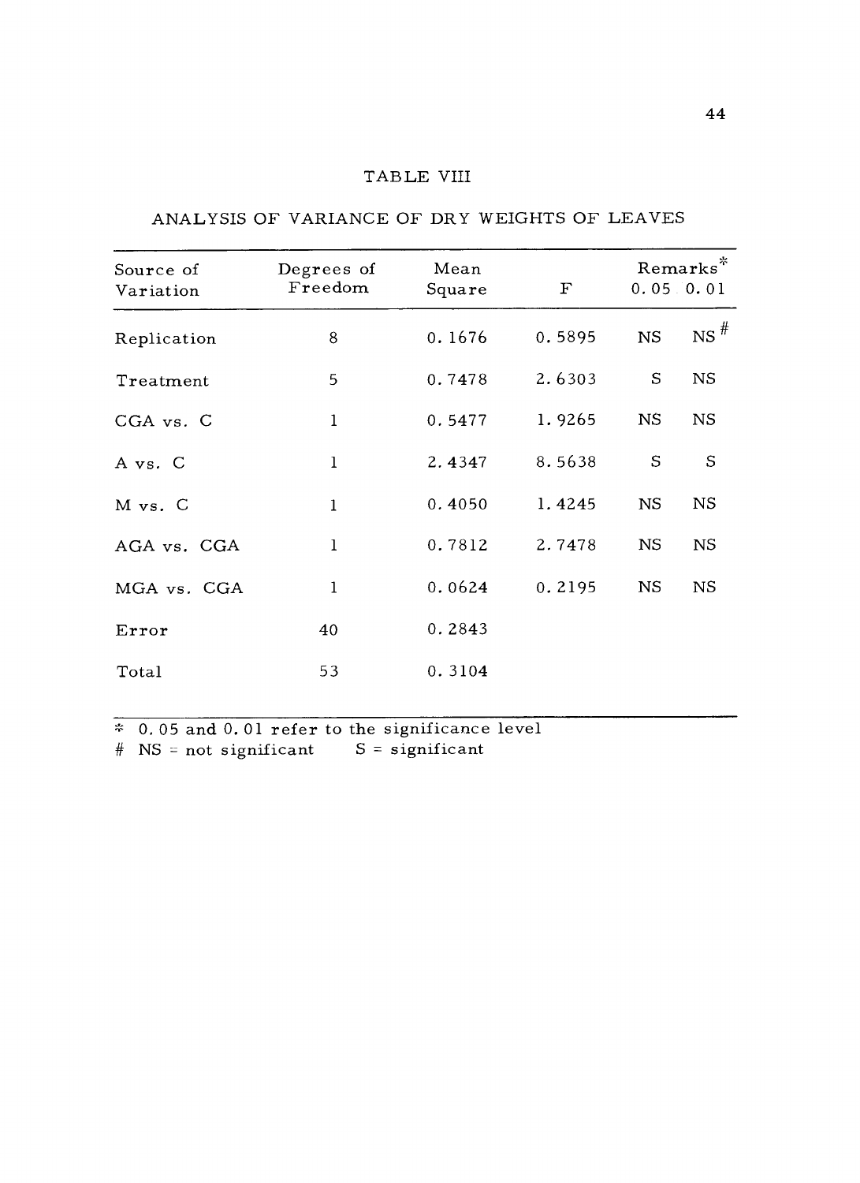TABLE VIII

ANALYSIS OF VARIANCE OF DRY WEIGHTS OF LEAVES

| Source of Variation | Degrees of Freedom | Mean Square | F | Remarks* 0.05 | 0.01 |
|---|---|---|---|---|---|
| Replication | 8 | 0.1676 | 0.5895 | NS | NS# |
| Treatment | 5 | 0.7478 | 2.6303 | S | NS |
| CGA vs. C | 1 | 0.5477 | 1.9265 | NS | NS |
| A vs. C | 1 | 2.4347 | 8.5638 | S | S |
| M vs. C | 1 | 0.4050 | 1.4245 | NS | NS |
| AGA vs. CGA | 1 | 0.7812 | 2.7478 | NS | NS |
| MGA vs. CGA | 1 | 0.0624 | 0.2195 | NS | NS |
| Error | 40 | 0.2843 | | | |
| Total | 53 | 0.3104 | | | |

\* 0.05 and 0.01 refer to the significance level
\# NS = not significant   S = significant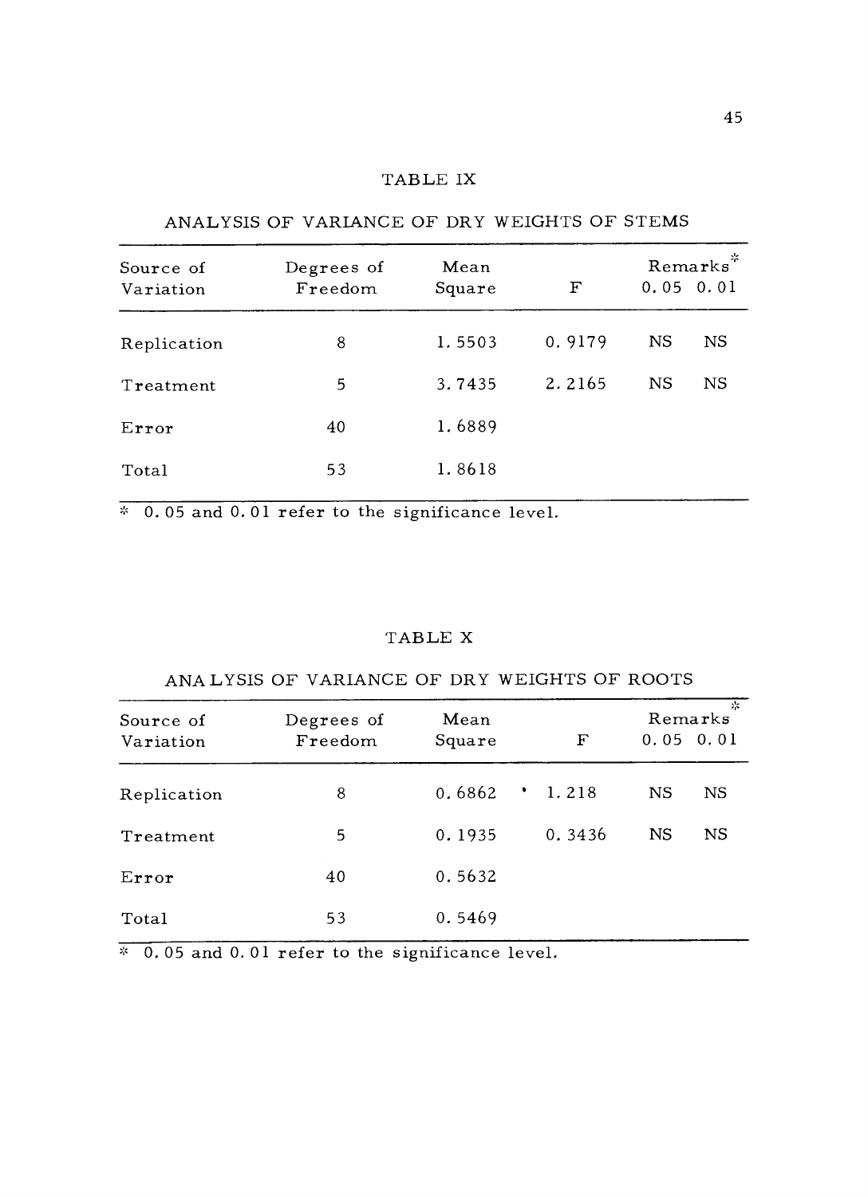TABLE IX

ANALYSIS OF VARIANCE OF DRY WEIGHTS OF STEMS

| Source of Variation | Degrees of Freedom | Mean Square | F | Remarks* 0.05 | 0.01 |
|---|---|---|---|---|---|
| Replication | 8 | 1.5503 | 0.9179 | NS | NS |
| Treatment | 5 | 3.7435 | 2.2165 | NS | NS |
| Error | 40 | 1.6889 | | | |
| Total | 53 | 1.8618 | | | |

* 0.05 and 0.01 refer to the significance level.

TABLE X

ANALYSIS OF VARIANCE OF DRY WEIGHTS OF ROOTS

| Source of Variation | Degrees of Freedom | Mean Square | F | Remarks* 0.05 | 0.01 |
|---|---|---|---|---|---|
| Replication | 8 | 0.6862 | 1.218 | NS | NS |
| Treatment | 5 | 0.1935 | 0.3436 | NS | NS |
| Error | 40 | 0.5632 | | | |
| Total | 53 | 0.5469 | | | |

* 0.05 and 0.01 refer to the significance level.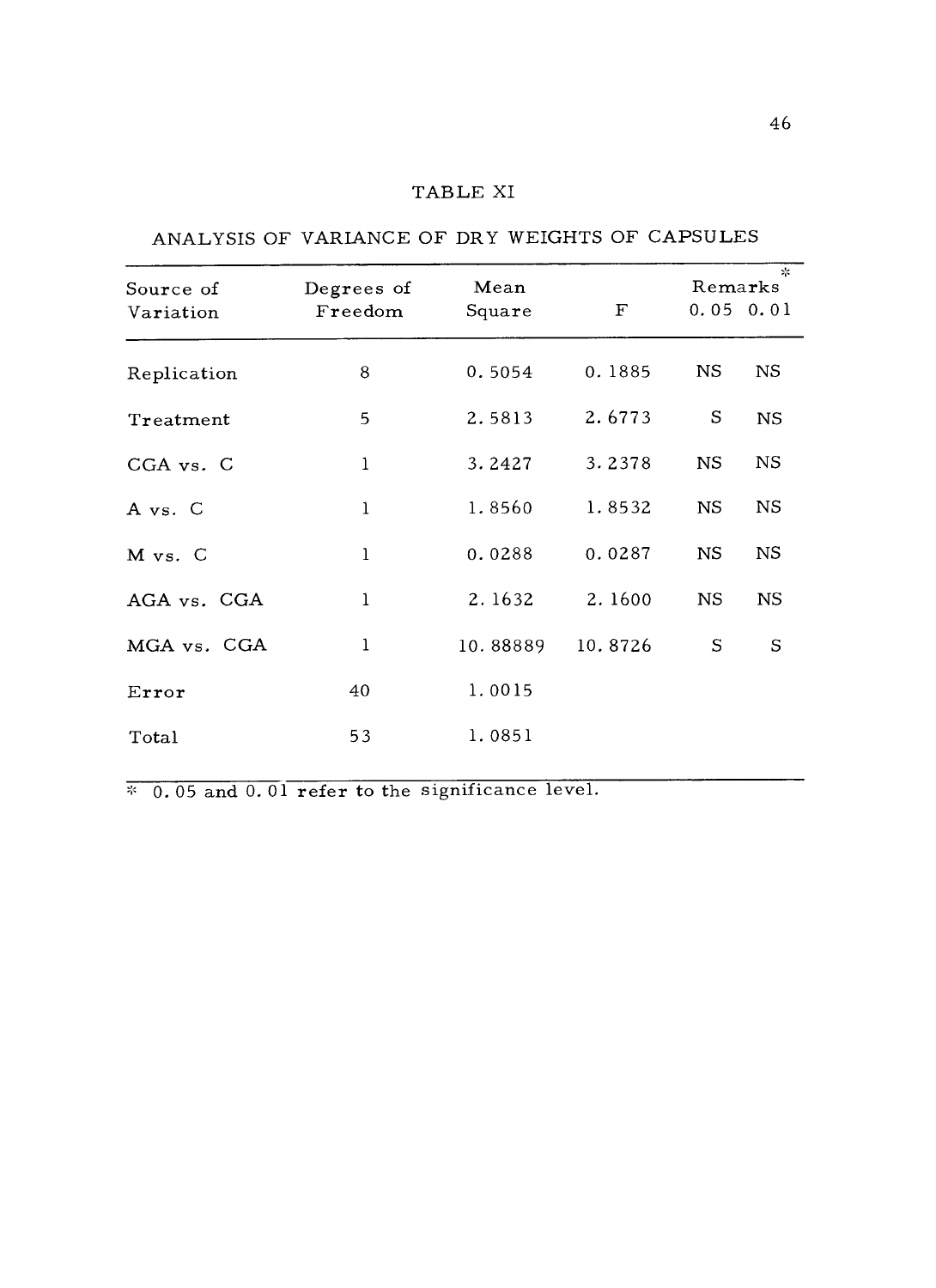TABLE XI

ANALYSIS OF VARIANCE OF DRY WEIGHTS OF CAPSULES

| Source of Variation | Degrees of Freedom | Mean Square | F | Remarks* 0.05 | 0.01 |
|---|---|---|---|---|---|
| Replication | 8 | 0.5054 | 0.1885 | NS | NS |
| Treatment | 5 | 2.5813 | 2.6773 | S | NS |
| CGA vs. C | 1 | 3.2427 | 3.2378 | NS | NS |
| A vs. C | 1 | 1.8560 | 1.8532 | NS | NS |
| M vs. C | 1 | 0.0288 | 0.0287 | NS | NS |
| AGA vs. CGA | 1 | 2.1632 | 2.1600 | NS | NS |
| MGA vs. CGA | 1 | 10.88889 | 10.8726 | S | S |
| Error | 40 | 1.0015 | | | |
| Total | 53 | 1.0851 | | | |

* 0.05 and 0.01 refer to the significance level.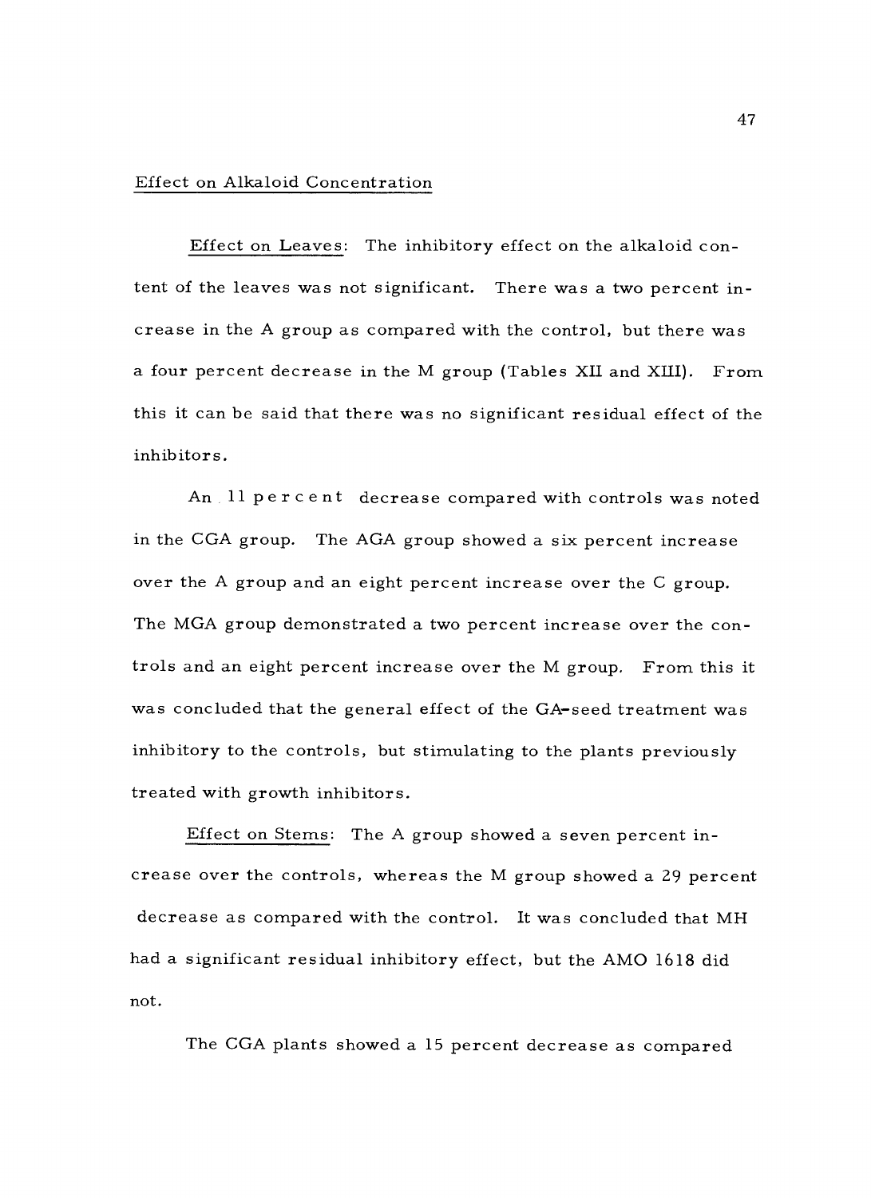Effect on Alkaloid Concentration

Effect on Leaves: The inhibitory effect on the alkaloid content of the leaves was not significant. There was a two percent increase in the A group as compared with the control, but there was a four percent decrease in the M group (Tables XII and XIII). From this it can be said that there was no significant residual effect of the inhibitors.

An 11 percent decrease compared with controls was noted in the CGA group. The AGA group showed a six percent increase over the A group and an eight percent increase over the C group. The MGA group demonstrated a two percent increase over the controls and an eight percent increase over the M group. From this it was concluded that the general effect of the GA-seed treatment was inhibitory to the controls, but stimulating to the plants previously treated with growth inhibitors.

Effect on Stems: The A group showed a seven percent increase over the controls, whereas the M group showed a 29 percent decrease as compared with the control. It was concluded that MH had a significant residual inhibitory effect, but the AMO 1618 did not.

The CGA plants showed a 15 percent decrease as compared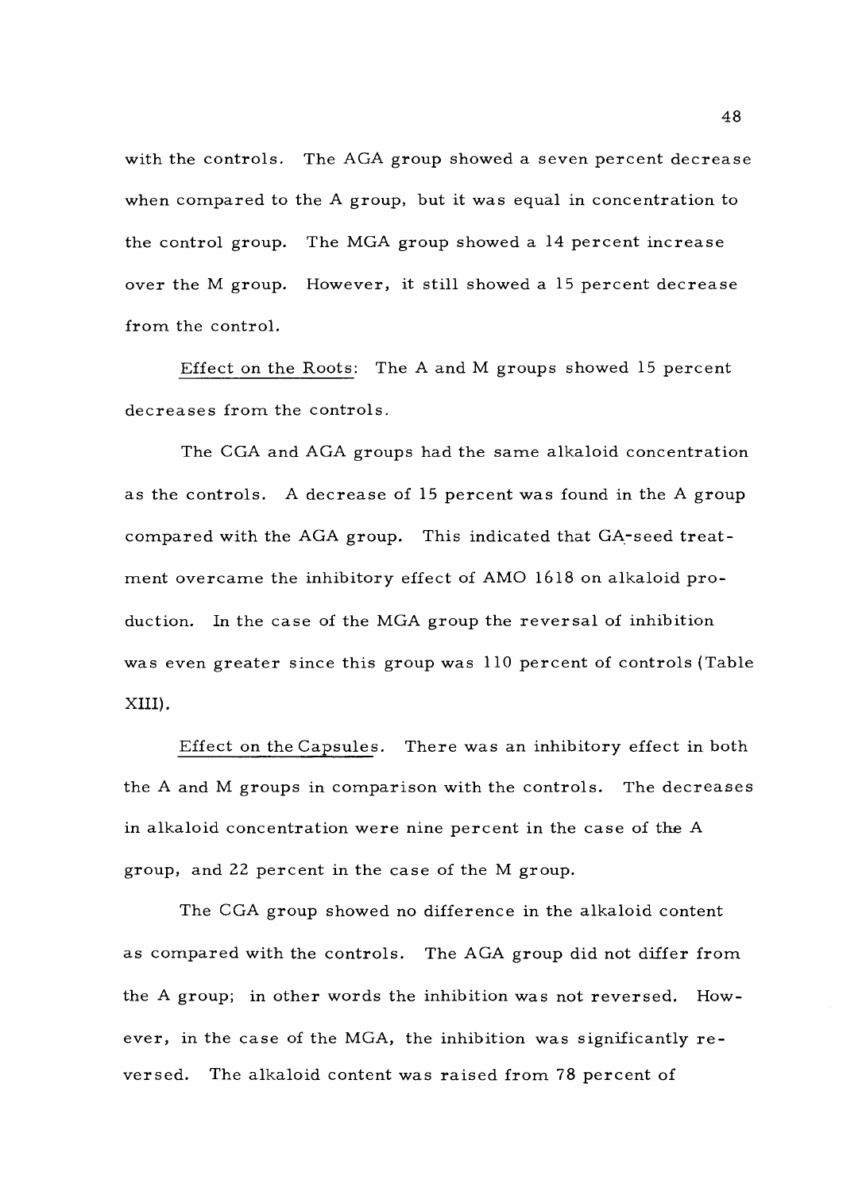with the controls. The AGA group showed a seven percent decrease when compared to the A group, but it was equal in concentration to the control group. The MGA group showed a 14 percent increase over the M group. However, it still showed a 15 percent decrease from the control.

Effect on the Roots: The A and M groups showed 15 percent decreases from the controls.

The CGA and AGA groups had the same alkaloid concentration as the controls. A decrease of 15 percent was found in the A group compared with the AGA group. This indicated that GA-seed treatment overcame the inhibitory effect of AMO 1618 on alkaloid production. In the case of the MGA group the reversal of inhibition was even greater since this group was 110 percent of controls (Table XIII).

Effect on the Capsules. There was an inhibitory effect in both the A and M groups in comparison with the controls. The decreases in alkaloid concentration were nine percent in the case of the A group, and 22 percent in the case of the M group.

The CGA group showed no difference in the alkaloid content as compared with the controls. The AGA group did not differ from the A group; in other words the inhibition was not reversed. However, in the case of the MGA, the inhibition was significantly reversed. The alkaloid content was raised from 78 percent of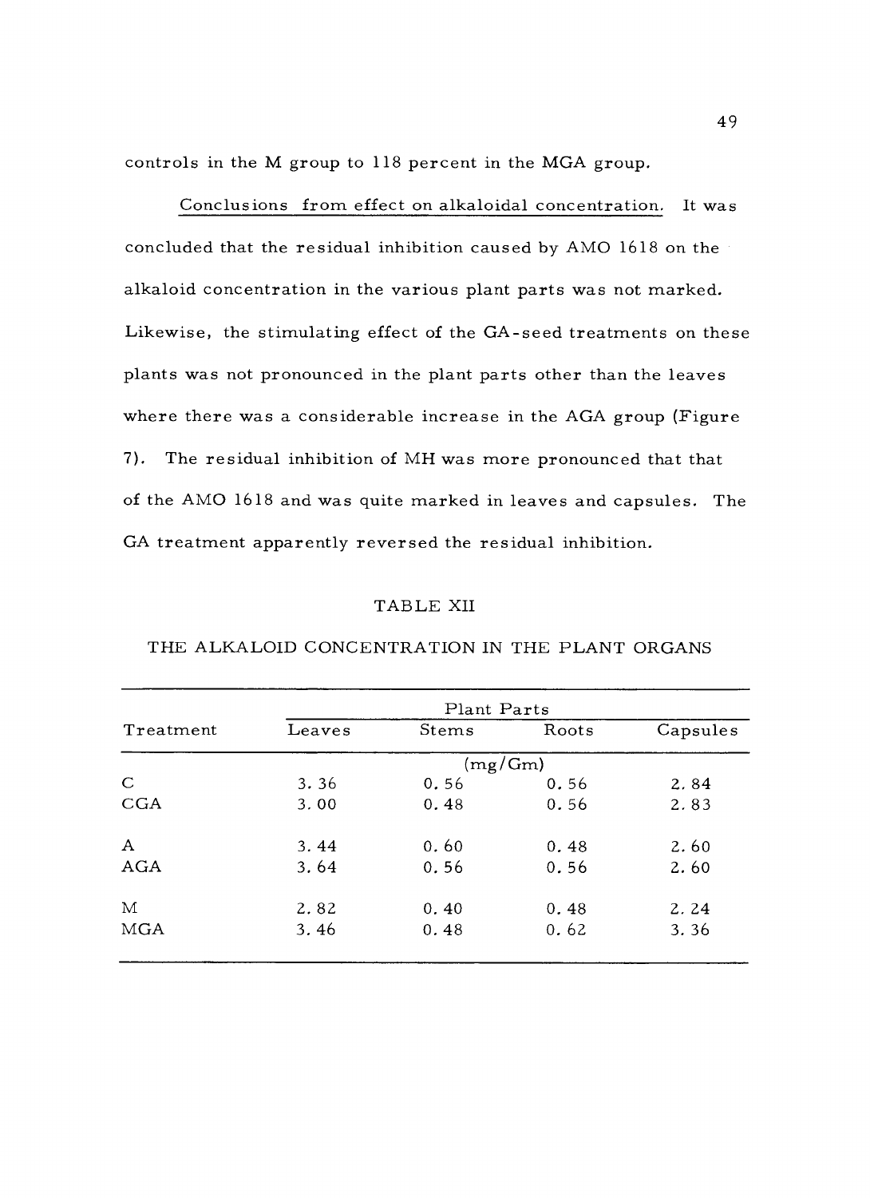controls in the M group to 118 percent in the MGA group.

<u>Conclusions from effect on alkaloidal concentration.</u> It was concluded that the residual inhibition caused by AMO 1618 on the alkaloid concentration in the various plant parts was not marked. Likewise, the stimulating effect of the GA-seed treatments on these plants was not pronounced in the plant parts other than the leaves where there was a considerable increase in the AGA group (Figure 7). The residual inhibition of MH was more pronounced that that of the AMO 1618 and was quite marked in leaves and capsules. The GA treatment apparently reversed the residual inhibition.

TABLE XII

THE ALKALOID CONCENTRATION IN THE PLANT ORGANS

| Treatment | Plant Parts | | | |
|---|---|---|---|---|
| | Leaves | Stems | Roots | Capsules |
| | (mg/Gm) | | | |
| C | 3.36 | 0.56 | 0.56 | 2.84 |
| CGA | 3.00 | 0.48 | 0.56 | 2.83 |
| A | 3.44 | 0.60 | 0.48 | 2.60 |
| AGA | 3.64 | 0.56 | 0.56 | 2.60 |
| M | 2.82 | 0.40 | 0.48 | 2.24 |
| MGA | 3.46 | 0.48 | 0.62 | 3.36 |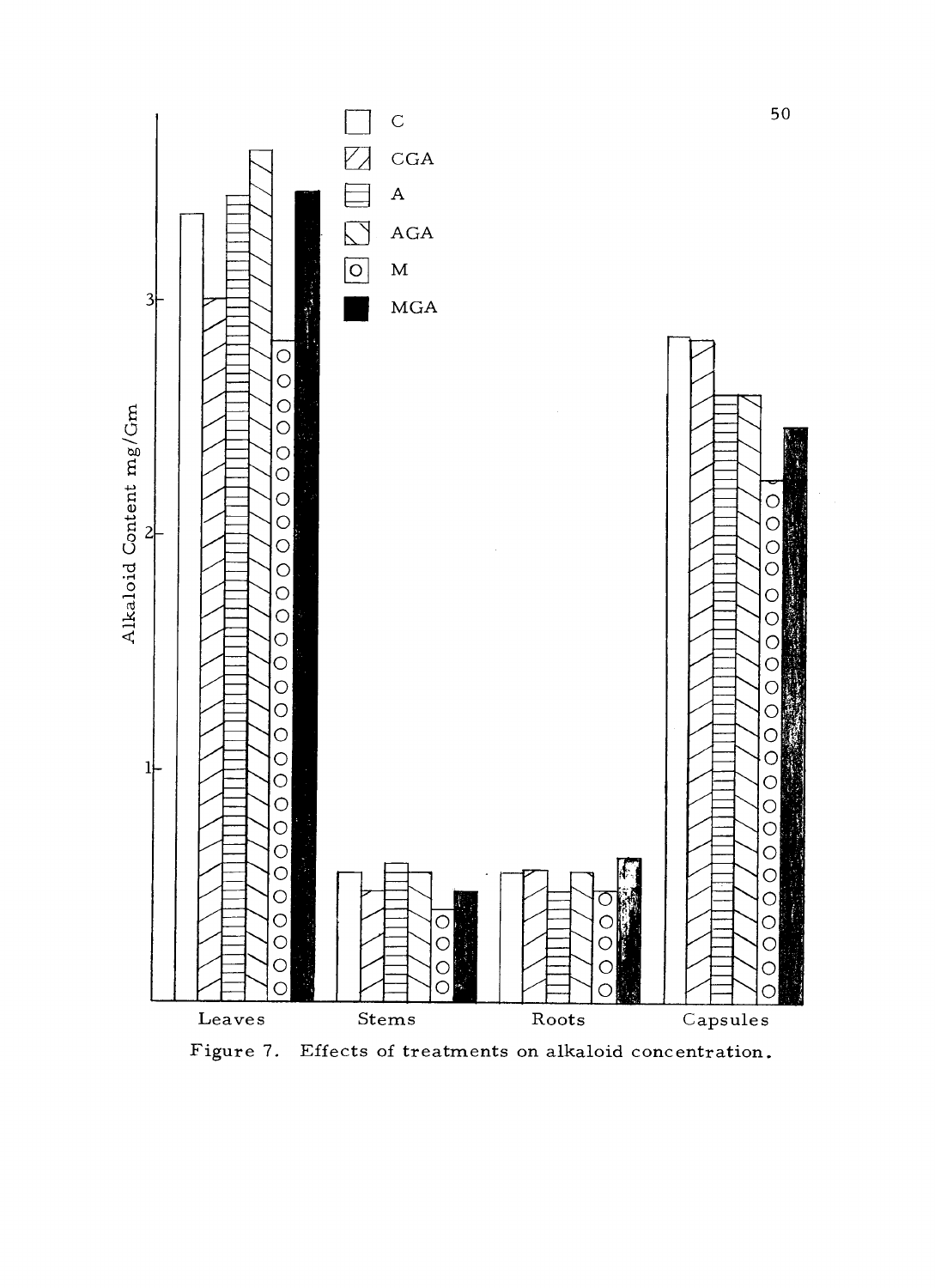Figure 7. Effects of treatments on alkaloid concentration.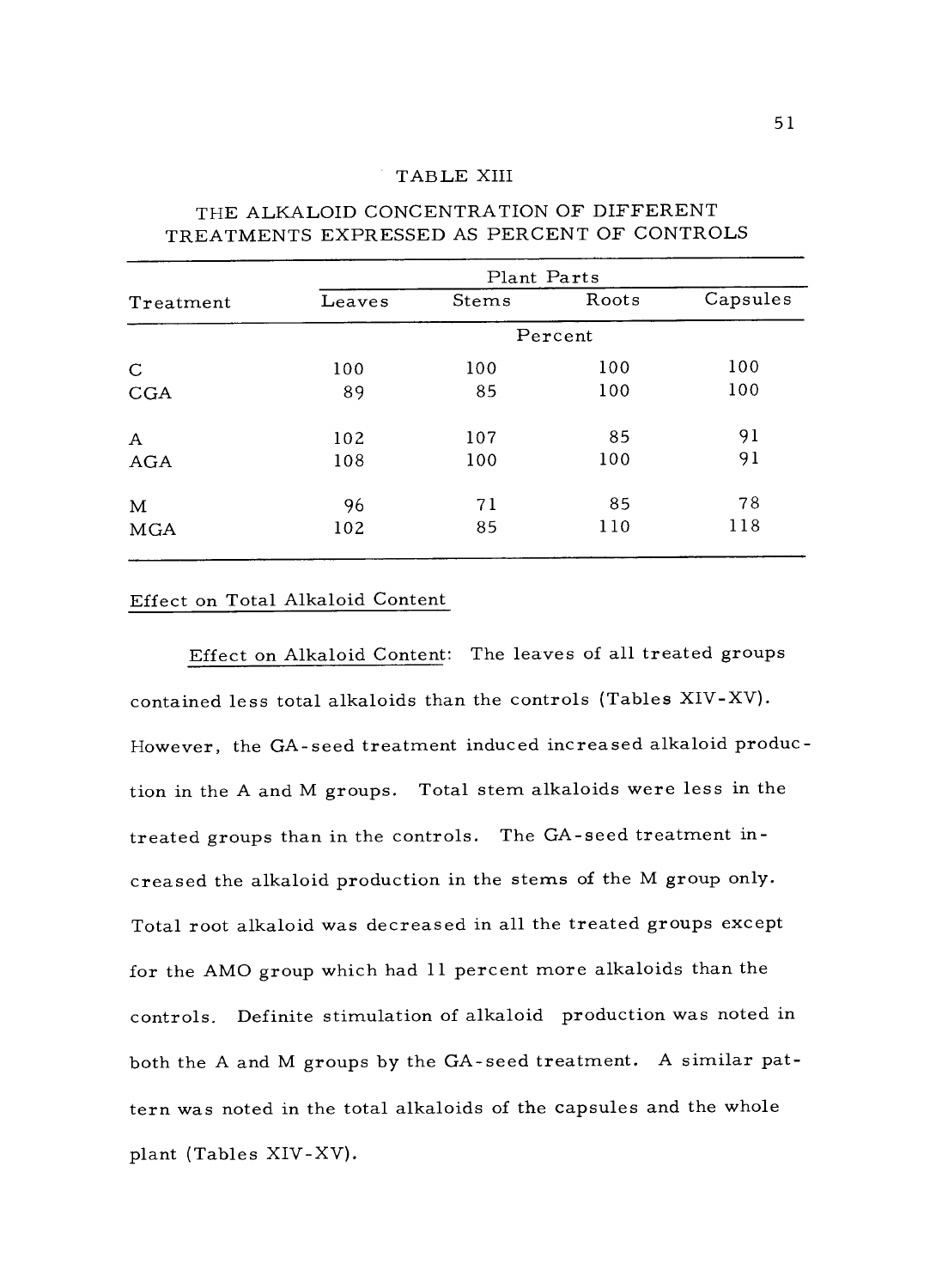TABLE XIII

THE ALKALOID CONCENTRATION OF DIFFERENT TREATMENTS EXPRESSED AS PERCENT OF CONTROLS

| Treatment | Plant Parts | | | |
|---|---|---|---|---|
| | Leaves | Stems | Roots | Capsules |
| | Percent | | | |
| C | 100 | 100 | 100 | 100 |
| CGA | 89 | 85 | 100 | 100 |
| A | 102 | 107 | 85 | 91 |
| AGA | 108 | 100 | 100 | 91 |
| M | 96 | 71 | 85 | 78 |
| MGA | 102 | 85 | 110 | 118 |

Effect on Total Alkaloid Content

Effect on Alkaloid Content: The leaves of all treated groups contained less total alkaloids than the controls (Tables XIV-XV). However, the GA-seed treatment induced increased alkaloid production in the A and M groups. Total stem alkaloids were less in the treated groups than in the controls. The GA-seed treatment increased the alkaloid production in the stems of the M group only. Total root alkaloid was decreased in all the treated groups except for the AMO group which had 11 percent more alkaloids than the controls. Definite stimulation of alkaloid production was noted in both the A and M groups by the GA-seed treatment. A similar pattern was noted in the total alkaloids of the capsules and the whole plant (Tables XIV-XV).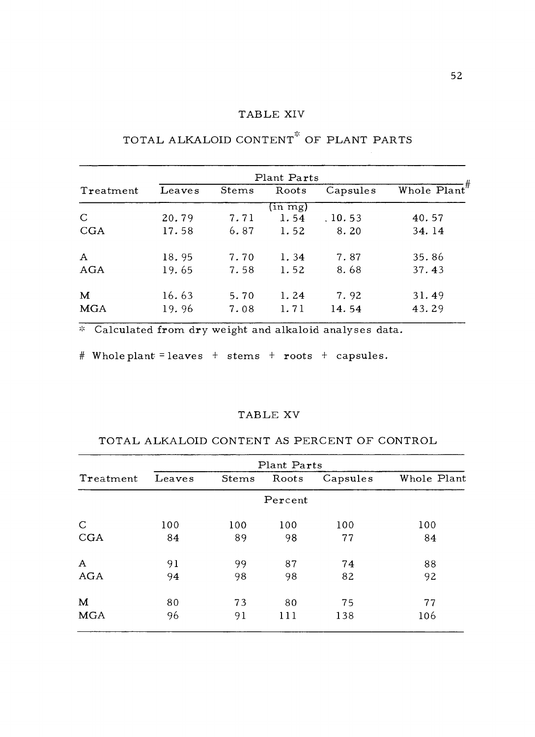## TABLE XIV

## TOTAL ALKALOID CONTENT* OF PLANT PARTS

| Treatment | Plant Parts | | | | Whole Plant# |
|---|---|---|---|---|---|
| | Leaves | Stems | Roots | Capsules | |
| | | | (in mg) | | |
| C | 20.79 | 7.71 | 1.54 | 10.53 | 40.57 |
| CGA | 17.58 | 6.87 | 1.52 | 8.20 | 34.14 |
| A | 18.95 | 7.70 | 1.34 | 7.87 | 35.86 |
| AGA | 19.65 | 7.58 | 1.52 | 8.68 | 37.43 |
| M | 16.63 | 5.70 | 1.24 | 7.92 | 31.49 |
| MGA | 19.96 | 7.08 | 1.71 | 14.54 | 43.29 |

\* Calculated from dry weight and alkaloid analyses data.

\# Whole plant = leaves + stems + roots + capsules.

## TABLE XV

## TOTAL ALKALOID CONTENT AS PERCENT OF CONTROL

| Treatment | Plant Parts | | | | Whole Plant |
|---|---|---|---|---|---|
| | Leaves | Stems | Roots | Capsules | |
| | | | Percent | | |
| C | 100 | 100 | 100 | 100 | 100 |
| CGA | 84 | 89 | 98 | 77 | 84 |
| A | 91 | 99 | 87 | 74 | 88 |
| AGA | 94 | 98 | 98 | 82 | 92 |
| M | 80 | 73 | 80 | 75 | 77 |
| MGA | 96 | 91 | 111 | 138 | 106 |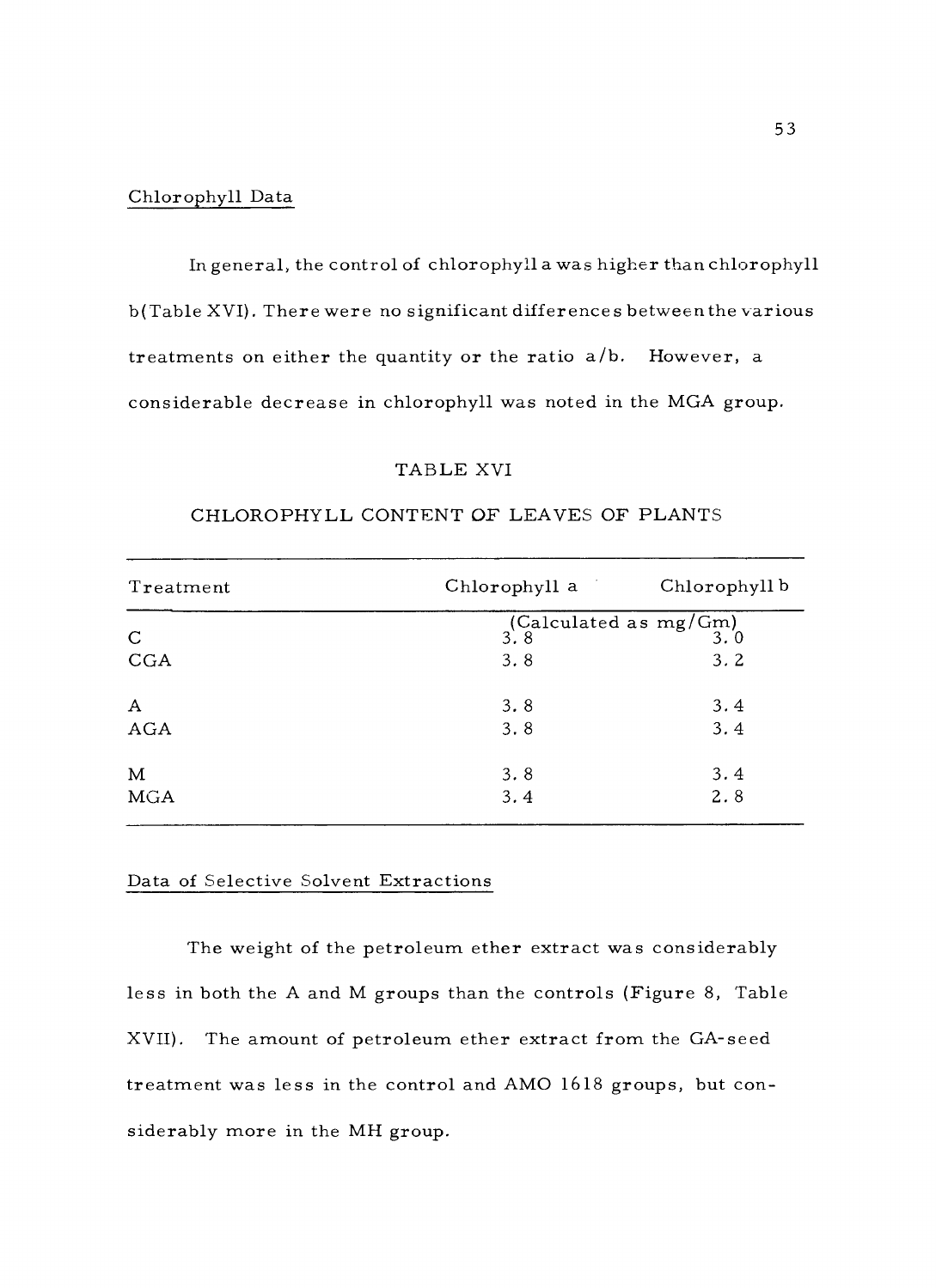Chlorophyll Data

In general, the control of chlorophyll a was higher than chlorophyll b(Table XVI). There were no significant differences between the various treatments on either the quantity or the ratio a/b. However, a considerable decrease in chlorophyll was noted in the MGA group.

TABLE XVI

CHLOROPHYLL CONTENT OF LEAVES OF PLANTS

| Treatment | Chlorophyll a | Chlorophyll b |
|---|---|---|
| | (Calculated as mg/Gm) | |
| C | 3.8 | 3.0 |
| CGA | 3.8 | 3.2 |
| A | 3.8 | 3.4 |
| AGA | 3.8 | 3.4 |
| M | 3.8 | 3.4 |
| MGA | 3.4 | 2.8 |

Data of Selective Solvent Extractions

The weight of the petroleum ether extract was considerably less in both the A and M groups than the controls (Figure 8, Table XVII). The amount of petroleum ether extract from the GA-seed treatment was less in the control and AMO 1618 groups, but considerably more in the MH group.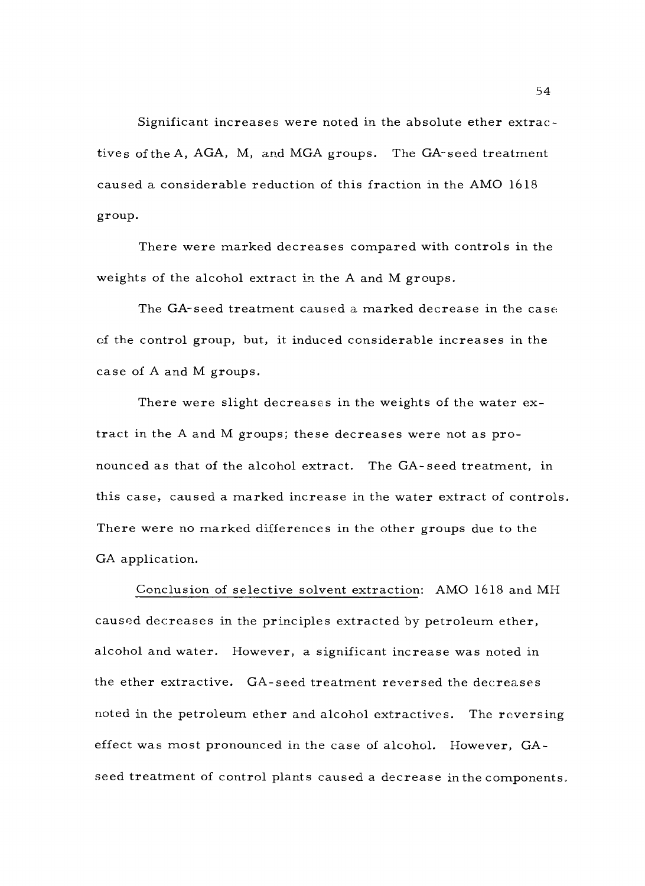Significant increases were noted in the absolute ether extractives of the A, AGA, M, and MGA groups. The GA-seed treatment caused a considerable reduction of this fraction in the AMO 1618 group.

There were marked decreases compared with controls in the weights of the alcohol extract in the A and M groups.

The GA-seed treatment caused a marked decrease in the case of the control group, but, it induced considerable increases in the case of A and M groups.

There were slight decreases in the weights of the water extract in the A and M groups; these decreases were not as pronounced as that of the alcohol extract. The GA-seed treatment, in this case, caused a marked increase in the water extract of controls. There were no marked differences in the other groups due to the GA application.

<u>Conclusion of selective solvent extraction</u>: AMO 1618 and MH caused decreases in the principles extracted by petroleum ether, alcohol and water. However, a significant increase was noted in the ether extractive. GA-seed treatment reversed the decreases noted in the petroleum ether and alcohol extractives. The reversing effect was most pronounced in the case of alcohol. However, GA-seed treatment of control plants caused a decrease in the components.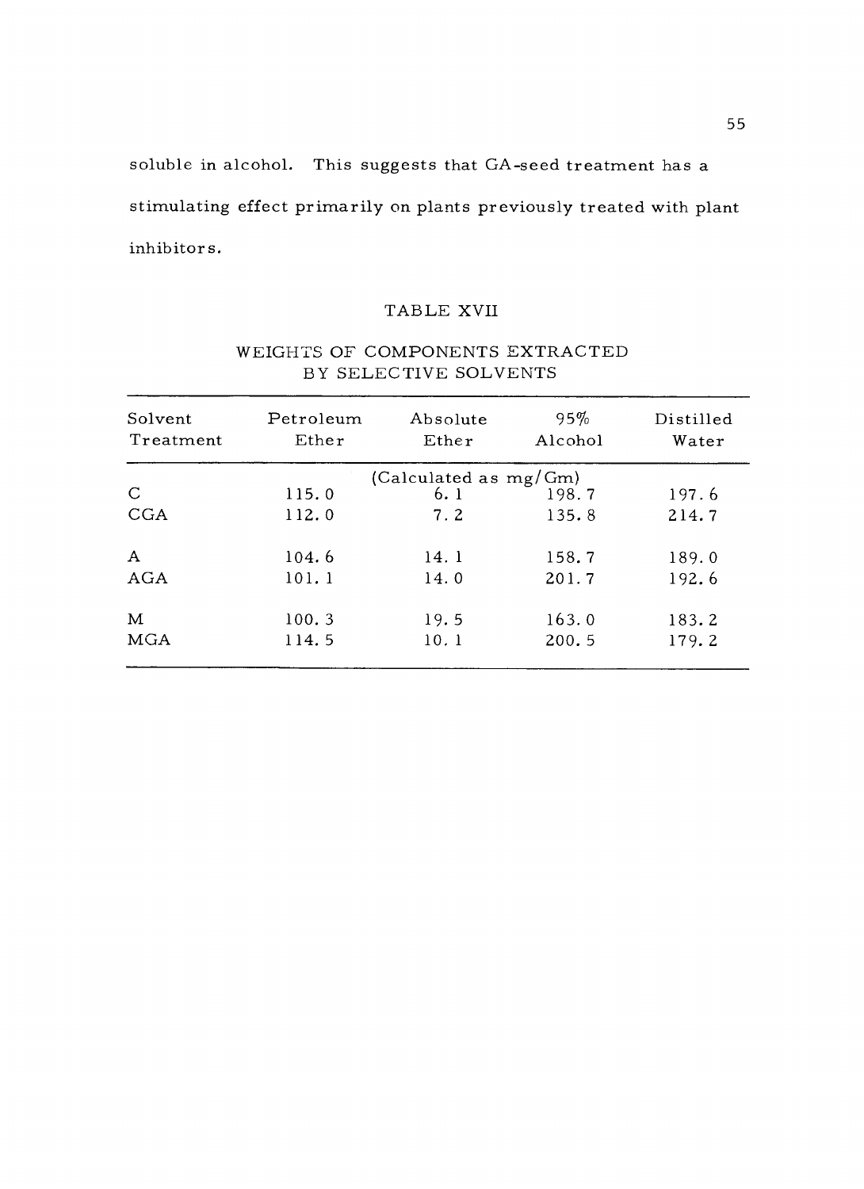soluble in alcohol. This suggests that GA-seed treatment has a stimulating effect primarily on plants previously treated with plant inhibitors.

### TABLE XVII

### WEIGHTS OF COMPONENTS EXTRACTED BY SELECTIVE SOLVENTS

| Solvent Treatment | Petroleum Ether | Absolute Ether | 95% Alcohol | Distilled Water |
|---|---|---|---|---|
| | | (Calculated as mg/Gm) | | |
| C | 115.0 | 6.1 | 198.7 | 197.6 |
| CGA | 112.0 | 7.2 | 135.8 | 214.7 |
| A | 104.6 | 14.1 | 158.7 | 189.0 |
| AGA | 101.1 | 14.0 | 201.7 | 192.6 |
| M | 100.3 | 19.5 | 163.0 | 183.2 |
| MGA | 114.5 | 10.1 | 200.5 | 179.2 |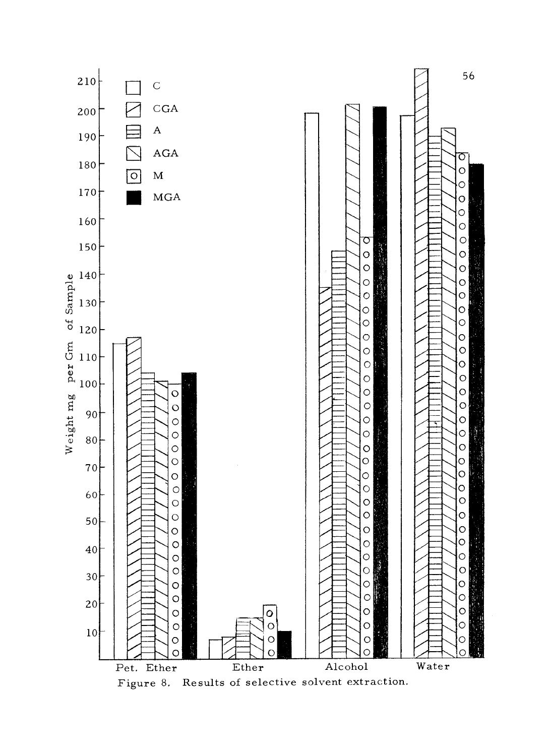Figure 8. Results of selective solvent extraction.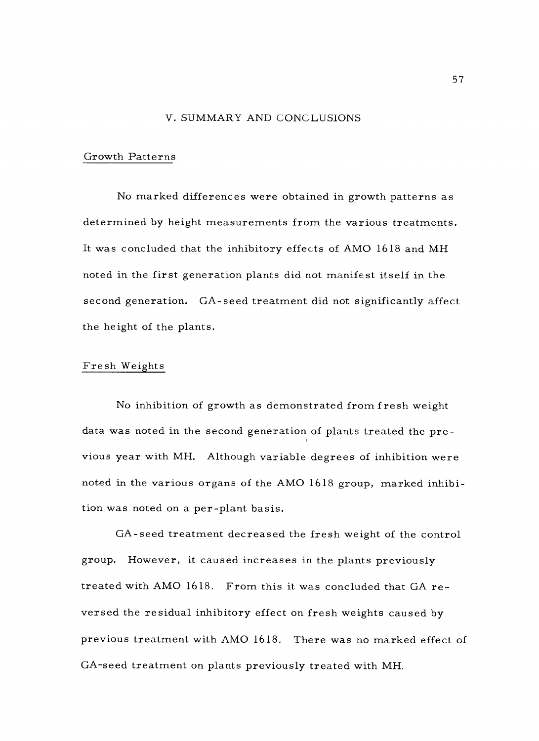## V. SUMMARY AND CONCLUSIONS

### Growth Patterns

No marked differences were obtained in growth patterns as determined by height measurements from the various treatments. It was concluded that the inhibitory effects of AMO 1618 and MH noted in the first generation plants did not manifest itself in the second generation. GA-seed treatment did not significantly affect the height of the plants.

### Fresh Weights

No inhibition of growth as demonstrated from fresh weight data was noted in the second generation of plants treated the previous year with MH. Although variable degrees of inhibition were noted in the various organs of the AMO 1618 group, marked inhibition was noted on a per-plant basis.

GA-seed treatment decreased the fresh weight of the control group. However, it caused increases in the plants previously treated with AMO 1618. From this it was concluded that GA reversed the residual inhibitory effect on fresh weights caused by previous treatment with AMO 1618. There was no marked effect of GA-seed treatment on plants previously treated with MH.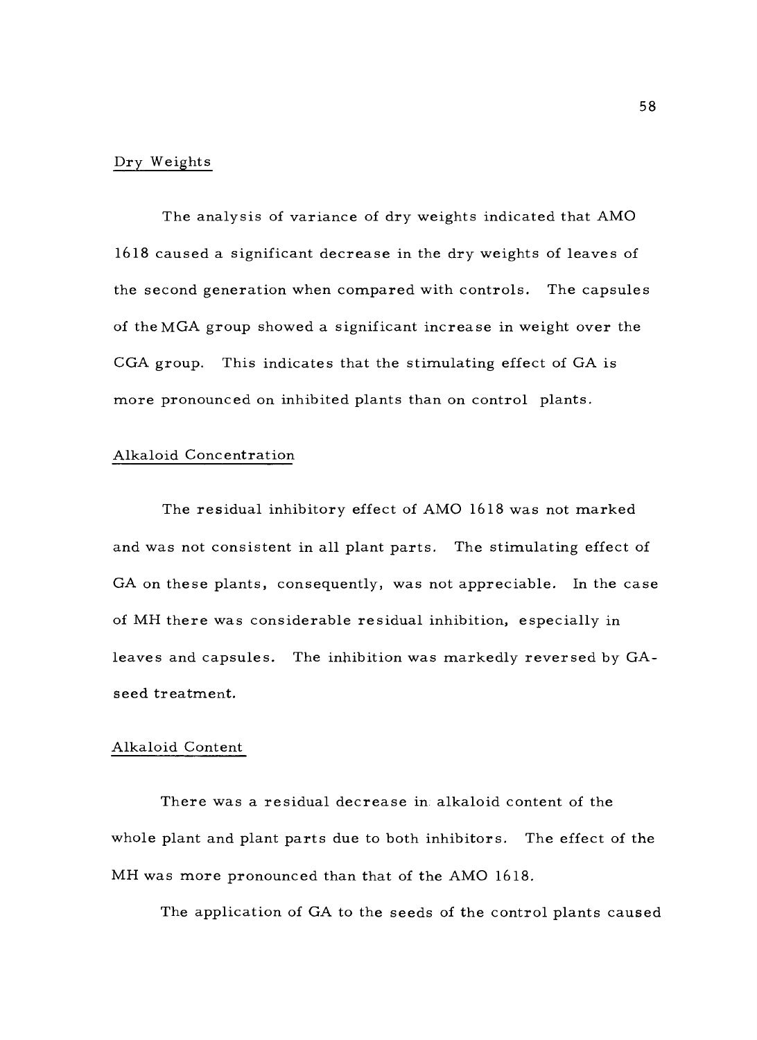### Dry Weights

The analysis of variance of dry weights indicated that AMO 1618 caused a significant decrease in the dry weights of leaves of the second generation when compared with controls. The capsules of the MGA group showed a significant increase in weight over the CGA group. This indicates that the stimulating effect of GA is more pronounced on inhibited plants than on control plants.

### Alkaloid Concentration

The residual inhibitory effect of AMO 1618 was not marked and was not consistent in all plant parts. The stimulating effect of GA on these plants, consequently, was not appreciable. In the case of MH there was considerable residual inhibition, especially in leaves and capsules. The inhibition was markedly reversed by GA-seed treatment.

### Alkaloid Content

There was a residual decrease in alkaloid content of the whole plant and plant parts due to both inhibitors. The effect of the MH was more pronounced than that of the AMO 1618.

The application of GA to the seeds of the control plants caused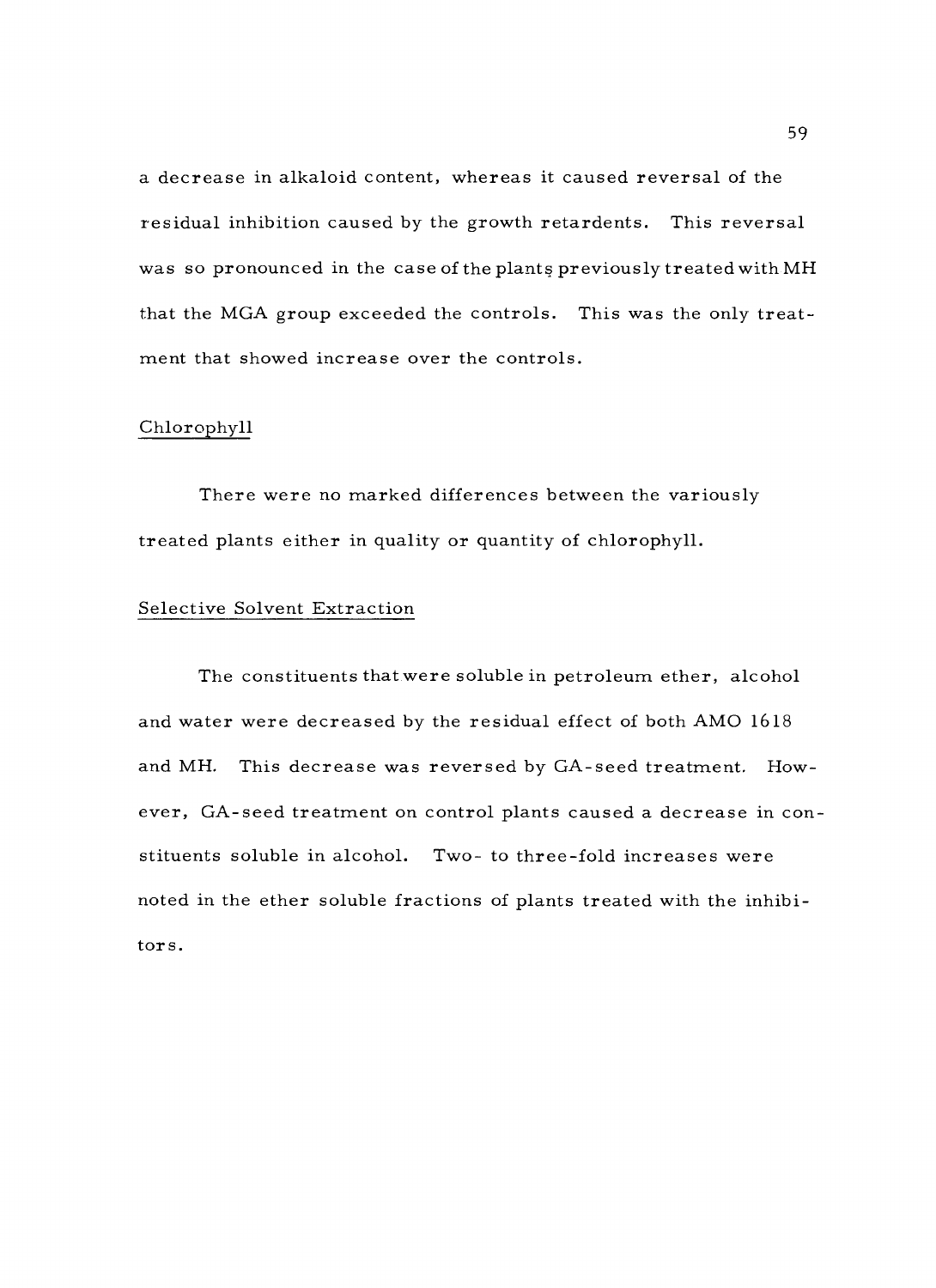a decrease in alkaloid content, whereas it caused reversal of the residual inhibition caused by the growth retardents. This reversal was so pronounced in the case of the plants previously treated with MH that the MGA group exceeded the controls. This was the only treatment that showed increase over the controls.

## Chlorophyll

There were no marked differences between the variously treated plants either in quality or quantity of chlorophyll.

## Selective Solvent Extraction

The constituents that were soluble in petroleum ether, alcohol and water were decreased by the residual effect of both AMO 1618 and MH. This decrease was reversed by GA-seed treatment. However, GA-seed treatment on control plants caused a decrease in constituents soluble in alcohol. Two- to three-fold increases were noted in the ether soluble fractions of plants treated with the inhibitors.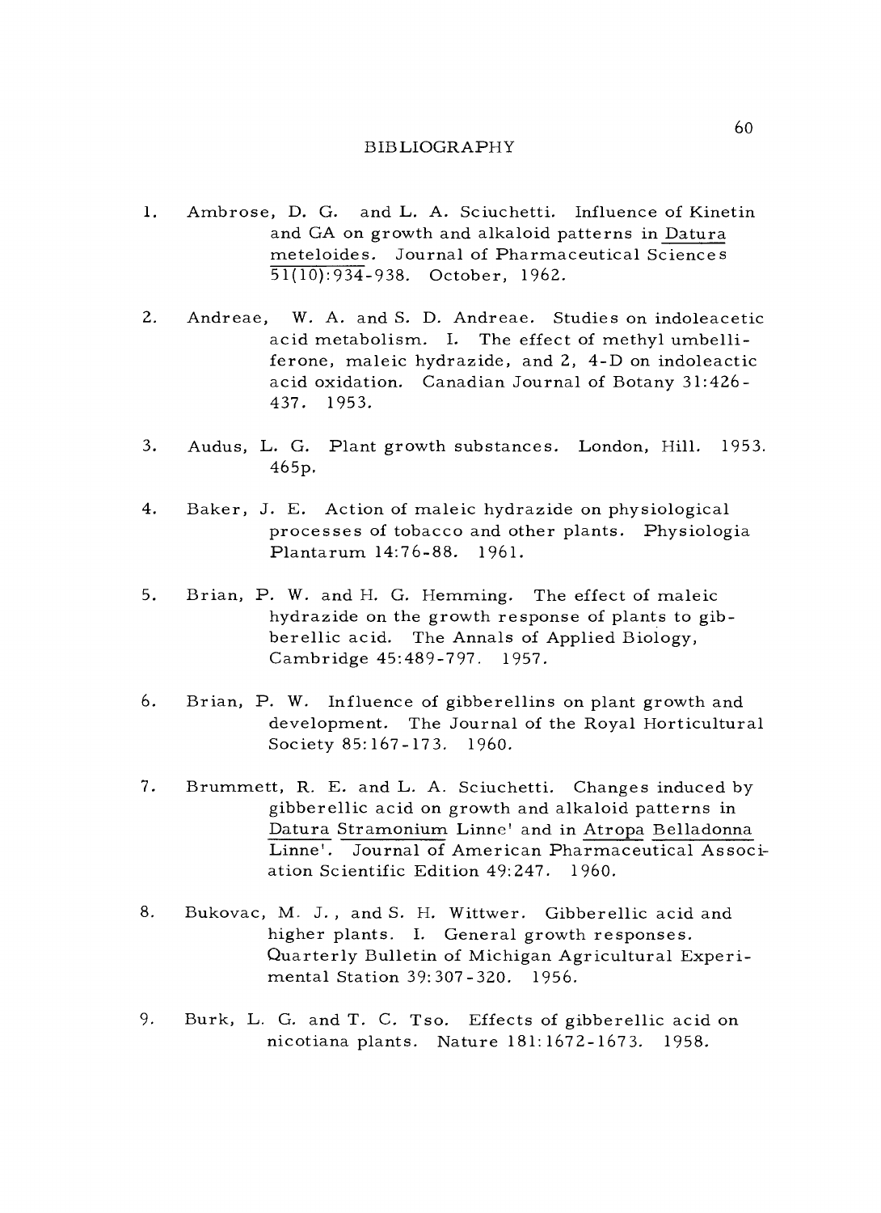# BIBLIOGRAPHY

1. Ambrose, D. G. and L. A. Sciuchetti. Influence of Kinetin and GA on growth and alkaloid patterns in Datura meteloides. Journal of Pharmaceutical Sciences 51(10):934-938. October, 1962.

2. Andreae, W. A. and S. D. Andreae. Studies on indoleacetic acid metabolism. I. The effect of methyl umbelliferone, maleic hydrazide, and 2, 4-D on indoleactic acid oxidation. Canadian Journal of Botany 31:426-437. 1953.

3. Audus, L. G. Plant growth substances. London, Hill. 1953. 465p.

4. Baker, J. E. Action of maleic hydrazide on physiological processes of tobacco and other plants. Physiologia Plantarum 14:76-88. 1961.

5. Brian, P. W. and H. G. Hemming. The effect of maleic hydrazide on the growth response of plants to gibberellic acid. The Annals of Applied Biology, Cambridge 45:489-797. 1957.

6. Brian, P. W. Influence of gibberellins on plant growth and development. The Journal of the Royal Horticultural Society 85:167-173. 1960.

7. Brummett, R. E. and L. A. Sciuchetti. Changes induced by gibberellic acid on growth and alkaloid patterns in Datura Stramonium Linne' and in Atropa Belladonna Linne'. Journal of American Pharmaceutical Association Scientific Edition 49:247. 1960.

8. Bukovac, M. J., and S. H. Wittwer. Gibberellic acid and higher plants. I. General growth responses. Quarterly Bulletin of Michigan Agricultural Experimental Station 39:307-320. 1956.

9. Burk, L. G. and T. C. Tso. Effects of gibberellic acid on nicotiana plants. Nature 181:1672-1673. 1958.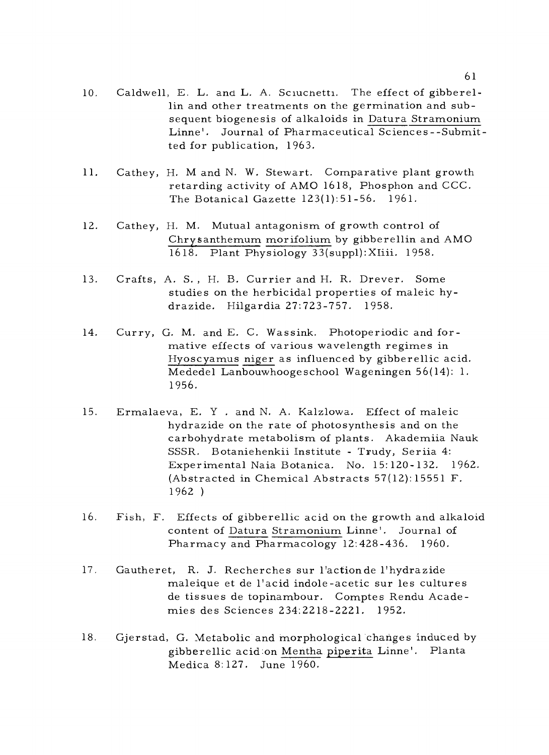10. Caldwell, E. L. and L. A. Sciucnetti. The effect of gibberellin and other treatments on the germination and subsequent biogenesis of alkaloids in Datura Stramonium Linne'. Journal of Pharmaceutical Sciences--Submitted for publication, 1963.

11. Cathey, H. M and N. W. Stewart. Comparative plant growth retarding activity of AMO 1618, Phosphon and CCC. The Botanical Gazette 123(1):51-56. 1961.

12. Cathey, H. M. Mutual antagonism of growth control of Chrysanthemum morifolium by gibberellin and AMO 1618. Plant Physiology 33(suppl):XIiii. 1958.

13. Crafts, A. S., H. B. Currier and H. R. Drever. Some studies on the herbicidal properties of maleic hydrazide. Hilgardia 27:723-757. 1958.

14. Curry, G. M. and E. C. Wassink. Photoperiodic and formative effects of various wavelength regimes in Hyoscyamus niger as influenced by gibberellic acid. Mededel Lanbouwhoogeschool Wageningen 56(14): 1. 1956.

15. Ermalaeva, E. Y . and N. A. Kalzlowa. Effect of maleic hydrazide on the rate of photosynthesis and on the carbohydrate metabolism of plants. Akademiia Nauk SSSR. Botaniehenkii Institute - Trudy, Seriia 4: Experimental Naia Botanica. No. 15:120-132. 1962. (Abstracted in Chemical Abstracts 57(12):15551 F. 1962 )

16. Fish, F. Effects of gibberellic acid on the growth and alkaloid content of Datura Stramonium Linne'. Journal of Pharmacy and Pharmacology 12:428-436. 1960.

17. Gautheret, R. J. Recherches sur l'actionde l'hydrazide maleique et de l'acid indole-acetic sur les cultures de tissues de topinambour. Comptes Rendu Academies des Sciences 234:2218-2221. 1952.

18. Gjerstad, G. Metabolic and morphological changes induced by gibberellic acid on Mentha piperita Linne'. Planta Medica 8:127. June 1960.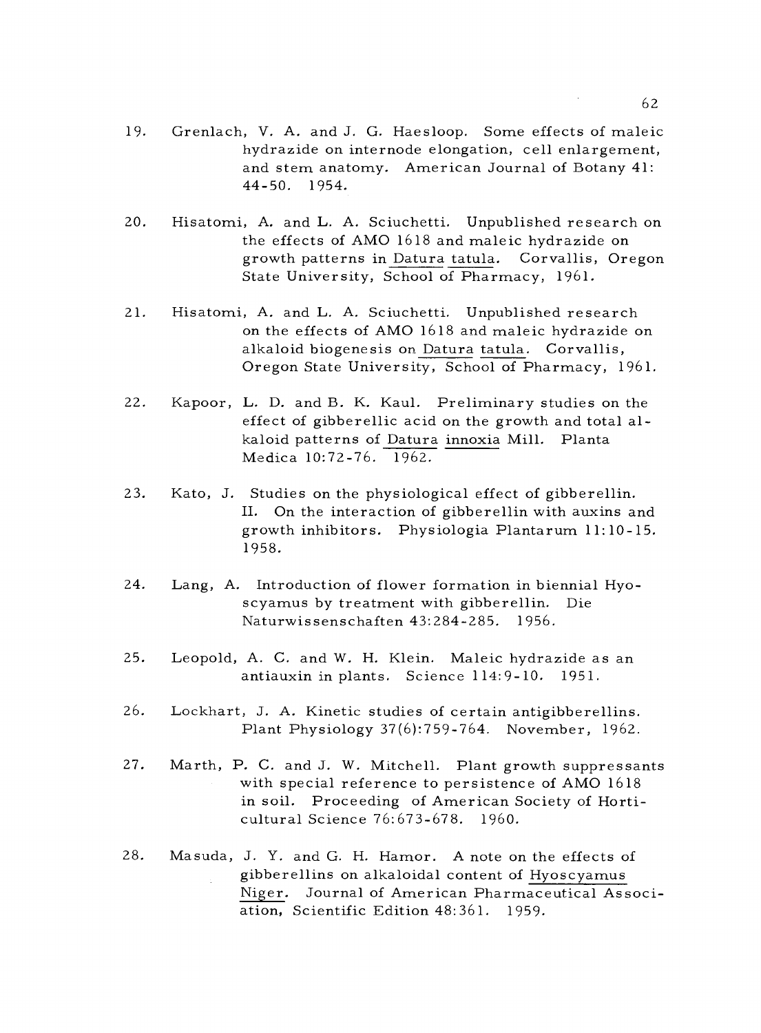19. Grenlach, V. A. and J. G. Haesloop. Some effects of maleic hydrazide on internode elongation, cell enlargement, and stem anatomy. American Journal of Botany 41: 44-50. 1954.

20. Hisatomi, A. and L. A. Sciuchetti. Unpublished research on the effects of AMO 1618 and maleic hydrazide on growth patterns in Datura tatula. Corvallis, Oregon State University, School of Pharmacy, 1961.

21. Hisatomi, A. and L. A. Sciuchetti. Unpublished research on the effects of AMO 1618 and maleic hydrazide on alkaloid biogenesis on Datura tatula. Corvallis, Oregon State University, School of Pharmacy, 1961.

22. Kapoor, L. D. and B. K. Kaul. Preliminary studies on the effect of gibberellic acid on the growth and total alkaloid patterns of Datura innoxia Mill. Planta Medica 10:72-76. 1962.

23. Kato, J. Studies on the physiological effect of gibberellin. II. On the interaction of gibberellin with auxins and growth inhibitors. Physiologia Plantarum 11:10-15. 1958.

24. Lang, A. Introduction of flower formation in biennial Hyoscyamus by treatment with gibberellin. Die Naturwissenschaften 43:284-285. 1956.

25. Leopold, A. C. and W. H. Klein. Maleic hydrazide as an antiauxin in plants. Science 114:9-10. 1951.

26. Lockhart, J. A. Kinetic studies of certain antigibberellins. Plant Physiology 37(6):759-764. November, 1962.

27. Marth, P. C. and J. W. Mitchell. Plant growth suppressants with special reference to persistence of AMO 1618 in soil. Proceeding of American Society of Horticultural Science 76:673-678. 1960.

28. Masuda, J. Y. and G. H. Hamor. A note on the effects of gibberellins on alkaloidal content of Hyoscyamus Niger. Journal of American Pharmaceutical Association, Scientific Edition 48:361. 1959.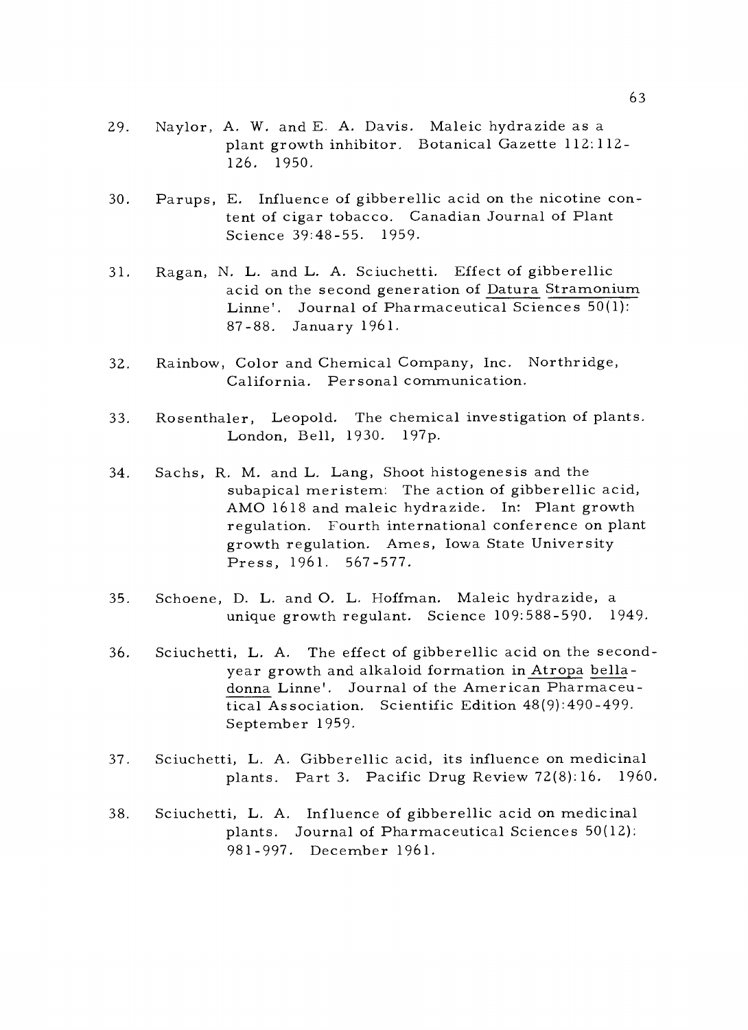29. Naylor, A. W. and E. A. Davis. Maleic hydrazide as a plant growth inhibitor. Botanical Gazette 112:112-126. 1950.

30. Parups, E. Influence of gibberellic acid on the nicotine content of cigar tobacco. Canadian Journal of Plant Science 39:48-55. 1959.

31. Ragan, N. L. and L. A. Sciuchetti. Effect of gibberellic acid on the second generation of Datura Stramonium Linne'. Journal of Pharmaceutical Sciences 50(1): 87-88. January 1961.

32. Rainbow, Color and Chemical Company, Inc. Northridge, California. Personal communication.

33. Rosenthaler, Leopold. The chemical investigation of plants. London, Bell, 1930. 197p.

34. Sachs, R. M. and L. Lang, Shoot histogenesis and the subapical meristem: The action of gibberellic acid, AMO 1618 and maleic hydrazide. In: Plant growth regulation. Fourth international conference on plant growth regulation. Ames, Iowa State University Press, 1961. 567-577.

35. Schoene, D. L. and O. L. Hoffman. Maleic hydrazide, a unique growth regulant. Science 109:588-590. 1949.

36. Sciuchetti, L. A. The effect of gibberellic acid on the second-year growth and alkaloid formation in Atropa belladonna Linne'. Journal of the American Pharmaceutical Association. Scientific Edition 48(9):490-499. September 1959.

37. Sciuchetti, L. A. Gibberellic acid, its influence on medicinal plants. Part 3. Pacific Drug Review 72(8):16. 1960.

38. Sciuchetti, L. A. Influence of gibberellic acid on medicinal plants. Journal of Pharmaceutical Sciences 50(12): 981-997. December 1961.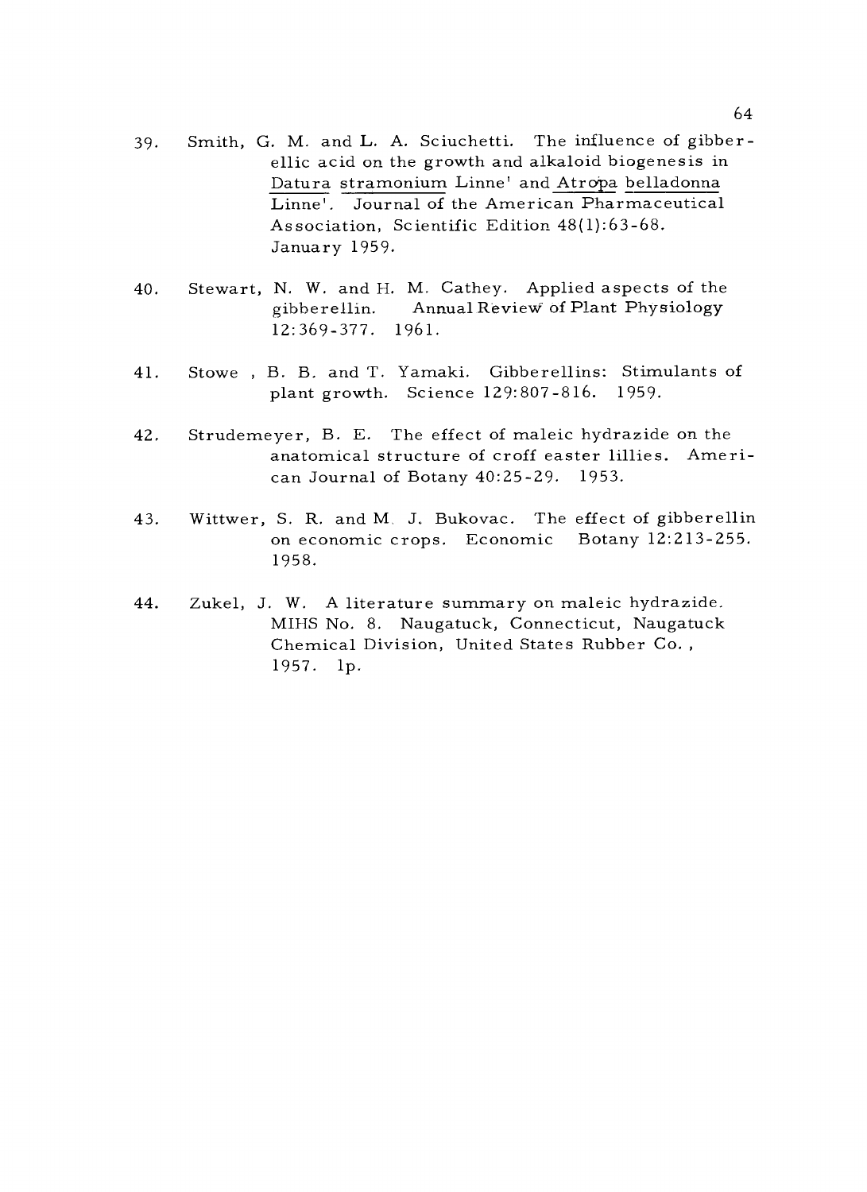39. Smith, G. M. and L. A. Sciuchetti. The influence of gibberellic acid on the growth and alkaloid biogenesis in Datura stramonium Linne' and Atropa belladonna Linne'. Journal of the American Pharmaceutical Association, Scientific Edition 48(1):63-68. January 1959.

40. Stewart, N. W. and H. M. Cathey. Applied aspects of the gibberellin. Annual Review of Plant Physiology 12:369-377. 1961.

41. Stowe , B. B. and T. Yamaki. Gibberellins: Stimulants of plant growth. Science 129:807-816. 1959.

42. Strudemeyer, B. E. The effect of maleic hydrazide on the anatomical structure of croff easter lillies. American Journal of Botany 40:25-29. 1953.

43. Wittwer, S. R. and M. J. Bukovac. The effect of gibberellin on economic crops. Economic Botany 12:213-255. 1958.

44. Zukel, J. W. A literature summary on maleic hydrazide. MIHS No. 8. Naugatuck, Connecticut, Naugatuck Chemical Division, United States Rubber Co., 1957. 1p.